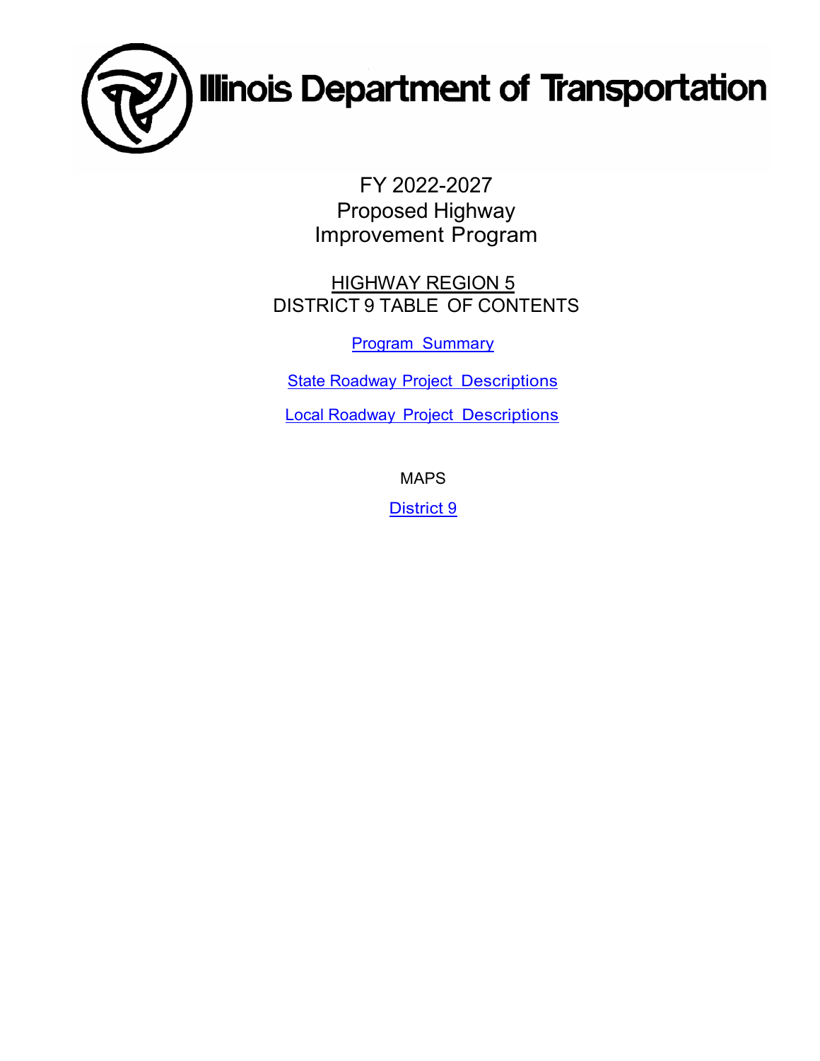# Illinois Department of Transportation

FY 2022-2027
Proposed Highway
Improvement Program

HIGHWAY REGION 5
DISTRICT 9 TABLE OF CONTENTS

Program Summary

State Roadway Project Descriptions

Local Roadway Project Descriptions

MAPS

District 9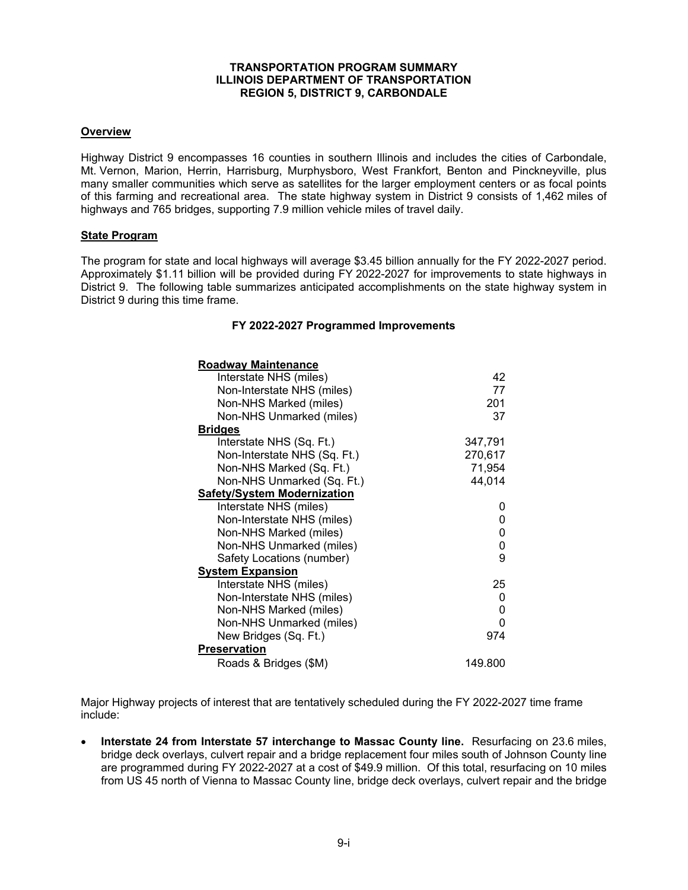# TRANSPORTATION PROGRAM SUMMARY
# ILLINOIS DEPARTMENT OF TRANSPORTATION
# REGION 5, DISTRICT 9, CARBONDALE

## Overview

Highway District 9 encompasses 16 counties in southern Illinois and includes the cities of Carbondale, Mt. Vernon, Marion, Herrin, Harrisburg, Murphysboro, West Frankfort, Benton and Pinckneyville, plus many smaller communities which serve as satellites for the larger employment centers or as focal points of this farming and recreational area. The state highway system in District 9 consists of 1,462 miles of highways and 765 bridges, supporting 7.9 million vehicle miles of travel daily.

## State Program

The program for state and local highways will average $3.45 billion annually for the FY 2022-2027 period. Approximately $1.11 billion will be provided during FY 2022-2027 for improvements to state highways in District 9. The following table summarizes anticipated accomplishments on the state highway system in District 9 during this time frame.

### FY 2022-2027 Programmed Improvements

| | |
|---|---|
| **Roadway Maintenance** | |
| Interstate NHS (miles) | 42 |
| Non-Interstate NHS (miles) | 77 |
| Non-NHS Marked (miles) | 201 |
| Non-NHS Unmarked (miles) | 37 |
| **Bridges** | |
| Interstate NHS (Sq. Ft.) | 347,791 |
| Non-Interstate NHS (Sq. Ft.) | 270,617 |
| Non-NHS Marked (Sq. Ft.) | 71,954 |
| Non-NHS Unmarked (Sq. Ft.) | 44,014 |
| **Safety/System Modernization** | |
| Interstate NHS (miles) | 0 |
| Non-Interstate NHS (miles) | 0 |
| Non-NHS Marked (miles) | 0 |
| Non-NHS Unmarked (miles) | 0 |
| Safety Locations (number) | 9 |
| **System Expansion** | |
| Interstate NHS (miles) | 25 |
| Non-Interstate NHS (miles) | 0 |
| Non-NHS Marked (miles) | 0 |
| Non-NHS Unmarked (miles) | 0 |
| New Bridges (Sq. Ft.) | 974 |
| **Preservation** | |
| Roads & Bridges ($M) | 149.800 |

Major Highway projects of interest that are tentatively scheduled during the FY 2022-2027 time frame include:

- **Interstate 24 from Interstate 57 interchange to Massac County line.** Resurfacing on 23.6 miles, bridge deck overlays, culvert repair and a bridge replacement four miles south of Johnson County line are programmed during FY 2022-2027 at a cost of $49.9 million. Of this total, resurfacing on 10 miles from US 45 north of Vienna to Massac County line, bridge deck overlays, culvert repair and the bridge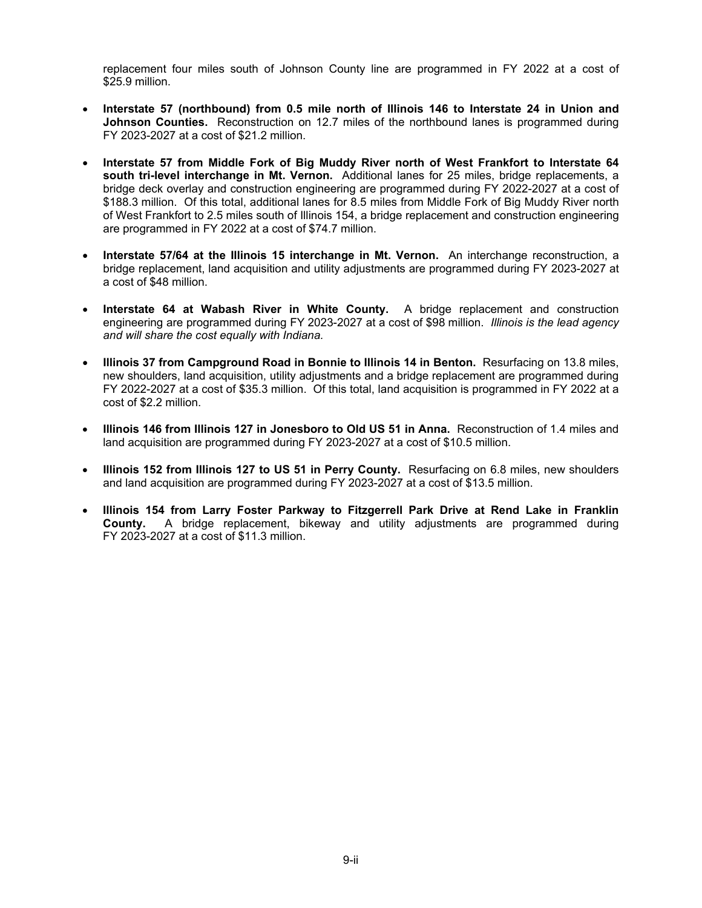replacement four miles south of Johnson County line are programmed in FY 2022 at a cost of $25.9 million.

- **Interstate 57 (northbound) from 0.5 mile north of Illinois 146 to Interstate 24 in Union and Johnson Counties.** Reconstruction on 12.7 miles of the northbound lanes is programmed during FY 2023-2027 at a cost of $21.2 million.

- **Interstate 57 from Middle Fork of Big Muddy River north of West Frankfort to Interstate 64 south tri-level interchange in Mt. Vernon.** Additional lanes for 25 miles, bridge replacements, a bridge deck overlay and construction engineering are programmed during FY 2022-2027 at a cost of $188.3 million. Of this total, additional lanes for 8.5 miles from Middle Fork of Big Muddy River north of West Frankfort to 2.5 miles south of Illinois 154, a bridge replacement and construction engineering are programmed in FY 2022 at a cost of $74.7 million.

- **Interstate 57/64 at the Illinois 15 interchange in Mt. Vernon.** An interchange reconstruction, a bridge replacement, land acquisition and utility adjustments are programmed during FY 2023-2027 at a cost of $48 million.

- **Interstate 64 at Wabash River in White County.** A bridge replacement and construction engineering are programmed during FY 2023-2027 at a cost of $98 million. *Illinois is the lead agency and will share the cost equally with Indiana.*

- **Illinois 37 from Campground Road in Bonnie to Illinois 14 in Benton.** Resurfacing on 13.8 miles, new shoulders, land acquisition, utility adjustments and a bridge replacement are programmed during FY 2022-2027 at a cost of $35.3 million. Of this total, land acquisition is programmed in FY 2022 at a cost of $2.2 million.

- **Illinois 146 from Illinois 127 in Jonesboro to Old US 51 in Anna.** Reconstruction of 1.4 miles and land acquisition are programmed during FY 2023-2027 at a cost of $10.5 million.

- **Illinois 152 from Illinois 127 to US 51 in Perry County.** Resurfacing on 6.8 miles, new shoulders and land acquisition are programmed during FY 2023-2027 at a cost of $13.5 million.

- **Illinois 154 from Larry Foster Parkway to Fitzgerrell Park Drive at Rend Lake in Franklin County.** A bridge replacement, bikeway and utility adjustments are programmed during FY 2023-2027 at a cost of $11.3 million.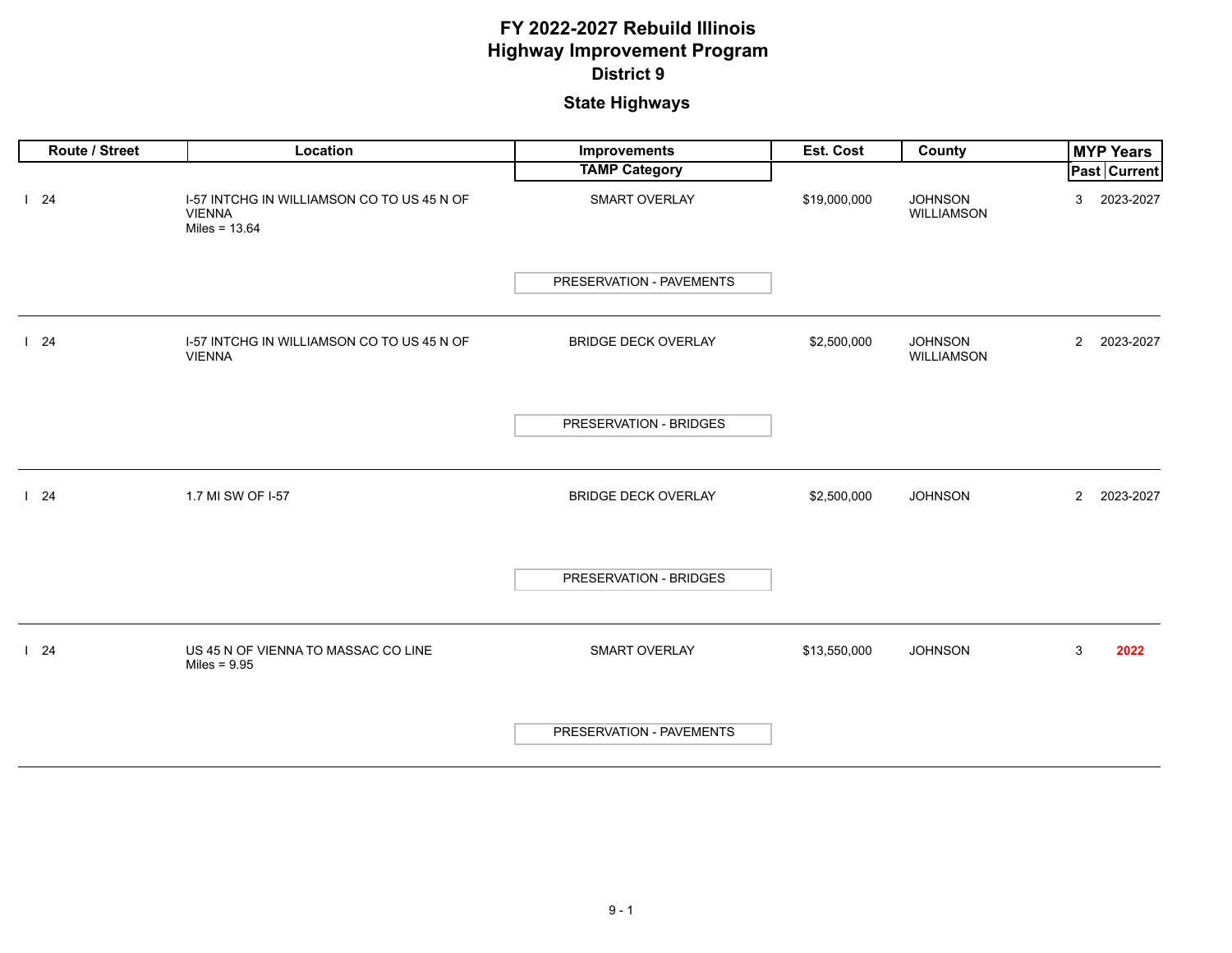# FY 2022-2027 Rebuild Illinois
# Highway Improvement Program
## District 9

### State Highways

| Route / Street | Location | Improvements / TAMP Category | Est. Cost | County | MYP Years Past | MYP Years Current |
|---|---|---|---|---|---|---|
| I 24 | I-57 INTCHG IN WILLIAMSON CO TO US 45 N OF VIENNA<br>Miles = 13.64 | SMART OVERLAY<br>PRESERVATION - PAVEMENTS | $19,000,000 | JOHNSON<br>WILLIAMSON | 3 | 2023-2027 |
| I 24 | I-57 INTCHG IN WILLIAMSON CO TO US 45 N OF VIENNA | BRIDGE DECK OVERLAY<br>PRESERVATION - BRIDGES | $2,500,000 | JOHNSON<br>WILLIAMSON | 2 | 2023-2027 |
| I 24 | 1.7 MI SW OF I-57 | BRIDGE DECK OVERLAY<br>PRESERVATION - BRIDGES | $2,500,000 | JOHNSON | 2 | 2023-2027 |
| I 24 | US 45 N OF VIENNA TO MASSAC CO LINE<br>Miles = 9.95 | SMART OVERLAY<br>PRESERVATION - PAVEMENTS | $13,550,000 | JOHNSON | 3 | **2022** |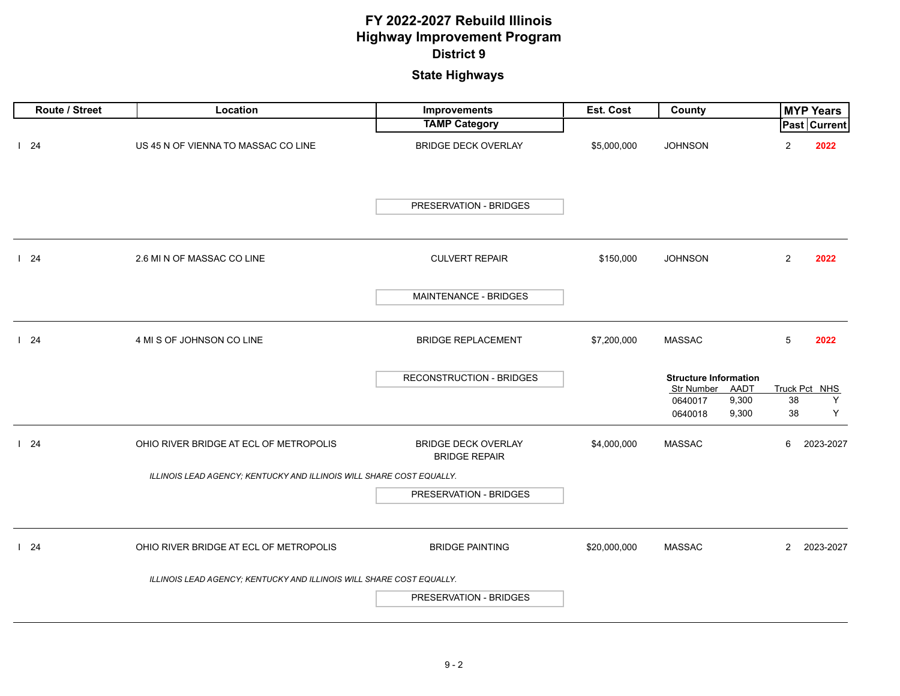# FY 2022-2027 Rebuild Illinois
# Highway Improvement Program
## District 9
## State Highways

| Route / Street | Location | Improvements / TAMP Category | Est. Cost | County | MYP Years Past | MYP Years Current |
|---|---|---|---|---|---|---|
| I 24 | US 45 N OF VIENNA TO MASSAC CO LINE | BRIDGE DECK OVERLAY<br>PRESERVATION - BRIDGES | $5,000,000 | JOHNSON | 2 | 2022 |
| I 24 | 2.6 MI N OF MASSAC CO LINE | CULVERT REPAIR<br>MAINTENANCE - BRIDGES | $150,000 | JOHNSON | 2 | 2022 |
| I 24 | 4 MI S OF JOHNSON CO LINE | BRIDGE REPLACEMENT<br>RECONSTRUCTION - BRIDGES | $7,200,000 | MASSAC | 5 | 2022 |
| I 24 | OHIO RIVER BRIDGE AT ECL OF METROPOLIS<br>*ILLINOIS LEAD AGENCY; KENTUCKY AND ILLINOIS WILL SHARE COST EQUALLY.* | BRIDGE DECK OVERLAY<br>BRIDGE REPAIR<br>PRESERVATION - BRIDGES | $4,000,000 | MASSAC | 6 | 2023-2027 |
| I 24 | OHIO RIVER BRIDGE AT ECL OF METROPOLIS<br>*ILLINOIS LEAD AGENCY; KENTUCKY AND ILLINOIS WILL SHARE COST EQUALLY.* | BRIDGE PAINTING<br>PRESERVATION - BRIDGES | $20,000,000 | MASSAC | 2 | 2023-2027 |

**Structure Information** (I 24, 4 MI S OF JOHNSON CO LINE)

| Str Number | AADT | Truck Pct | NHS |
|---|---|---|---|
| 0640017 | 9,300 | 38 | Y |
| 0640018 | 9,300 | 38 | Y |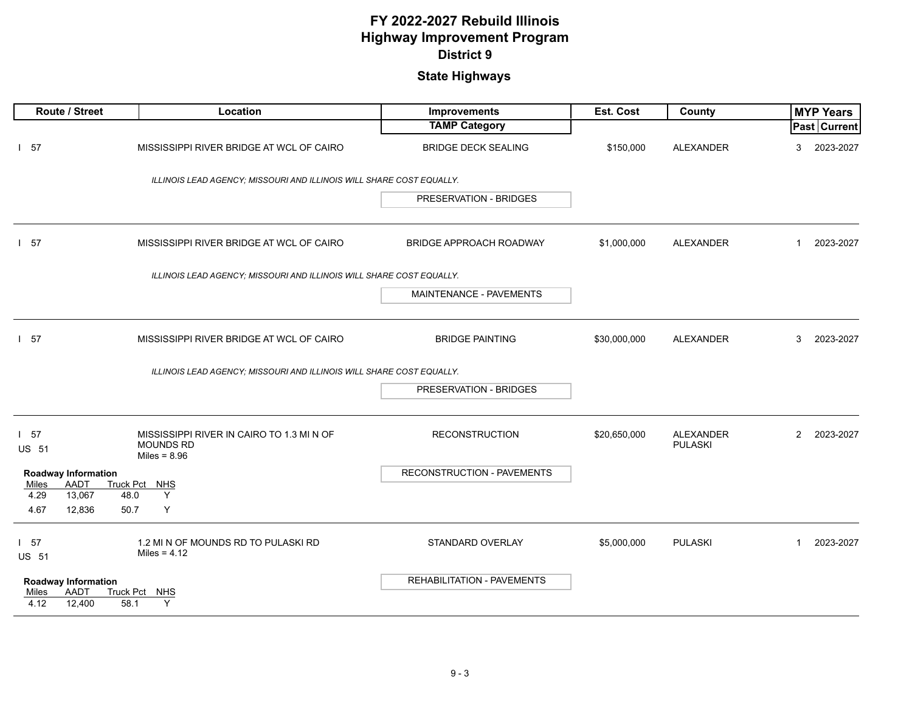# FY 2022-2027 Rebuild Illinois
## Highway Improvement Program
### District 9

### State Highways

| Route / Street | Location | Improvements / TAMP Category | Est. Cost | County | MYP Years Past | MYP Years Current |
|---|---|---|---|---|---|---|
| I 57 | MISSISSIPPI RIVER BRIDGE AT WCL OF CAIRO | BRIDGE DECK SEALING | $150,000 | ALEXANDER | 3 | 2023-2027 |
| | *ILLINOIS LEAD AGENCY; MISSOURI AND ILLINOIS WILL SHARE COST EQUALLY.* | PRESERVATION - BRIDGES | | | | |
| I 57 | MISSISSIPPI RIVER BRIDGE AT WCL OF CAIRO | BRIDGE APPROACH ROADWAY | $1,000,000 | ALEXANDER | 1 | 2023-2027 |
| | *ILLINOIS LEAD AGENCY; MISSOURI AND ILLINOIS WILL SHARE COST EQUALLY.* | MAINTENANCE - PAVEMENTS | | | | |
| I 57 | MISSISSIPPI RIVER BRIDGE AT WCL OF CAIRO | BRIDGE PAINTING | $30,000,000 | ALEXANDER | 3 | 2023-2027 |
| | *ILLINOIS LEAD AGENCY; MISSOURI AND ILLINOIS WILL SHARE COST EQUALLY.* | PRESERVATION - BRIDGES | | | | |
| I 57<br>US 51 | MISSISSIPPI RIVER IN CAIRO TO 1.3 MI N OF MOUNDS RD<br>Miles = 8.96 | RECONSTRUCTION<br>RECONSTRUCTION - PAVEMENTS | $20,650,000 | ALEXANDER<br>PULASKI | 2 | 2023-2027 |
| I 57<br>US 51 | 1.2 MI N OF MOUNDS RD TO PULASKI RD<br>Miles = 4.12 | STANDARD OVERLAY<br>REHABILITATION - PAVEMENTS | $5,000,000 | PULASKI | 1 | 2023-2027 |

**Roadway Information** (I 57 / US 51, Mississippi River in Cairo to 1.3 mi N of Mounds Rd)

| Miles | AADT | Truck Pct | NHS |
|---|---|---|---|
| 4.29 | 13,067 | 48.0 | Y |
| 4.67 | 12,836 | 50.7 | Y |

**Roadway Information** (I 57 / US 51, 1.2 mi N of Mounds Rd to Pulaski Rd)

| Miles | AADT | Truck Pct | NHS |
|---|---|---|---|
| 4.12 | 12,400 | 58.1 | Y |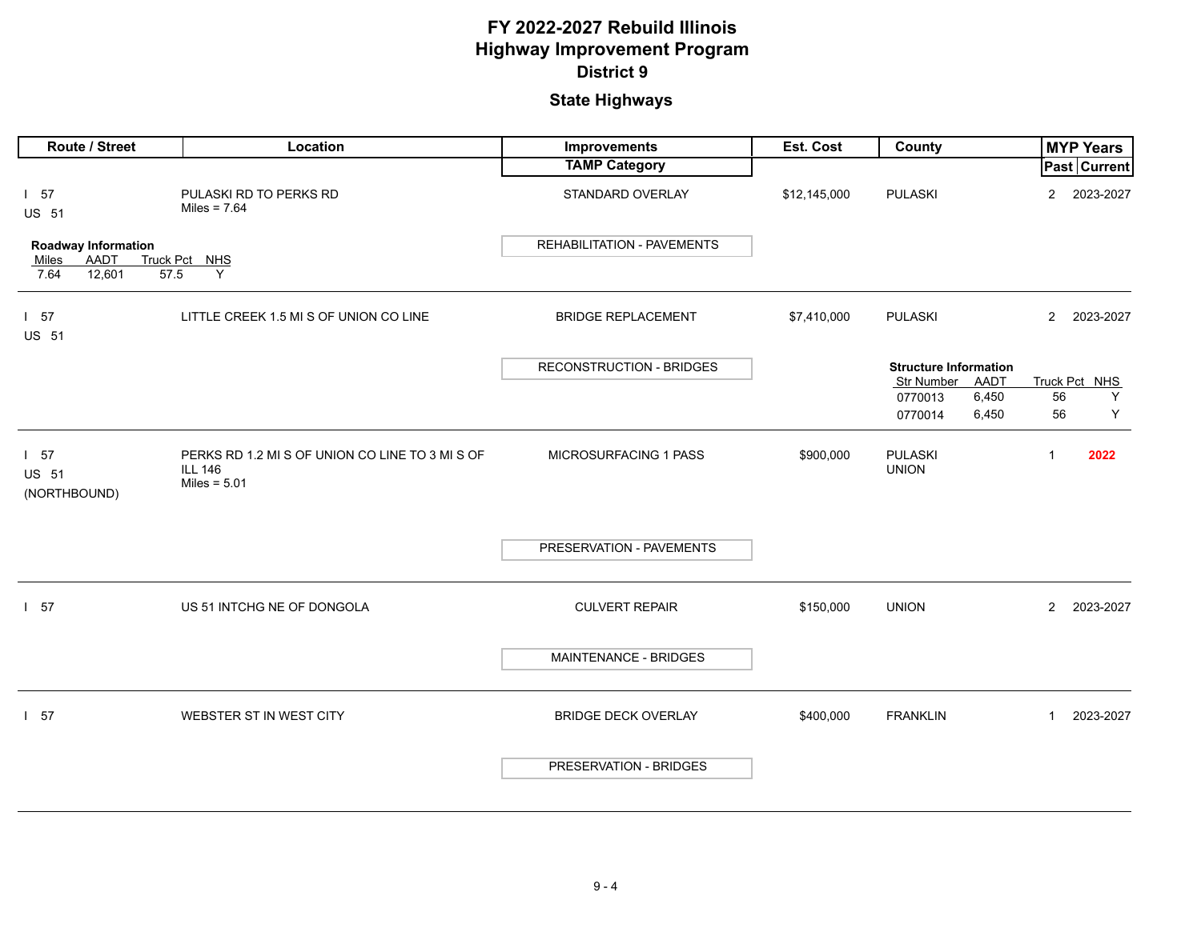# FY 2022-2027 Rebuild Illinois
# Highway Improvement Program
## District 9

### State Highways

| Route / Street | Location | Improvements / TAMP Category | Est. Cost | County | MYP Years Past | MYP Years Current |
|---|---|---|---|---|---|---|
| I 57<br>US 51 | PULASKI RD TO PERKS RD<br>Miles = 7.64 | STANDARD OVERLAY<br>REHABILITATION - PAVEMENTS | $12,145,000 | PULASKI | 2 | 2023-2027 |
| I 57<br>US 51 | LITTLE CREEK 1.5 MI S OF UNION CO LINE | BRIDGE REPLACEMENT<br>RECONSTRUCTION - BRIDGES | $7,410,000 | PULASKI | 2 | 2023-2027 |
| I 57<br>US 51<br>(NORTHBOUND) | PERKS RD 1.2 MI S OF UNION CO LINE TO 3 MI S OF ILL 146<br>Miles = 5.01 | MICROSURFACING 1 PASS<br>PRESERVATION - PAVEMENTS | $900,000 | PULASKI<br>UNION | 1 | **2022** |
| I 57 | US 51 INTCHG NE OF DONGOLA | CULVERT REPAIR<br>MAINTENANCE - BRIDGES | $150,000 | UNION | 2 | 2023-2027 |
| I 57 | WEBSTER ST IN WEST CITY | BRIDGE DECK OVERLAY<br>PRESERVATION - BRIDGES | $400,000 | FRANKLIN | 1 | 2023-2027 |

**Roadway Information** (I 57 / US 51, PULASKI RD TO PERKS RD)

| Miles | AADT | Truck Pct | NHS |
|---|---|---|---|
| 7.64 | 12,601 | 57.5 | Y |

**Structure Information** (I 57 / US 51, LITTLE CREEK 1.5 MI S OF UNION CO LINE)

| Str Number | AADT | Truck Pct | NHS |
|---|---|---|---|
| 0770013 | 6,450 | 56 | Y |
| 0770014 | 6,450 | 56 | Y |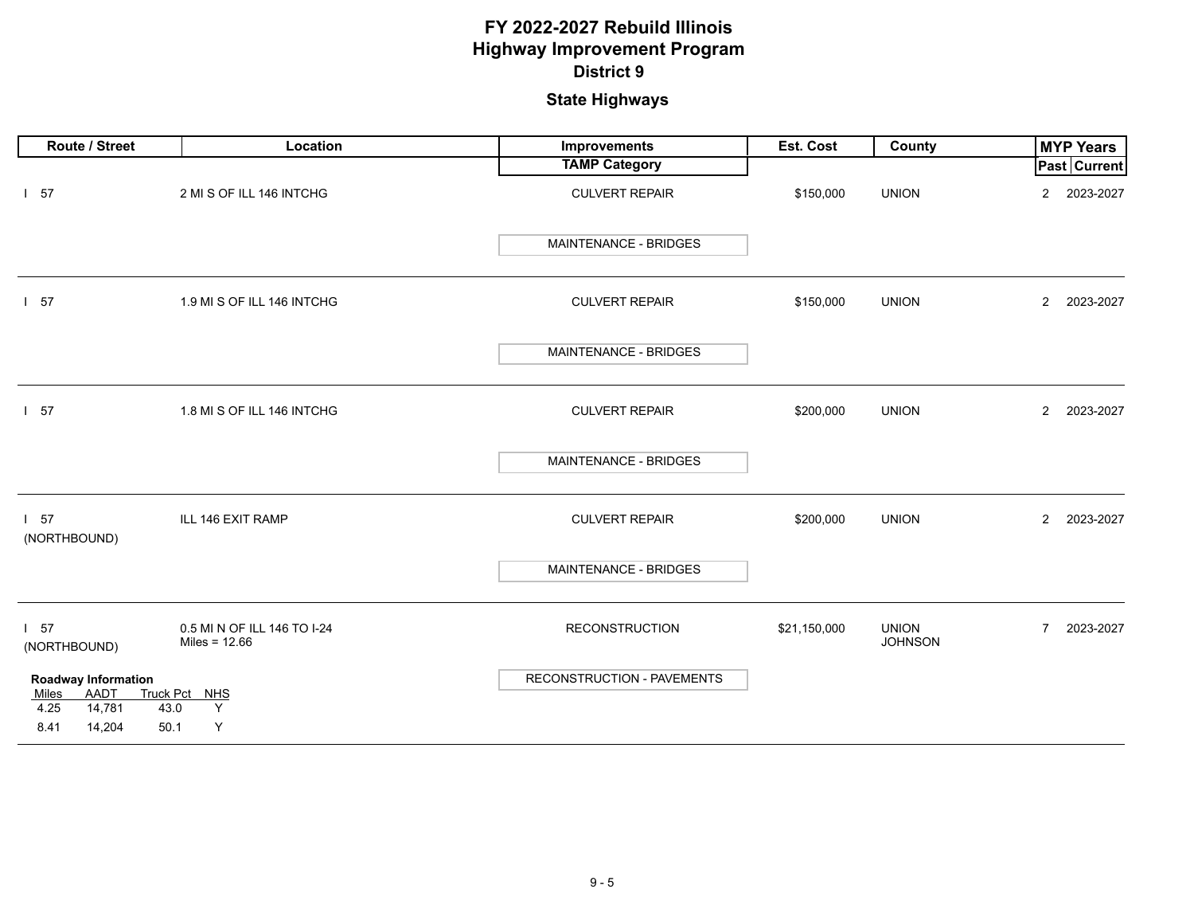# FY 2022-2027 Rebuild Illinois
# Highway Improvement Program
## District 9

### State Highways

| Route / Street | Location | Improvements / TAMP Category | Est. Cost | County | MYP Years Past | MYP Years Current |
|---|---|---|---|---|---|---|
| I 57 | 2 MI S OF ILL 146 INTCHG | CULVERT REPAIR<br>MAINTENANCE - BRIDGES | $150,000 | UNION | 2 | 2023-2027 |
| I 57 | 1.9 MI S OF ILL 146 INTCHG | CULVERT REPAIR<br>MAINTENANCE - BRIDGES | $150,000 | UNION | 2 | 2023-2027 |
| I 57 | 1.8 MI S OF ILL 146 INTCHG | CULVERT REPAIR<br>MAINTENANCE - BRIDGES | $200,000 | UNION | 2 | 2023-2027 |
| I 57 (NORTHBOUND) | ILL 146 EXIT RAMP | CULVERT REPAIR<br>MAINTENANCE - BRIDGES | $200,000 | UNION | 2 | 2023-2027 |
| I 57 (NORTHBOUND) | 0.5 MI N OF ILL 146 TO I-24<br>Miles = 12.66 | RECONSTRUCTION<br>RECONSTRUCTION - PAVEMENTS | $21,150,000 | UNION<br>JOHNSON | 7 | 2023-2027 |

**Roadway Information**

| Miles | AADT | Truck Pct | NHS |
|---|---|---|---|
| 4.25 | 14,781 | 43.0 | Y |
| 8.41 | 14,204 | 50.1 | Y |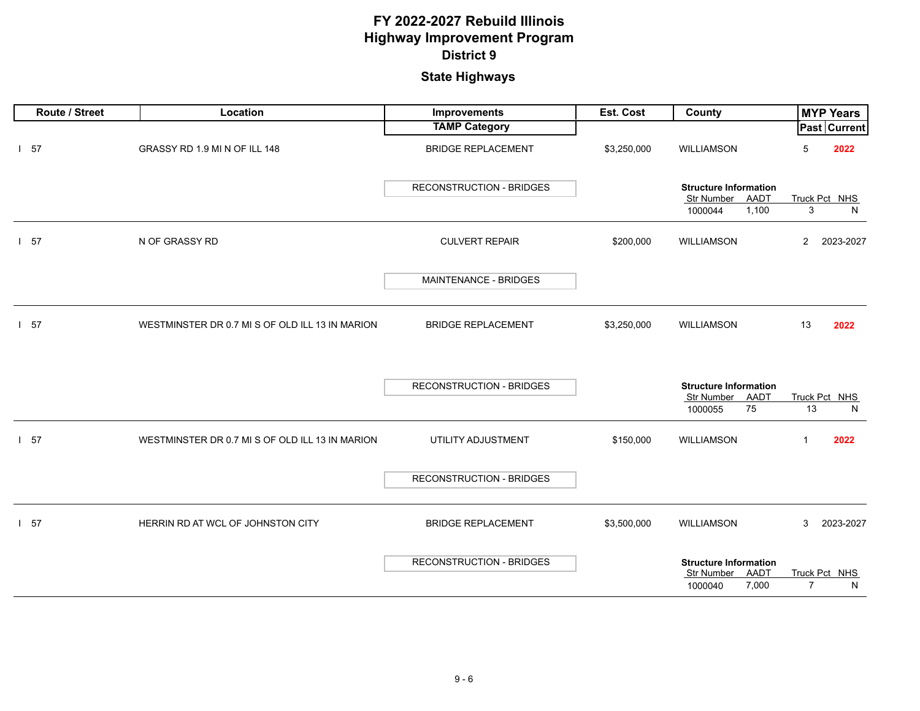# FY 2022-2027 Rebuild Illinois
# Highway Improvement Program
## District 9

## State Highways

| Route / Street | Location | Improvements / TAMP Category | Est. Cost | County | MYP Years Past | MYP Years Current |
|---|---|---|---|---|---|---|
| I 57 | GRASSY RD 1.9 MI N OF ILL 148 | BRIDGE REPLACEMENT<br>RECONSTRUCTION - BRIDGES | $3,250,000 | WILLIAMSON<br>**Structure Information**<br>Str Number: 1000044, AADT: 1,100, Truck Pct: 3, NHS: N | 5 | 2022 |
| I 57 | N OF GRASSY RD | CULVERT REPAIR<br>MAINTENANCE - BRIDGES | $200,000 | WILLIAMSON | 2 | 2023-2027 |
| I 57 | WESTMINSTER DR 0.7 MI S OF OLD ILL 13 IN MARION | BRIDGE REPLACEMENT<br>RECONSTRUCTION - BRIDGES | $3,250,000 | WILLIAMSON<br>**Structure Information**<br>Str Number: 1000055, AADT: 75, Truck Pct: 13, NHS: N | 13 | 2022 |
| I 57 | WESTMINSTER DR 0.7 MI S OF OLD ILL 13 IN MARION | UTILITY ADJUSTMENT<br>RECONSTRUCTION - BRIDGES | $150,000 | WILLIAMSON | 1 | 2022 |
| I 57 | HERRIN RD AT WCL OF JOHNSTON CITY | BRIDGE REPLACEMENT<br>RECONSTRUCTION - BRIDGES | $3,500,000 | WILLIAMSON<br>**Structure Information**<br>Str Number: 1000040, AADT: 7,000, Truck Pct: 7, NHS: N | 3 | 2023-2027 |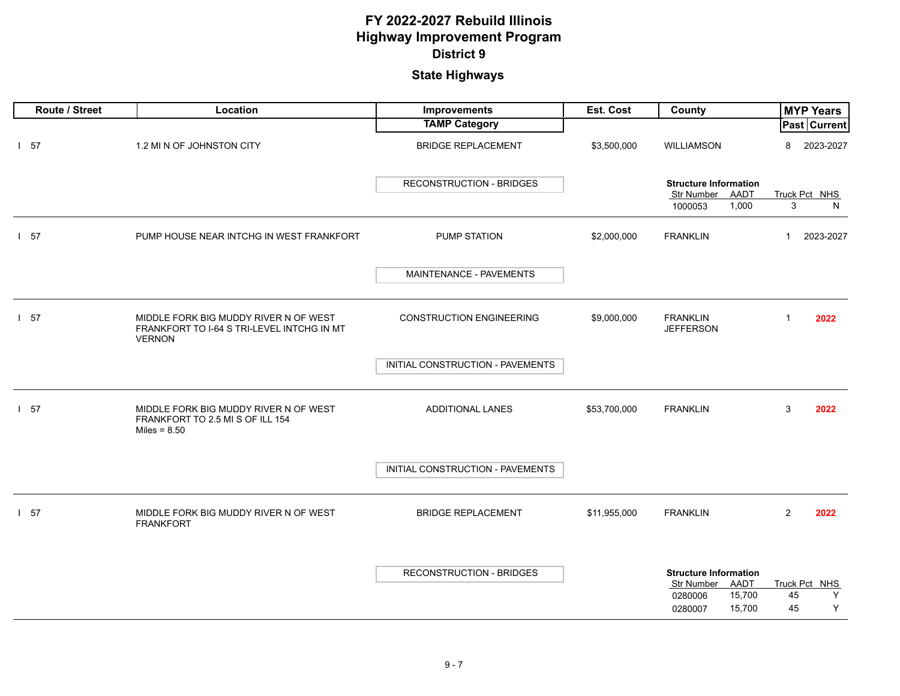# FY 2022-2027 Rebuild Illinois
# Highway Improvement Program
## District 9

### State Highways

| Route / Street | Location | Improvements / TAMP Category | Est. Cost | County | MYP Years Past | MYP Years Current |
|---|---|---|---|---|---|---|
| I 57 | 1.2 MI N OF JOHNSTON CITY | BRIDGE REPLACEMENT | $3,500,000 | WILLIAMSON | 8 | 2023-2027 |
| | | RECONSTRUCTION - BRIDGES | | **Structure Information**<br>Str Number: 1000053, AADT: 1,000, Truck Pct: 3, NHS: N | | |
| I 57 | PUMP HOUSE NEAR INTCHG IN WEST FRANKFORT | PUMP STATION | $2,000,000 | FRANKLIN | 1 | 2023-2027 |
| | | MAINTENANCE - PAVEMENTS | | | | |
| I 57 | MIDDLE FORK BIG MUDDY RIVER N OF WEST FRANKFORT TO I-64 S TRI-LEVEL INTCHG IN MT VERNON | CONSTRUCTION ENGINEERING | $9,000,000 | FRANKLIN<br>JEFFERSON | 1 | 2022 |
| | | INITIAL CONSTRUCTION - PAVEMENTS | | | | |
| I 57 | MIDDLE FORK BIG MUDDY RIVER N OF WEST FRANKFORT TO 2.5 MI S OF ILL 154<br>Miles = 8.50 | ADDITIONAL LANES | $53,700,000 | FRANKLIN | 3 | 2022 |
| | | INITIAL CONSTRUCTION - PAVEMENTS | | | | |
| I 57 | MIDDLE FORK BIG MUDDY RIVER N OF WEST FRANKFORT | BRIDGE REPLACEMENT | $11,955,000 | FRANKLIN | 2 | 2022 |
| | | RECONSTRUCTION - BRIDGES | | **Structure Information**<br>Str Number: 0280006, AADT: 15,700, Truck Pct: 45, NHS: Y<br>Str Number: 0280007, AADT: 15,700, Truck Pct: 45, NHS: Y | | |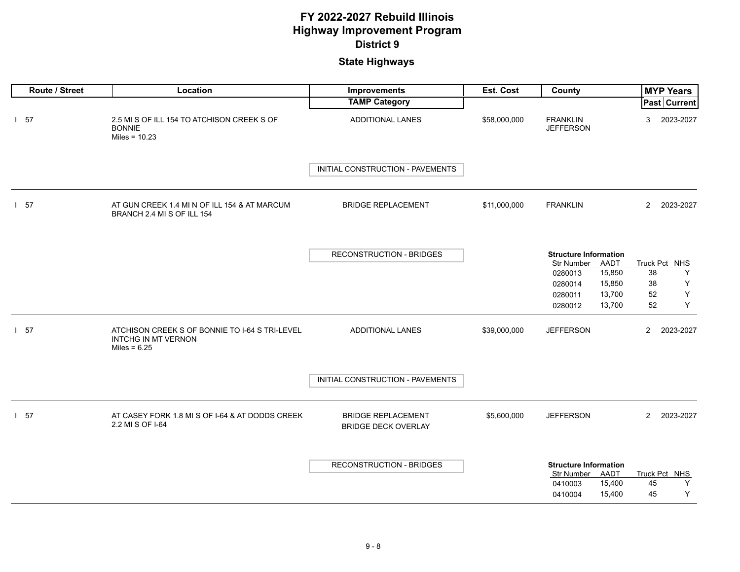# FY 2022-2027 Rebuild Illinois
# Highway Improvement Program
## District 9

## State Highways

| Route / Street | Location | Improvements / TAMP Category | Est. Cost | County | MYP Years Past | MYP Years Current |
|---|---|---|---|---|---|---|
| I 57 | 2.5 MI S OF ILL 154 TO ATCHISON CREEK S OF BONNIE<br>Miles = 10.23 | ADDITIONAL LANES<br>INITIAL CONSTRUCTION - PAVEMENTS | $58,000,000 | FRANKLIN<br>JEFFERSON | 3 | 2023-2027 |
| I 57 | AT GUN CREEK 1.4 MI N OF ILL 154 & AT MARCUM BRANCH 2.4 MI S OF ILL 154 | BRIDGE REPLACEMENT<br>RECONSTRUCTION - BRIDGES | $11,000,000 | FRANKLIN | 2 | 2023-2027 |
| I 57 | ATCHISON CREEK S OF BONNIE TO I-64 S TRI-LEVEL INTCHG IN MT VERNON<br>Miles = 6.25 | ADDITIONAL LANES<br>INITIAL CONSTRUCTION - PAVEMENTS | $39,000,000 | JEFFERSON | 2 | 2023-2027 |
| I 57 | AT CASEY FORK 1.8 MI S OF I-64 & AT DODDS CREEK 2.2 MI S OF I-64 | BRIDGE REPLACEMENT<br>BRIDGE DECK OVERLAY<br>RECONSTRUCTION - BRIDGES | $5,600,000 | JEFFERSON | 2 | 2023-2027 |

**Structure Information** (I 57 at Gun Creek & Marcum Branch)

| Str Number | AADT | Truck Pct | NHS |
|---|---|---|---|
| 0280013 | 15,850 | 38 | Y |
| 0280014 | 15,850 | 38 | Y |
| 0280011 | 13,700 | 52 | Y |
| 0280012 | 13,700 | 52 | Y |

**Structure Information** (I 57 at Casey Fork & Dodds Creek)

| Str Number | AADT | Truck Pct | NHS |
|---|---|---|---|
| 0410003 | 15,400 | 45 | Y |
| 0410004 | 15,400 | 45 | Y |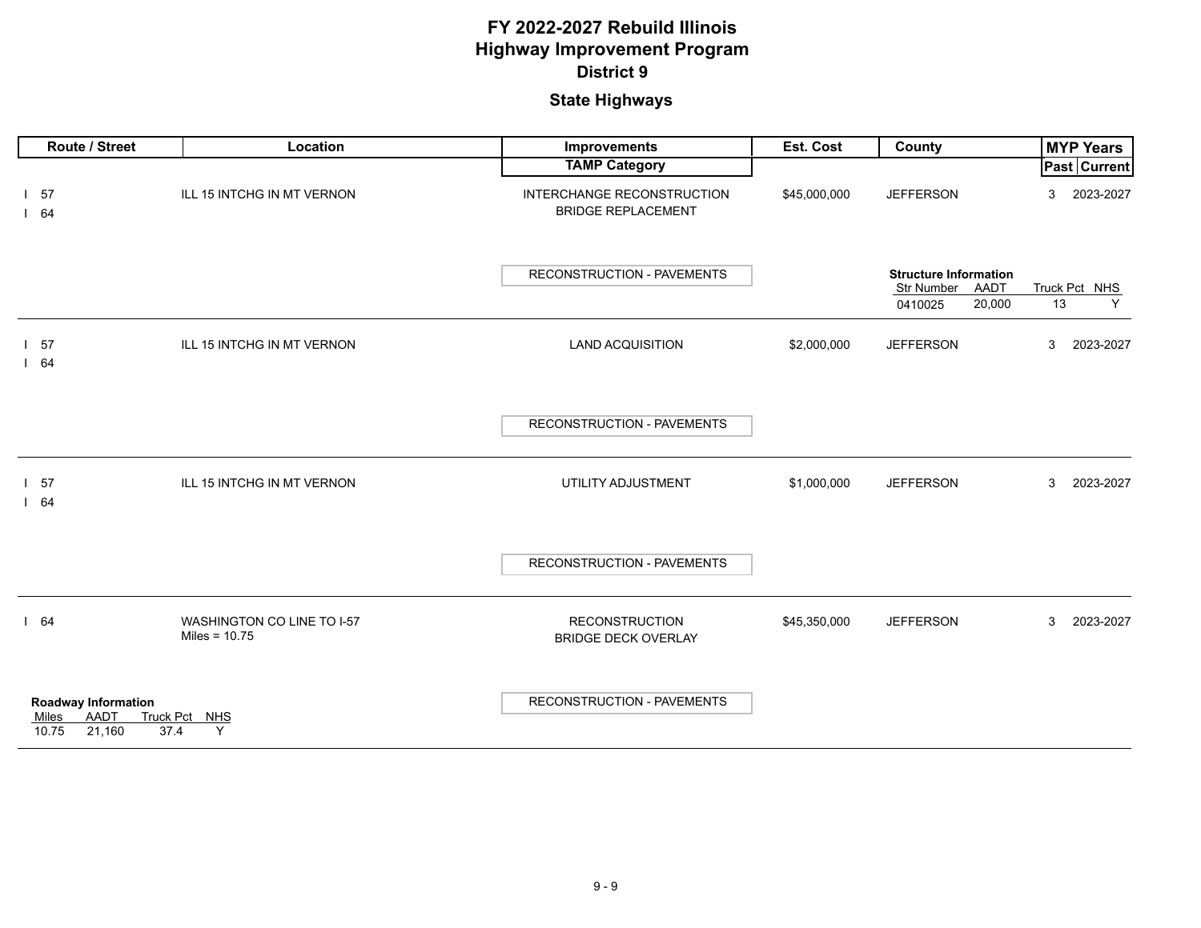# FY 2022-2027 Rebuild Illinois Highway Improvement Program

## District 9

### State Highways

| Route / Street | Location | Improvements / TAMP Category | Est. Cost | County | MYP Years Past | MYP Years Current |
|---|---|---|---|---|---|---|
| I 57<br>I 64 | ILL 15 INTCHG IN MT VERNON | INTERCHANGE RECONSTRUCTION<br>BRIDGE REPLACEMENT<br>**TAMP Category:** RECONSTRUCTION - PAVEMENTS | $45,000,000 | JEFFERSON | 3 | 2023-2027 |
| I 57<br>I 64 | ILL 15 INTCHG IN MT VERNON | LAND ACQUISITION<br>**TAMP Category:** RECONSTRUCTION - PAVEMENTS | $2,000,000 | JEFFERSON | 3 | 2023-2027 |
| I 57<br>I 64 | ILL 15 INTCHG IN MT VERNON | UTILITY ADJUSTMENT<br>**TAMP Category:** RECONSTRUCTION - PAVEMENTS | $1,000,000 | JEFFERSON | 3 | 2023-2027 |
| I 64 | WASHINGTON CO LINE TO I-57<br>Miles = 10.75 | RECONSTRUCTION<br>BRIDGE DECK OVERLAY<br>**TAMP Category:** RECONSTRUCTION - PAVEMENTS | $45,350,000 | JEFFERSON | 3 | 2023-2027 |

**Structure Information** (I 57 / I 64 – ILL 15 INTCHG IN MT VERNON, Interchange Reconstruction)

| Str Number | AADT | Truck Pct | NHS |
|---|---|---|---|
| 0410025 | 20,000 | 13 | Y |

**Roadway Information** (I 64 – WASHINGTON CO LINE TO I-57)

| Miles | AADT | Truck Pct | NHS |
|---|---|---|---|
| 10.75 | 21,160 | 37.4 | Y |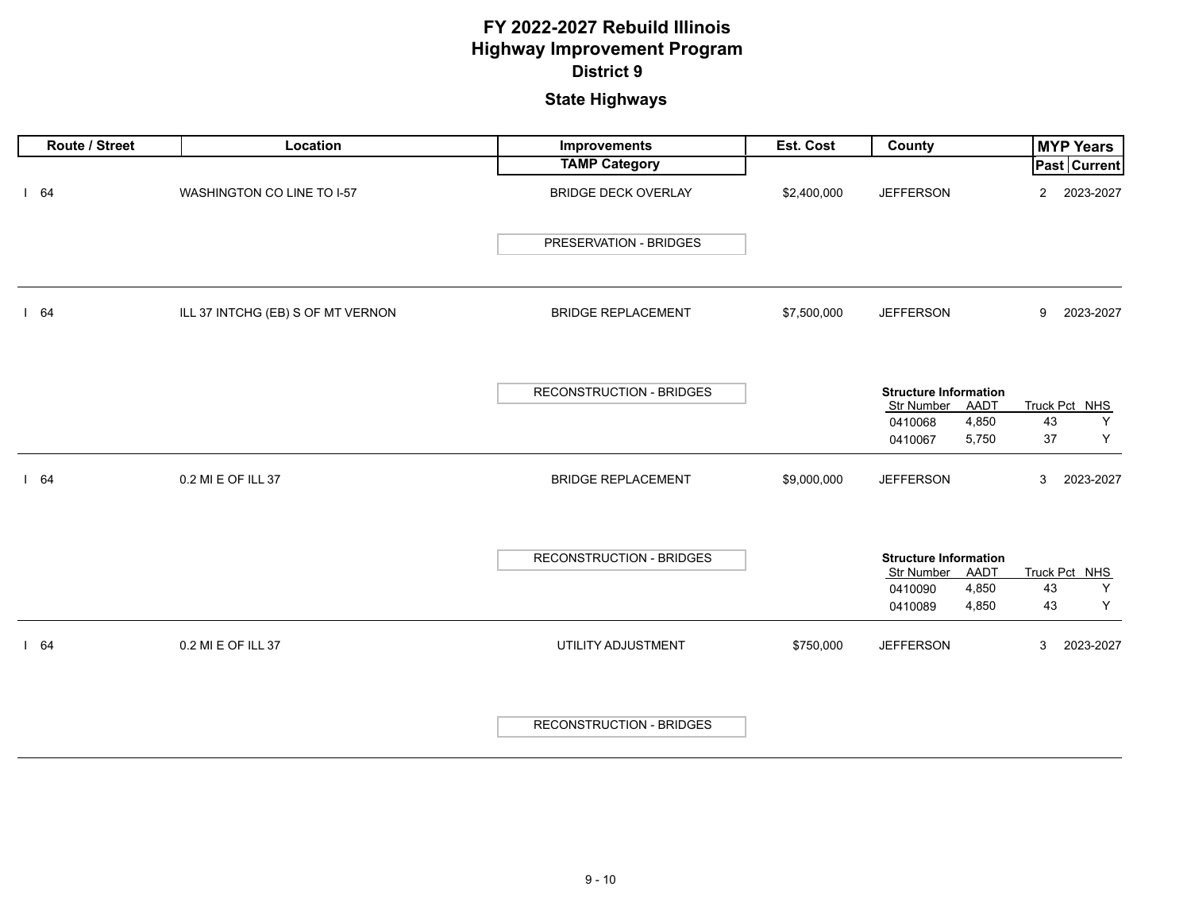# FY 2022-2027 Rebuild Illinois
# Highway Improvement Program
## District 9

### State Highways

| Route / Street | Location | Improvements / TAMP Category | Est. Cost | County | MYP Years Past | MYP Years Current |
|---|---|---|---|---|---|---|
| I 64 | WASHINGTON CO LINE TO I-57 | BRIDGE DECK OVERLAY<br>PRESERVATION - BRIDGES | $2,400,000 | JEFFERSON | 2 | 2023-2027 |
| I 64 | ILL 37 INTCHG (EB) S OF MT VERNON | BRIDGE REPLACEMENT<br>RECONSTRUCTION - BRIDGES | $7,500,000 | JEFFERSON | 9 | 2023-2027 |
| I 64 | 0.2 MI E OF ILL 37 | BRIDGE REPLACEMENT<br>RECONSTRUCTION - BRIDGES | $9,000,000 | JEFFERSON | 3 | 2023-2027 |
| I 64 | 0.2 MI E OF ILL 37 | UTILITY ADJUSTMENT<br>RECONSTRUCTION - BRIDGES | $750,000 | JEFFERSON | 3 | 2023-2027 |

**Structure Information** (I 64, ILL 37 INTCHG (EB) S OF MT VERNON)

| Str Number | AADT | Truck Pct | NHS |
|---|---|---|---|
| 0410068 | 4,850 | 43 | Y |
| 0410067 | 5,750 | 37 | Y |

**Structure Information** (I 64, 0.2 MI E OF ILL 37 – BRIDGE REPLACEMENT)

| Str Number | AADT | Truck Pct | NHS |
|---|---|---|---|
| 0410090 | 4,850 | 43 | Y |
| 0410089 | 4,850 | 43 | Y |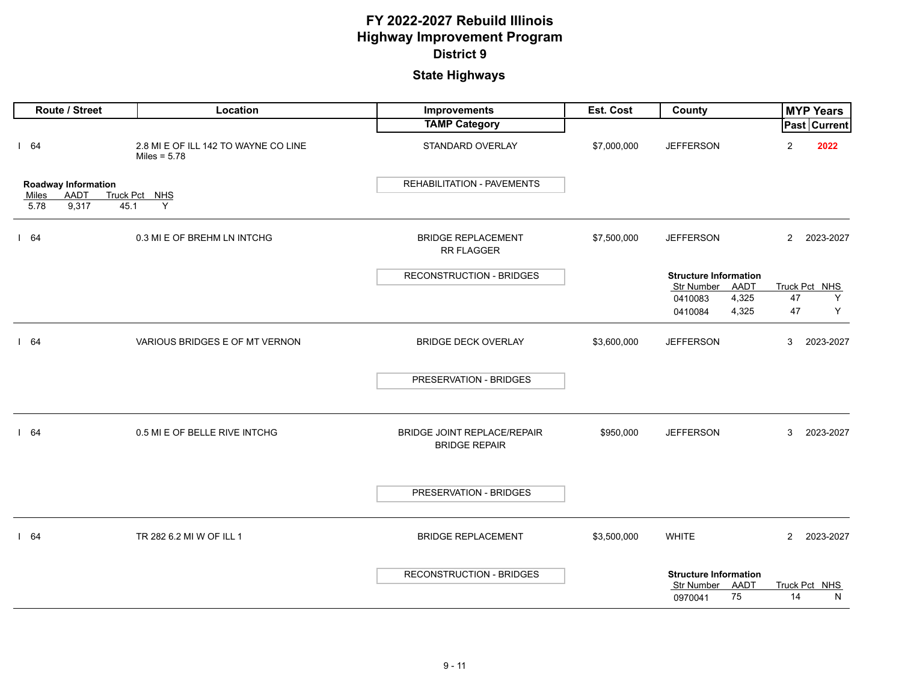# FY 2022-2027 Rebuild Illinois
# Highway Improvement Program
## District 9

### State Highways

| Route / Street | Location | Improvements / TAMP Category | Est. Cost | County | MYP Years Past | MYP Years Current |
|---|---|---|---|---|---|---|
| I 64 | 2.8 MI E OF ILL 142 TO WAYNE CO LINE<br>Miles = 5.78 | STANDARD OVERLAY<br>REHABILITATION - PAVEMENTS | $7,000,000 | JEFFERSON | 2 | 2022 |
| I 64 | 0.3 MI E OF BREHM LN INTCHG | BRIDGE REPLACEMENT<br>RR FLAGGER<br>RECONSTRUCTION - BRIDGES | $7,500,000 | JEFFERSON | 2 | 2023-2027 |
| I 64 | VARIOUS BRIDGES E OF MT VERNON | BRIDGE DECK OVERLAY<br>PRESERVATION - BRIDGES | $3,600,000 | JEFFERSON | 3 | 2023-2027 |
| I 64 | 0.5 MI E OF BELLE RIVE INTCHG | BRIDGE JOINT REPLACE/REPAIR<br>BRIDGE REPAIR<br>PRESERVATION - BRIDGES | $950,000 | JEFFERSON | 3 | 2023-2027 |
| I 64 | TR 282 6.2 MI W OF ILL 1 | BRIDGE REPLACEMENT<br>RECONSTRUCTION - BRIDGES | $3,500,000 | WHITE | 2 | 2023-2027 |

**Roadway Information** (I 64, 2.8 MI E OF ILL 142 TO WAYNE CO LINE)

| Miles | AADT | Truck Pct | NHS |
|---|---|---|---|
| 5.78 | 9,317 | 45.1 | Y |

**Structure Information** (I 64, 0.3 MI E OF BREHM LN INTCHG)

| Str Number | AADT | Truck Pct | NHS |
|---|---|---|---|
| 0410083 | 4,325 | 47 | Y |
| 0410084 | 4,325 | 47 | Y |

**Structure Information** (I 64, TR 282 6.2 MI W OF ILL 1)

| Str Number | AADT | Truck Pct | NHS |
|---|---|---|---|
| 0970041 | 75 | 14 | N |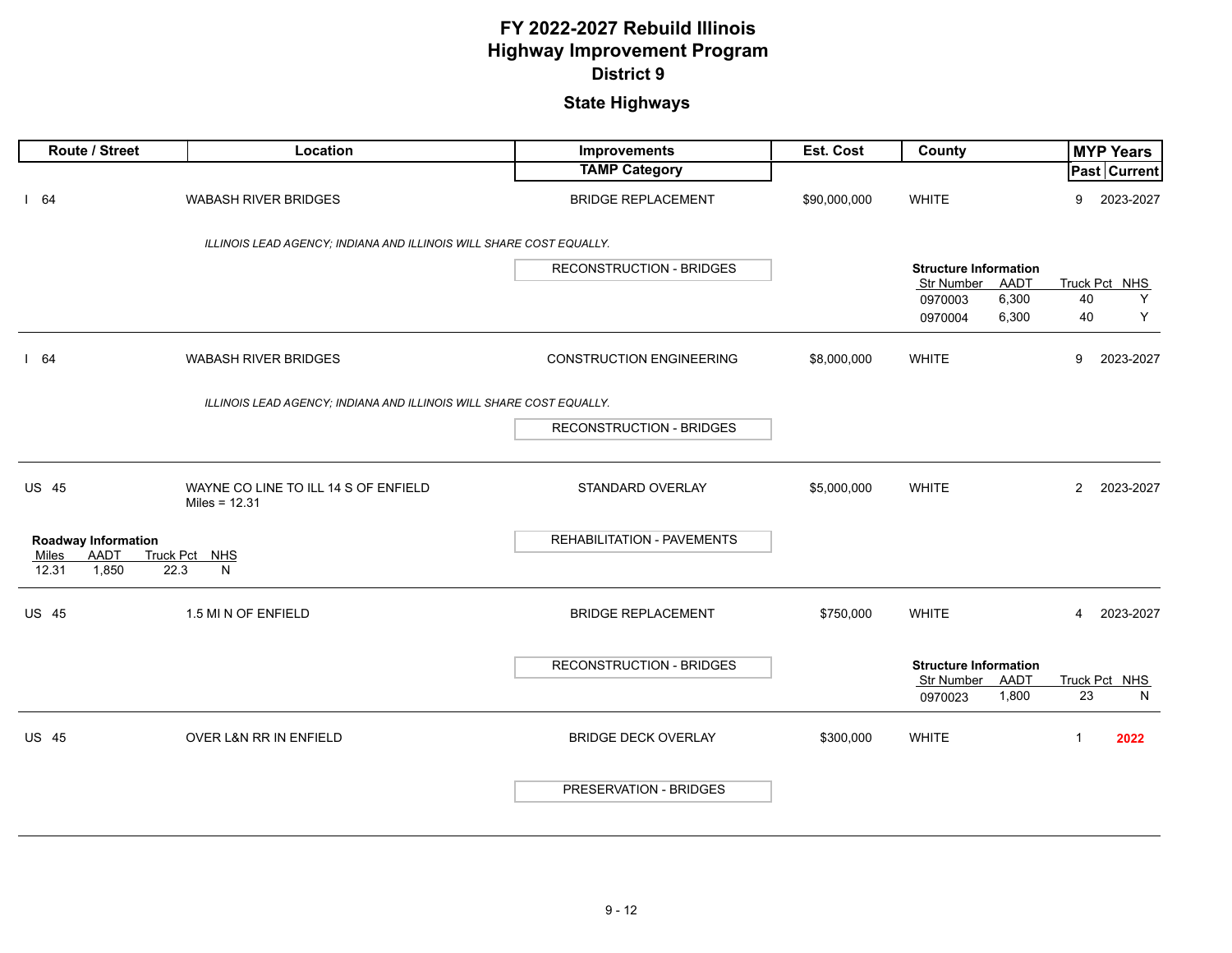# FY 2022-2027 Rebuild Illinois
# Highway Improvement Program
## District 9

## State Highways

| Route / Street | Location | Improvements / TAMP Category | Est. Cost | County | MYP Years Past | MYP Years Current |
|---|---|---|---|---|---|---|
| I 64 | WABASH RIVER BRIDGES | BRIDGE REPLACEMENT | $90,000,000 | WHITE | 9 | 2023-2027 |
| | *ILLINOIS LEAD AGENCY; INDIANA AND ILLINOIS WILL SHARE COST EQUALLY.* | RECONSTRUCTION - BRIDGES | | | | |

**Structure Information**

| Str Number | AADT | Truck Pct | NHS |
|---|---|---|---|
| 0970003 | 6,300 | 40 | Y |
| 0970004 | 6,300 | 40 | Y |

| Route / Street | Location | Improvements / TAMP Category | Est. Cost | County | MYP Years Past | MYP Years Current |
|---|---|---|---|---|---|---|
| I 64 | WABASH RIVER BRIDGES | CONSTRUCTION ENGINEERING | $8,000,000 | WHITE | 9 | 2023-2027 |
| | *ILLINOIS LEAD AGENCY; INDIANA AND ILLINOIS WILL SHARE COST EQUALLY.* | RECONSTRUCTION - BRIDGES | | | | |
| US 45 | WAYNE CO LINE TO ILL 14 S OF ENFIELD<br>Miles = 12.31 | STANDARD OVERLAY | $5,000,000 | WHITE | 2 | 2023-2027 |
| | | REHABILITATION - PAVEMENTS | | | | |

**Roadway Information**

| Miles | AADT | Truck Pct | NHS |
|---|---|---|---|
| 12.31 | 1,850 | 22.3 | N |

| Route / Street | Location | Improvements / TAMP Category | Est. Cost | County | MYP Years Past | MYP Years Current |
|---|---|---|---|---|---|---|
| US 45 | 1.5 MI N OF ENFIELD | BRIDGE REPLACEMENT | $750,000 | WHITE | 4 | 2023-2027 |
| | | RECONSTRUCTION - BRIDGES | | | | |

**Structure Information**

| Str Number | AADT | Truck Pct | NHS |
|---|---|---|---|
| 0970023 | 1,800 | 23 | N |

| Route / Street | Location | Improvements / TAMP Category | Est. Cost | County | MYP Years Past | MYP Years Current |
|---|---|---|---|---|---|---|
| US 45 | OVER L&N RR IN ENFIELD | BRIDGE DECK OVERLAY | $300,000 | WHITE | 1 | **2022** |
| | | PRESERVATION - BRIDGES | | | | |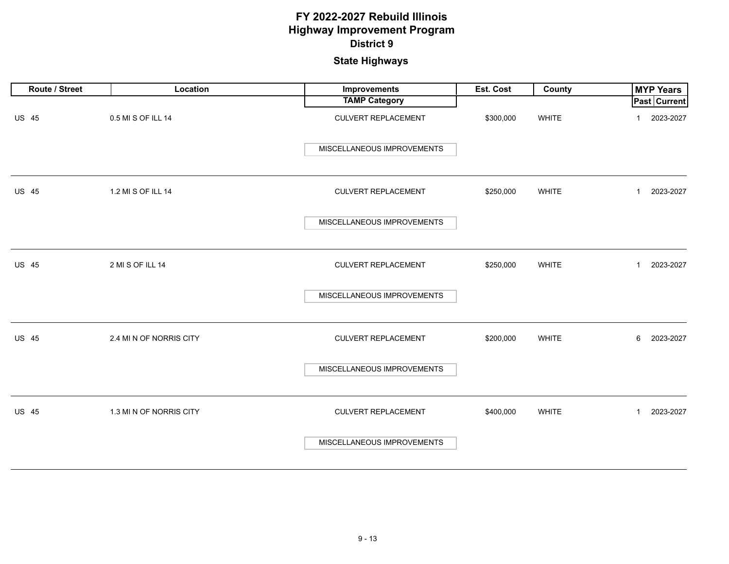# FY 2022-2027 Rebuild Illinois
# Highway Improvement Program
## District 9

### State Highways

| Route / Street | Location | Improvements / TAMP Category | Est. Cost | County | MYP Years Past | MYP Years Current |
|---|---|---|---|---|---|---|
| US 45 | 0.5 MI S OF ILL 14 | CULVERT REPLACEMENT / MISCELLANEOUS IMPROVEMENTS | $300,000 | WHITE | 1 | 2023-2027 |
| US 45 | 1.2 MI S OF ILL 14 | CULVERT REPLACEMENT / MISCELLANEOUS IMPROVEMENTS | $250,000 | WHITE | 1 | 2023-2027 |
| US 45 | 2 MI S OF ILL 14 | CULVERT REPLACEMENT / MISCELLANEOUS IMPROVEMENTS | $250,000 | WHITE | 1 | 2023-2027 |
| US 45 | 2.4 MI N OF NORRIS CITY | CULVERT REPLACEMENT / MISCELLANEOUS IMPROVEMENTS | $200,000 | WHITE | 6 | 2023-2027 |
| US 45 | 1.3 MI N OF NORRIS CITY | CULVERT REPLACEMENT / MISCELLANEOUS IMPROVEMENTS | $400,000 | WHITE | 1 | 2023-2027 |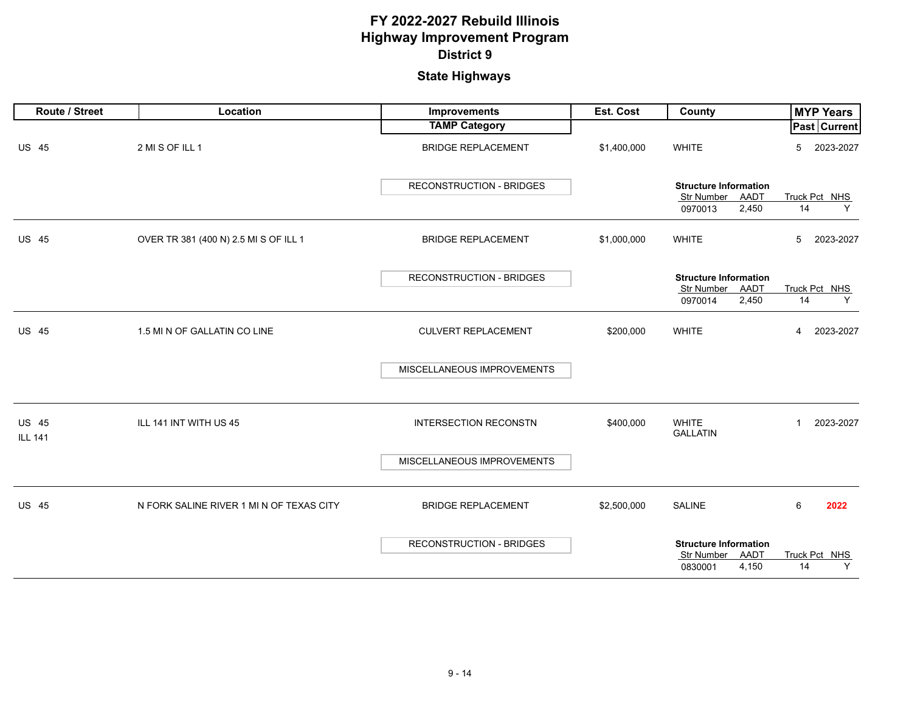# FY 2022-2027 Rebuild Illinois
# Highway Improvement Program
## District 9
### State Highways

| Route / Street | Location | Improvements / TAMP Category | Est. Cost | County | MYP Years Past | MYP Years Current |
|---|---|---|---|---|---|---|
| US 45 | 2 MI S OF ILL 1 | BRIDGE REPLACEMENT | $1,400,000 | WHITE | 5 | 2023-2027 |
| | | RECONSTRUCTION - BRIDGES | | **Structure Information** Str Number: 0970013; AADT: 2,450; Truck Pct: 14; NHS: Y | | |
| US 45 | OVER TR 381 (400 N) 2.5 MI S OF ILL 1 | BRIDGE REPLACEMENT | $1,000,000 | WHITE | 5 | 2023-2027 |
| | | RECONSTRUCTION - BRIDGES | | **Structure Information** Str Number: 0970014; AADT: 2,450; Truck Pct: 14; NHS: Y | | |
| US 45 | 1.5 MI N OF GALLATIN CO LINE | CULVERT REPLACEMENT | $200,000 | WHITE | 4 | 2023-2027 |
| | | MISCELLANEOUS IMPROVEMENTS | | | | |
| US 45 ILL 141 | ILL 141 INT WITH US 45 | INTERSECTION RECONSTN | $400,000 | WHITE GALLATIN | 1 | 2023-2027 |
| | | MISCELLANEOUS IMPROVEMENTS | | | | |
| US 45 | N FORK SALINE RIVER 1 MI N OF TEXAS CITY | BRIDGE REPLACEMENT | $2,500,000 | SALINE | 6 | **2022** |
| | | RECONSTRUCTION - BRIDGES | | **Structure Information** Str Number: 0830001; AADT: 4,150; Truck Pct: 14; NHS: Y | | |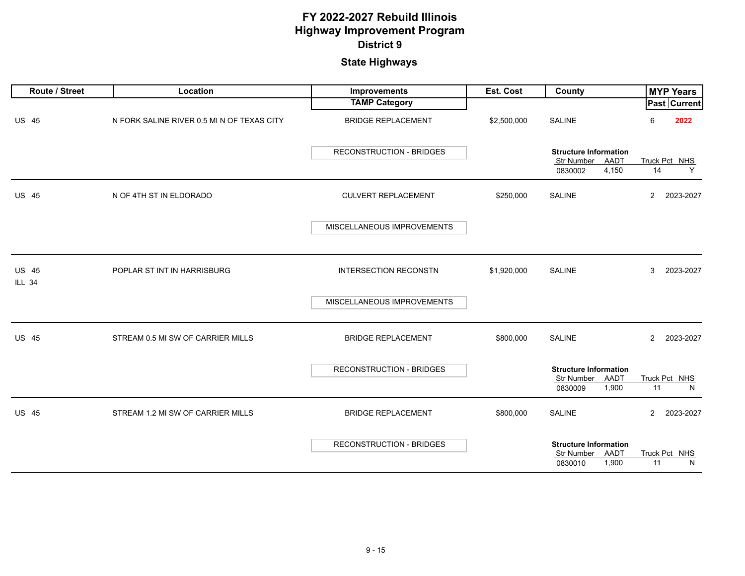# FY 2022-2027 Rebuild Illinois
# Highway Improvement Program
## District 9
### State Highways

| Route / Street | Location | Improvements / TAMP Category | Est. Cost | County | MYP Years Past | MYP Years Current |
|---|---|---|---|---|---|---|
| US 45 | N FORK SALINE RIVER 0.5 MI N OF TEXAS CITY | BRIDGE REPLACEMENT | $2,500,000 | SALINE | 6 | **2022** |
| | | RECONSTRUCTION - BRIDGES | | **Structure Information** Str Number: 0830002; AADT: 4,150; Truck Pct: 14; NHS: Y | | |
| US 45 | N OF 4TH ST IN ELDORADO | CULVERT REPLACEMENT | $250,000 | SALINE | 2 | 2023-2027 |
| | | MISCELLANEOUS IMPROVEMENTS | | | | |
| US 45 ILL 34 | POPLAR ST INT IN HARRISBURG | INTERSECTION RECONSTN | $1,920,000 | SALINE | 3 | 2023-2027 |
| | | MISCELLANEOUS IMPROVEMENTS | | | | |
| US 45 | STREAM 0.5 MI SW OF CARRIER MILLS | BRIDGE REPLACEMENT | $800,000 | SALINE | 2 | 2023-2027 |
| | | RECONSTRUCTION - BRIDGES | | **Structure Information** Str Number: 0830009; AADT: 1,900; Truck Pct: 11; NHS: N | | |
| US 45 | STREAM 1.2 MI SW OF CARRIER MILLS | BRIDGE REPLACEMENT | $800,000 | SALINE | 2 | 2023-2027 |
| | | RECONSTRUCTION - BRIDGES | | **Structure Information** Str Number: 0830010; AADT: 1,900; Truck Pct: 11; NHS: N | | |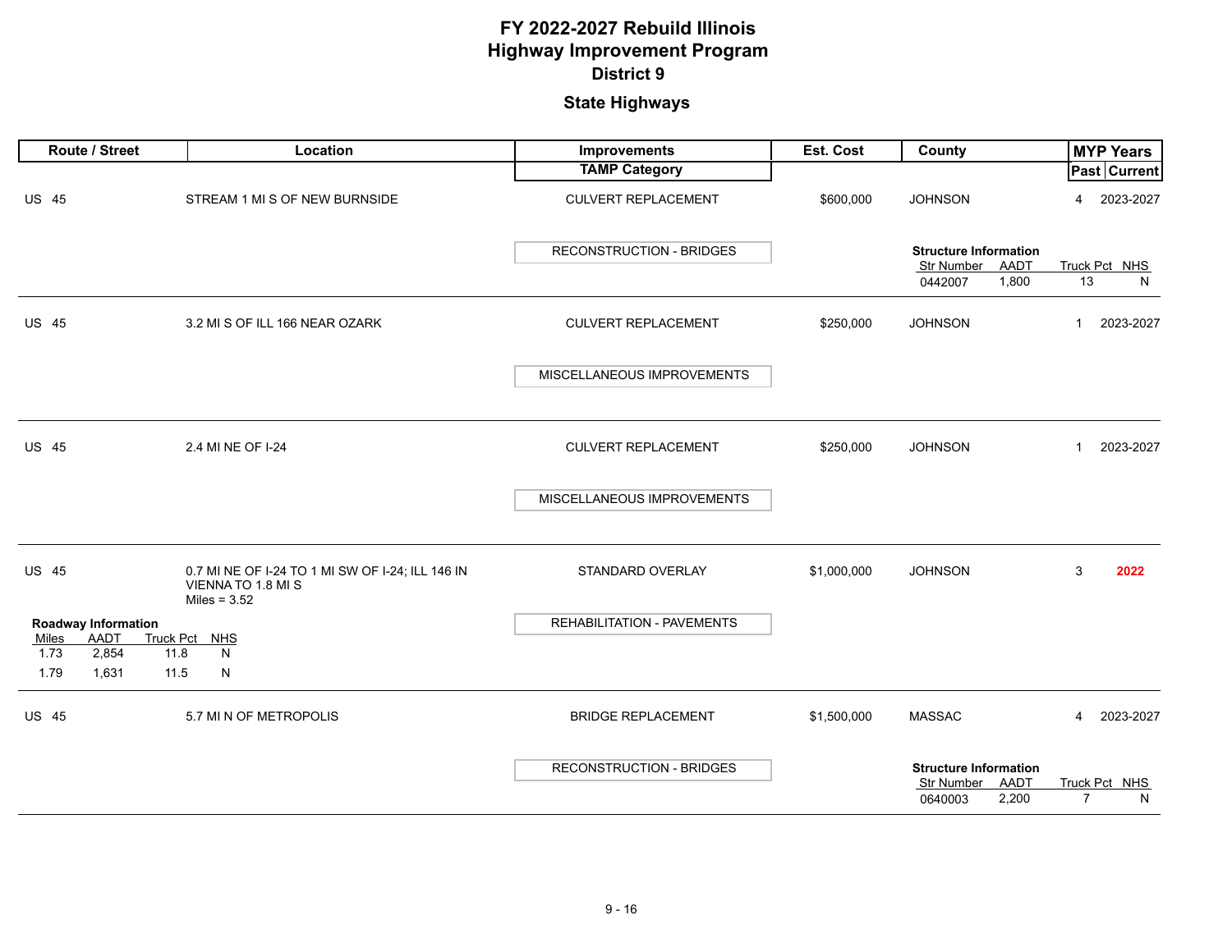# FY 2022-2027 Rebuild Illinois
# Highway Improvement Program
## District 9

### State Highways

| Route / Street | Location | Improvements / TAMP Category | Est. Cost | County | MYP Years Past | MYP Years Current |
|---|---|---|---|---|---|---|
| US 45 | STREAM 1 MI S OF NEW BURNSIDE | CULVERT REPLACEMENT / RECONSTRUCTION - BRIDGES | $600,000 | JOHNSON | 4 | 2023-2027 |
| US 45 | 3.2 MI S OF ILL 166 NEAR OZARK | CULVERT REPLACEMENT / MISCELLANEOUS IMPROVEMENTS | $250,000 | JOHNSON | 1 | 2023-2027 |
| US 45 | 2.4 MI NE OF I-24 | CULVERT REPLACEMENT / MISCELLANEOUS IMPROVEMENTS | $250,000 | JOHNSON | 1 | 2023-2027 |
| US 45 | 0.7 MI NE OF I-24 TO 1 MI SW OF I-24; ILL 146 IN VIENNA TO 1.8 MI S Miles = 3.52 | STANDARD OVERLAY / REHABILITATION - PAVEMENTS | $1,000,000 | JOHNSON | 3 | 2022 |
| US 45 | 5.7 MI N OF METROPOLIS | BRIDGE REPLACEMENT / RECONSTRUCTION - BRIDGES | $1,500,000 | MASSAC | 4 | 2023-2027 |

**Structure Information** (US 45, STREAM 1 MI S OF NEW BURNSIDE)

| Str Number | AADT | Truck Pct | NHS |
|---|---|---|---|
| 0442007 | 1,800 | 13 | N |

**Roadway Information** (US 45, 0.7 MI NE OF I-24 TO 1 MI SW OF I-24; ILL 146 IN VIENNA TO 1.8 MI S)

| Miles | AADT | Truck Pct | NHS |
|---|---|---|---|
| 1.73 | 2,854 | 11.8 | N |
| 1.79 | 1,631 | 11.5 | N |

**Structure Information** (US 45, 5.7 MI N OF METROPOLIS)

| Str Number | AADT | Truck Pct | NHS |
|---|---|---|---|
| 0640003 | 2,200 | 7 | N |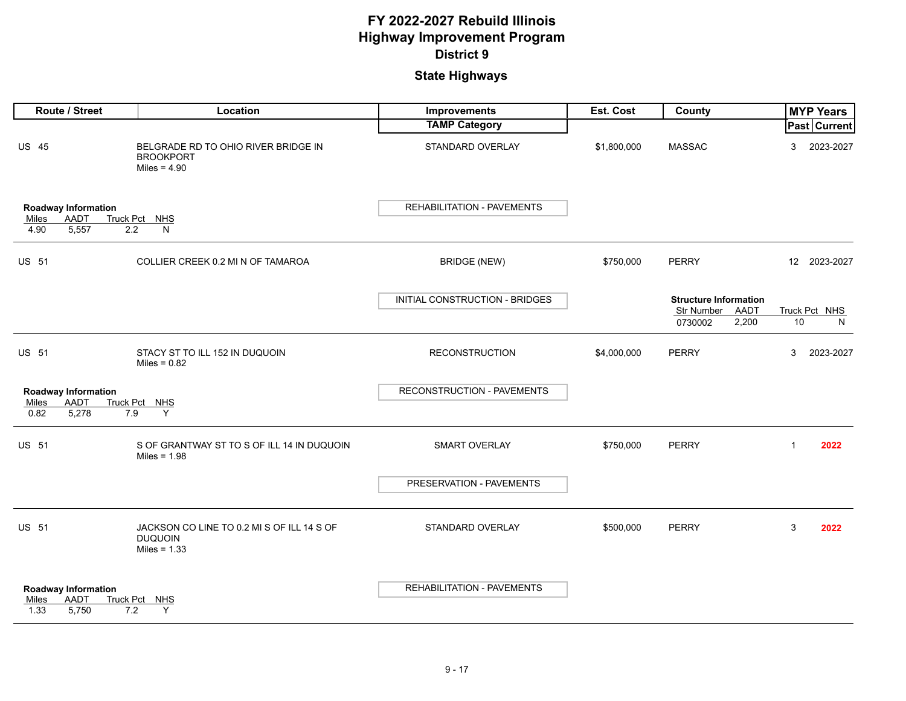# FY 2022-2027 Rebuild Illinois
# Highway Improvement Program
## District 9

## State Highways

| Route / Street | Location | Improvements / TAMP Category | Est. Cost | County | MYP Years Past | MYP Years Current |
|---|---|---|---|---|---|---|
| US 45 | BELGRADE RD TO OHIO RIVER BRIDGE IN BROOKPORT<br>Miles = 4.90 | STANDARD OVERLAY<br>REHABILITATION - PAVEMENTS | $1,800,000 | MASSAC | 3 | 2023-2027 |
| US 51 | COLLIER CREEK 0.2 MI N OF TAMAROA | BRIDGE (NEW)<br>INITIAL CONSTRUCTION - BRIDGES | $750,000 | PERRY | 12 | 2023-2027 |
| US 51 | STACY ST TO ILL 152 IN DUQUOIN<br>Miles = 0.82 | RECONSTRUCTION<br>RECONSTRUCTION - PAVEMENTS | $4,000,000 | PERRY | 3 | 2023-2027 |
| US 51 | S OF GRANTWAY ST TO S OF ILL 14 IN DUQUOIN<br>Miles = 1.98 | SMART OVERLAY<br>PRESERVATION - PAVEMENTS | $750,000 | PERRY | 1 | 2022 |
| US 51 | JACKSON CO LINE TO 0.2 MI S OF ILL 14 S OF DUQUOIN<br>Miles = 1.33 | STANDARD OVERLAY<br>REHABILITATION - PAVEMENTS | $500,000 | PERRY | 3 | 2022 |

**US 45 – Belgrade Rd to Ohio River Bridge in Brookport – Roadway Information**

| Miles | AADT | Truck Pct | NHS |
|---|---|---|---|
| 4.90 | 5,557 | 2.2 | N |

**US 51 – Collier Creek 0.2 MI N of Tamaroa – Structure Information**

| Str Number | AADT | Truck Pct | NHS |
|---|---|---|---|
| 0730002 | 2,200 | 10 | N |

**US 51 – Stacy St to ILL 152 in Duquoin – Roadway Information**

| Miles | AADT | Truck Pct | NHS |
|---|---|---|---|
| 0.82 | 5,278 | 7.9 | Y |

**US 51 – Jackson Co Line to 0.2 MI S of ILL 14 S of Duquoin – Roadway Information**

| Miles | AADT | Truck Pct | NHS |
|---|---|---|---|
| 1.33 | 5,750 | 7.2 | Y |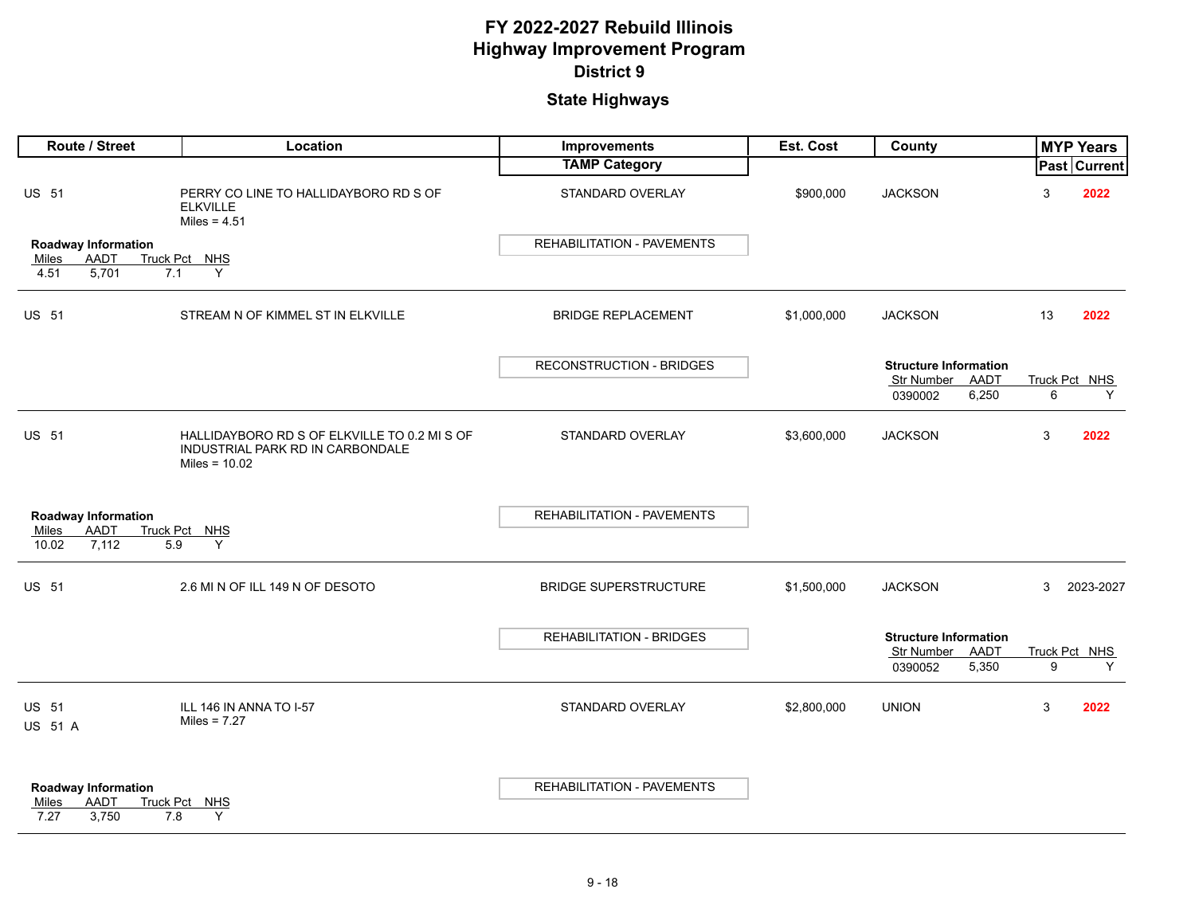# FY 2022-2027 Rebuild Illinois
# Highway Improvement Program
## District 9
## State Highways

| Route / Street | Location | Improvements / TAMP Category | Est. Cost | County | MYP Years Past | MYP Years Current |
|---|---|---|---|---|---|---|
| US 51 | PERRY CO LINE TO HALLIDAYBORO RD S OF ELKVILLE<br>Miles = 4.51 | STANDARD OVERLAY<br>REHABILITATION - PAVEMENTS | $900,000 | JACKSON | 3 | 2022 |
| US 51 | STREAM N OF KIMMEL ST IN ELKVILLE | BRIDGE REPLACEMENT<br>RECONSTRUCTION - BRIDGES | $1,000,000 | JACKSON | 13 | 2022 |
| US 51 | HALLIDAYBORO RD S OF ELKVILLE TO 0.2 MI S OF INDUSTRIAL PARK RD IN CARBONDALE<br>Miles = 10.02 | STANDARD OVERLAY<br>REHABILITATION - PAVEMENTS | $3,600,000 | JACKSON | 3 | 2022 |
| US 51 | 2.6 MI N OF ILL 149 N OF DESOTO | BRIDGE SUPERSTRUCTURE<br>REHABILITATION - BRIDGES | $1,500,000 | JACKSON | 3 | 2023-2027 |
| US 51<br>US 51 A | ILL 146 IN ANNA TO I-57<br>Miles = 7.27 | STANDARD OVERLAY<br>REHABILITATION - PAVEMENTS | $2,800,000 | UNION | 3 | 2022 |

**US 51 — Perry Co Line to Hallidayboro Rd S of Elkville — Roadway Information**

| Miles | AADT | Truck Pct | NHS |
|---|---|---|---|
| 4.51 | 5,701 | 7.1 | Y |

**US 51 — Stream N of Kimmel St in Elkville — Structure Information**

| Str Number | AADT | Truck Pct | NHS |
|---|---|---|---|
| 0390002 | 6,250 | 6 | Y |

**US 51 — Hallidayboro Rd S of Elkville to 0.2 MI S of Industrial Park Rd in Carbondale — Roadway Information**

| Miles | AADT | Truck Pct | NHS |
|---|---|---|---|
| 10.02 | 7,112 | 5.9 | Y |

**US 51 — 2.6 MI N of ILL 149 N of Desoto — Structure Information**

| Str Number | AADT | Truck Pct | NHS |
|---|---|---|---|
| 0390052 | 5,350 | 9 | Y |

**US 51 / US 51 A — ILL 146 in Anna to I-57 — Roadway Information**

| Miles | AADT | Truck Pct | NHS |
|---|---|---|---|
| 7.27 | 3,750 | 7.8 | Y |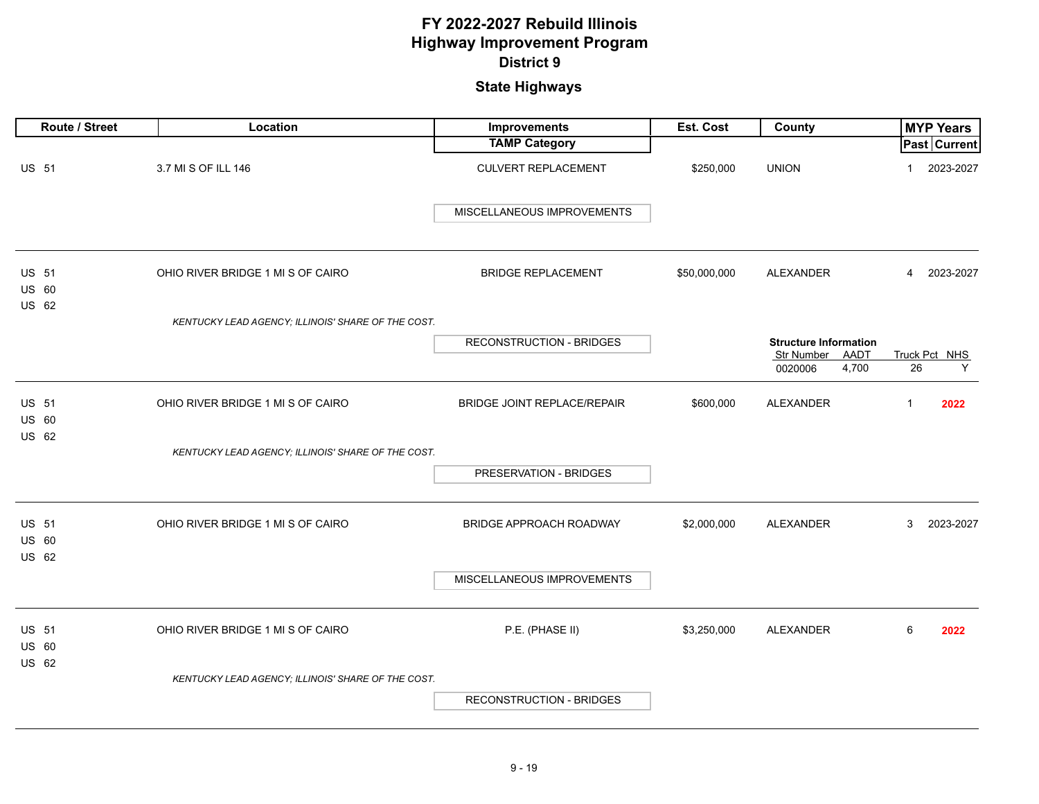# FY 2022-2027 Rebuild Illinois
# Highway Improvement Program
## District 9

### State Highways

| Route / Street | Location | Improvements / TAMP Category | Est. Cost | County | MYP Years Past | MYP Years Current |
|---|---|---|---|---|---|---|
| US 51 | 3.7 MI S OF ILL 146 | CULVERT REPLACEMENT<br>MISCELLANEOUS IMPROVEMENTS | $250,000 | UNION | 1 | 2023-2027 |
| US 51<br>US 60<br>US 62 | OHIO RIVER BRIDGE 1 MI S OF CAIRO<br>*KENTUCKY LEAD AGENCY; ILLINOIS' SHARE OF THE COST.* | BRIDGE REPLACEMENT<br>RECONSTRUCTION - BRIDGES | $50,000,000 | ALEXANDER<br>**Structure Information**<br>Str Number: 0020006<br>AADT: 4,700<br>Truck Pct: 26<br>NHS: Y | 4 | 2023-2027 |
| US 51<br>US 60<br>US 62 | OHIO RIVER BRIDGE 1 MI S OF CAIRO<br>*KENTUCKY LEAD AGENCY; ILLINOIS' SHARE OF THE COST.* | BRIDGE JOINT REPLACE/REPAIR<br>PRESERVATION - BRIDGES | $600,000 | ALEXANDER | 1 | **2022** |
| US 51<br>US 60<br>US 62 | OHIO RIVER BRIDGE 1 MI S OF CAIRO | BRIDGE APPROACH ROADWAY<br>MISCELLANEOUS IMPROVEMENTS | $2,000,000 | ALEXANDER | 3 | 2023-2027 |
| US 51<br>US 60<br>US 62 | OHIO RIVER BRIDGE 1 MI S OF CAIRO<br>*KENTUCKY LEAD AGENCY; ILLINOIS' SHARE OF THE COST.* | P.E. (PHASE II)<br>RECONSTRUCTION - BRIDGES | $3,250,000 | ALEXANDER | 6 | **2022** |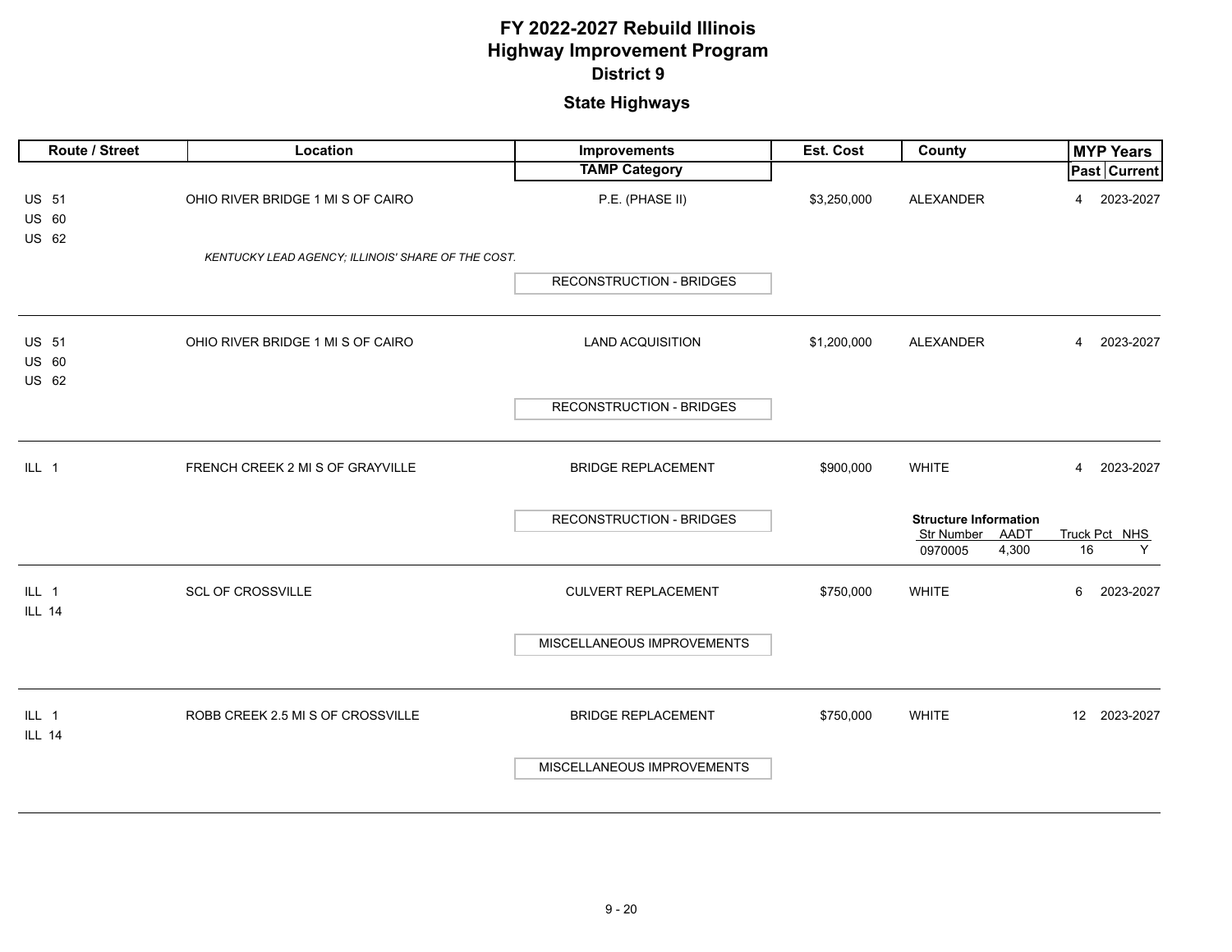# FY 2022-2027 Rebuild Illinois
## Highway Improvement Program
### District 9

### State Highways

| Route / Street | Location | Improvements / TAMP Category | Est. Cost | County | MYP Years Past | MYP Years Current |
|---|---|---|---|---|---|---|
| US 51<br>US 60<br>US 62 | OHIO RIVER BRIDGE 1 MI S OF CAIRO<br>*KENTUCKY LEAD AGENCY; ILLINOIS' SHARE OF THE COST.* | P.E. (PHASE II)<br>RECONSTRUCTION - BRIDGES | $3,250,000 | ALEXANDER | 4 | 2023-2027 |
| US 51<br>US 60<br>US 62 | OHIO RIVER BRIDGE 1 MI S OF CAIRO | LAND ACQUISITION<br>RECONSTRUCTION - BRIDGES | $1,200,000 | ALEXANDER | 4 | 2023-2027 |
| ILL 1 | FRENCH CREEK 2 MI S OF GRAYVILLE | BRIDGE REPLACEMENT<br>RECONSTRUCTION - BRIDGES | $900,000 | WHITE<br>**Structure Information**<br>Str Number: 0970005, AADT: 4,300, Truck Pct: 16, NHS: Y | 4 | 2023-2027 |
| ILL 1<br>ILL 14 | SCL OF CROSSVILLE | CULVERT REPLACEMENT<br>MISCELLANEOUS IMPROVEMENTS | $750,000 | WHITE | 6 | 2023-2027 |
| ILL 1<br>ILL 14 | ROBB CREEK 2.5 MI S OF CROSSVILLE | BRIDGE REPLACEMENT<br>MISCELLANEOUS IMPROVEMENTS | $750,000 | WHITE | 12 | 2023-2027 |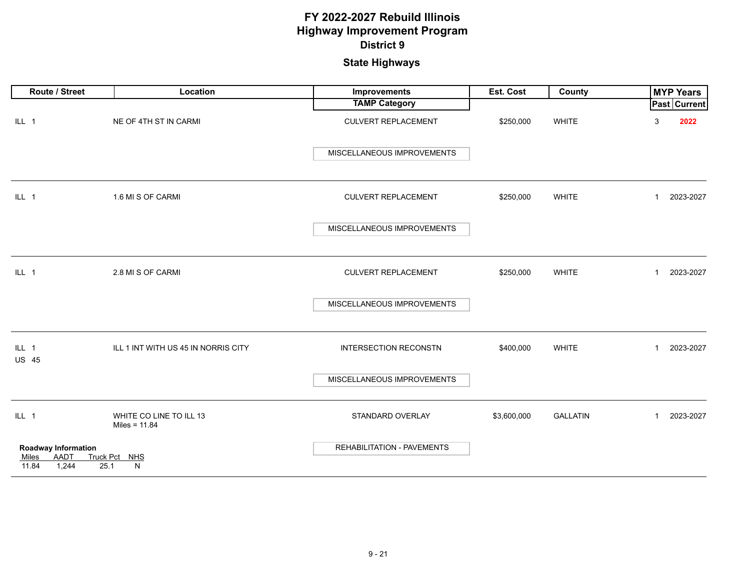# FY 2022-2027 Rebuild Illinois
# Highway Improvement Program
## District 9
### State Highways

| Route / Street | Location | Improvements / TAMP Category | Est. Cost | County | MYP Years Past | MYP Years Current |
|---|---|---|---|---|---|---|
| ILL 1 | NE OF 4TH ST IN CARMI | CULVERT REPLACEMENT / MISCELLANEOUS IMPROVEMENTS | $250,000 | WHITE | 3 | **2022** |
| ILL 1 | 1.6 MI S OF CARMI | CULVERT REPLACEMENT / MISCELLANEOUS IMPROVEMENTS | $250,000 | WHITE | 1 | 2023-2027 |
| ILL 1 | 2.8 MI S OF CARMI | CULVERT REPLACEMENT / MISCELLANEOUS IMPROVEMENTS | $250,000 | WHITE | 1 | 2023-2027 |
| ILL 1 US 45 | ILL 1 INT WITH US 45 IN NORRIS CITY | INTERSECTION RECONSTN / MISCELLANEOUS IMPROVEMENTS | $400,000 | WHITE | 1 | 2023-2027 |
| ILL 1 | WHITE CO LINE TO ILL 13 Miles = 11.84 | STANDARD OVERLAY / REHABILITATION - PAVEMENTS | $3,600,000 | GALLATIN | 1 | 2023-2027 |

**Roadway Information**

| Miles | AADT | Truck Pct | NHS |
|---|---|---|---|
| 11.84 | 1,244 | 25.1 | N |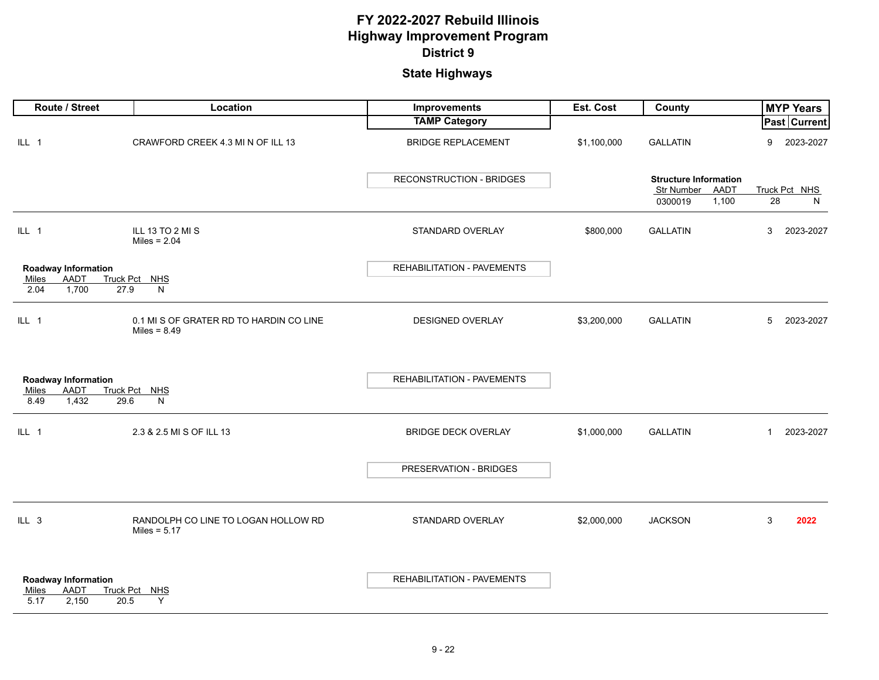# FY 2022-2027 Rebuild Illinois
# Highway Improvement Program
## District 9

### State Highways

| Route / Street | Location | Improvements / TAMP Category | Est. Cost | County | MYP Years Past | MYP Years Current |
|---|---|---|---|---|---|---|
| ILL 1 | CRAWFORD CREEK 4.3 MI N OF ILL 13 | BRIDGE REPLACEMENT / RECONSTRUCTION - BRIDGES | $1,100,000 | GALLATIN | 9 | 2023-2027 |
| ILL 1 | ILL 13 TO 2 MI S<br>Miles = 2.04 | STANDARD OVERLAY / REHABILITATION - PAVEMENTS | $800,000 | GALLATIN | 3 | 2023-2027 |
| ILL 1 | 0.1 MI S OF GRATER RD TO HARDIN CO LINE<br>Miles = 8.49 | DESIGNED OVERLAY / REHABILITATION - PAVEMENTS | $3,200,000 | GALLATIN | 5 | 2023-2027 |
| ILL 1 | 2.3 & 2.5 MI S OF ILL 13 | BRIDGE DECK OVERLAY / PRESERVATION - BRIDGES | $1,000,000 | GALLATIN | 1 | 2023-2027 |
| ILL 3 | RANDOLPH CO LINE TO LOGAN HOLLOW RD<br>Miles = 5.17 | STANDARD OVERLAY / REHABILITATION - PAVEMENTS | $2,000,000 | JACKSON | 3 | **2022** |

**ILL 1 – Crawford Creek 4.3 MI N of ILL 13 – Structure Information**

| Str Number | AADT | Truck Pct | NHS |
|---|---|---|---|
| 0300019 | 1,100 | 28 | N |

**ILL 1 – ILL 13 to 2 MI S – Roadway Information**

| Miles | AADT | Truck Pct | NHS |
|---|---|---|---|
| 2.04 | 1,700 | 27.9 | N |

**ILL 1 – 0.1 MI S of Grater Rd to Hardin Co Line – Roadway Information**

| Miles | AADT | Truck Pct | NHS |
|---|---|---|---|
| 8.49 | 1,432 | 29.6 | N |

**ILL 3 – Randolph Co Line to Logan Hollow Rd – Roadway Information**

| Miles | AADT | Truck Pct | NHS |
|---|---|---|---|
| 5.17 | 2,150 | 20.5 | Y |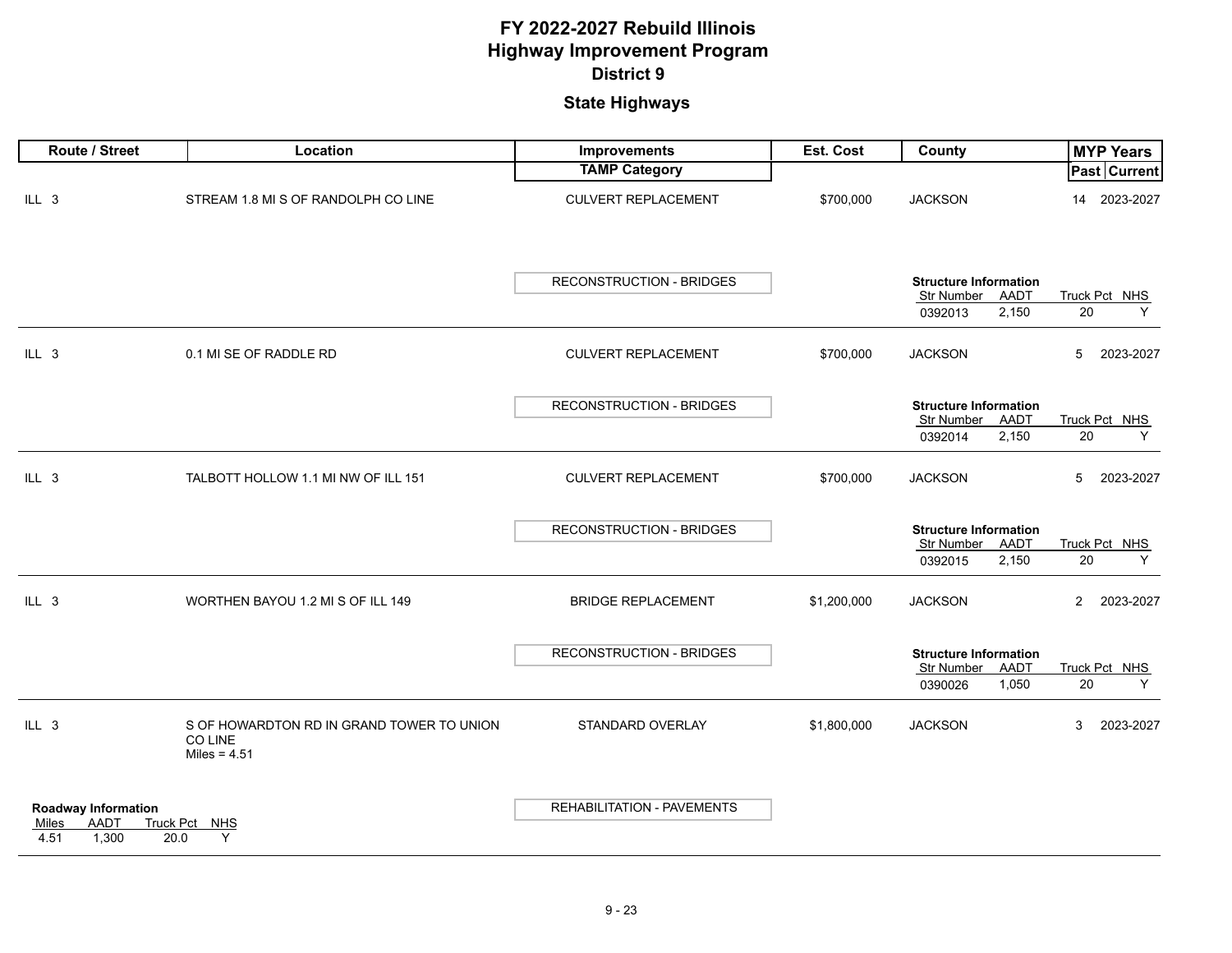# FY 2022-2027 Rebuild Illinois
# Highway Improvement Program
## District 9

### State Highways

| Route / Street | Location | Improvements / TAMP Category | Est. Cost | County | MYP Years Past | MYP Years Current |
|---|---|---|---|---|---|---|
| ILL 3 | STREAM 1.8 MI S OF RANDOLPH CO LINE | CULVERT REPLACEMENT | $700,000 | JACKSON | 14 | 2023-2027 |
| | | RECONSTRUCTION - BRIDGES | | **Structure Information** Str Number: 0392013; AADT: 2,150; Truck Pct: 20; NHS: Y | | |
| ILL 3 | 0.1 MI SE OF RADDLE RD | CULVERT REPLACEMENT | $700,000 | JACKSON | 5 | 2023-2027 |
| | | RECONSTRUCTION - BRIDGES | | **Structure Information** Str Number: 0392014; AADT: 2,150; Truck Pct: 20; NHS: Y | | |
| ILL 3 | TALBOTT HOLLOW 1.1 MI NW OF ILL 151 | CULVERT REPLACEMENT | $700,000 | JACKSON | 5 | 2023-2027 |
| | | RECONSTRUCTION - BRIDGES | | **Structure Information** Str Number: 0392015; AADT: 2,150; Truck Pct: 20; NHS: Y | | |
| ILL 3 | WORTHEN BAYOU 1.2 MI S OF ILL 149 | BRIDGE REPLACEMENT | $1,200,000 | JACKSON | 2 | 2023-2027 |
| | | RECONSTRUCTION - BRIDGES | | **Structure Information** Str Number: 0390026; AADT: 1,050; Truck Pct: 20; NHS: Y | | |
| ILL 3 | S OF HOWARDTON RD IN GRAND TOWER TO UNION CO LINE Miles = 4.51 | STANDARD OVERLAY | $1,800,000 | JACKSON | 3 | 2023-2027 |
| **Roadway Information** Miles: 4.51; AADT: 1,300; Truck Pct: 20.0; NHS: Y | | REHABILITATION - PAVEMENTS | | | | |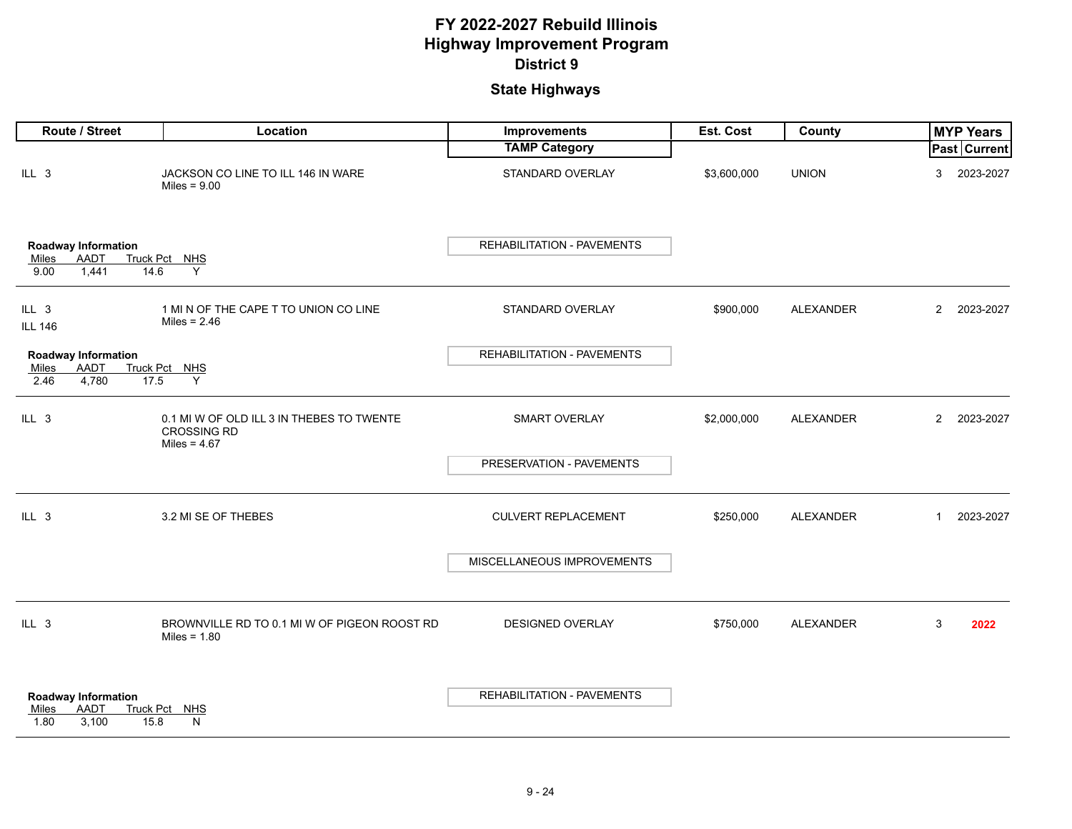# FY 2022-2027 Rebuild Illinois
# Highway Improvement Program
## District 9

### State Highways

| Route / Street | Location | Improvements / TAMP Category | Est. Cost | County | MYP Years Past | MYP Years Current |
|---|---|---|---|---|---|---|
| ILL 3 | JACKSON CO LINE TO ILL 146 IN WARE<br>Miles = 9.00 | STANDARD OVERLAY<br>REHABILITATION - PAVEMENTS | $3,600,000 | UNION | 3 | 2023-2027 |
| ILL 3<br>ILL 146 | 1 MI N OF THE CAPE T TO UNION CO LINE<br>Miles = 2.46 | STANDARD OVERLAY<br>REHABILITATION - PAVEMENTS | $900,000 | ALEXANDER | 2 | 2023-2027 |
| ILL 3 | 0.1 MI W OF OLD ILL 3 IN THEBES TO TWENTE CROSSING RD<br>Miles = 4.67 | SMART OVERLAY<br>PRESERVATION - PAVEMENTS | $2,000,000 | ALEXANDER | 2 | 2023-2027 |
| ILL 3 | 3.2 MI SE OF THEBES | CULVERT REPLACEMENT<br>MISCELLANEOUS IMPROVEMENTS | $250,000 | ALEXANDER | 1 | 2023-2027 |
| ILL 3 | BROWNVILLE RD TO 0.1 MI W OF PIGEON ROOST RD<br>Miles = 1.80 | DESIGNED OVERLAY<br>REHABILITATION - PAVEMENTS | $750,000 | ALEXANDER | 3 | **2022** |

**Roadway Information**

| Route / Location | Miles | AADT | Truck Pct | NHS |
|---|---|---|---|---|
| ILL 3 — JACKSON CO LINE TO ILL 146 IN WARE | 9.00 | 1,441 | 14.6 | Y |
| ILL 3 / ILL 146 — 1 MI N OF THE CAPE T TO UNION CO LINE | 2.46 | 4,780 | 17.5 | Y |
| ILL 3 — BROWNVILLE RD TO 0.1 MI W OF PIGEON ROOST RD | 1.80 | 3,100 | 15.8 | N |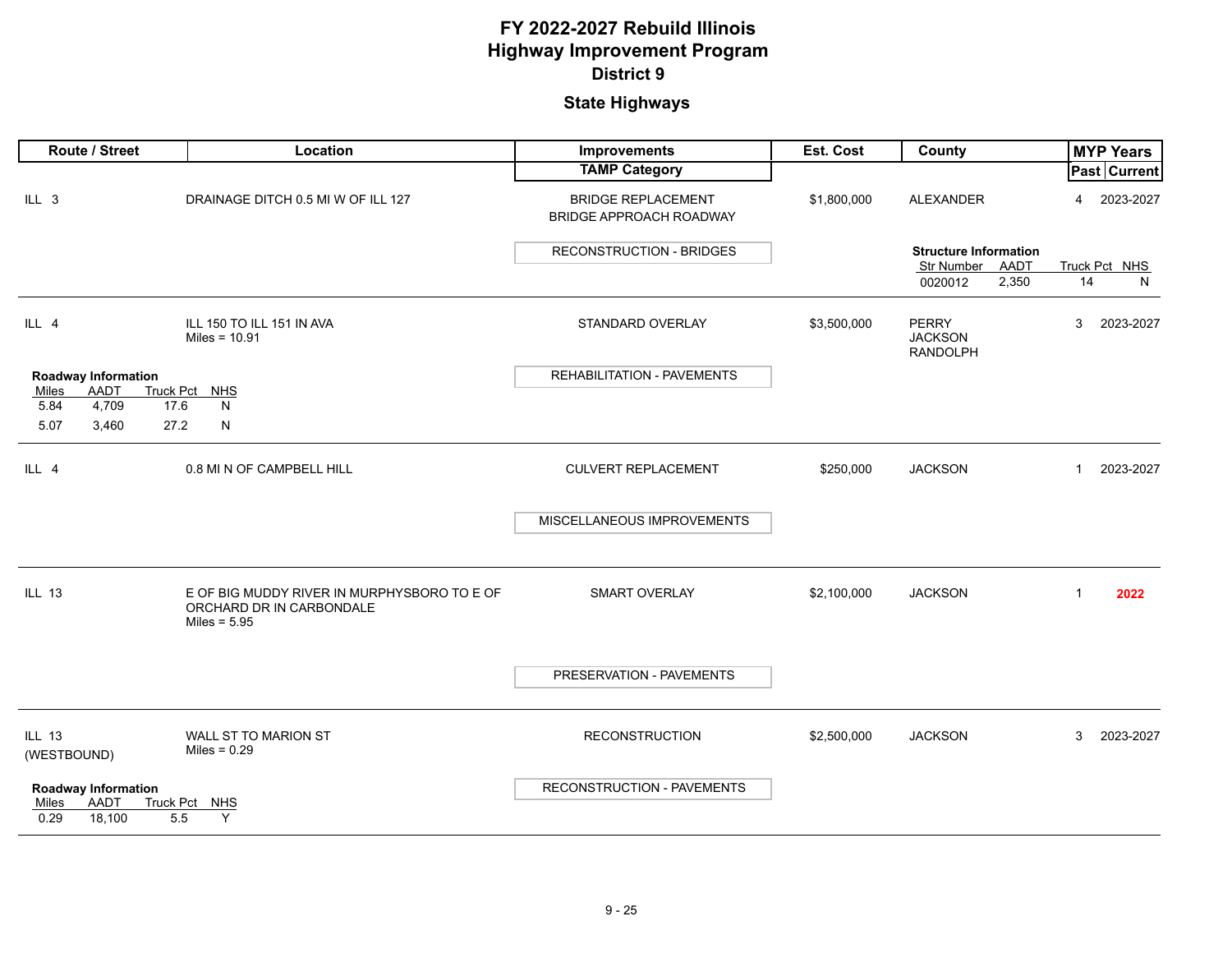# FY 2022-2027 Rebuild Illinois
# Highway Improvement Program
## District 9

### State Highways

| Route / Street | Location | Improvements / TAMP Category | Est. Cost | County | MYP Years Past | MYP Years Current |
|---|---|---|---|---|---|---|
| ILL 3 | DRAINAGE DITCH 0.5 MI W OF ILL 127 | BRIDGE REPLACEMENT<br>BRIDGE APPROACH ROADWAY<br>TAMP: RECONSTRUCTION - BRIDGES | $1,800,000 | ALEXANDER<br>**Structure Information**<br>Str Number: 0020012; AADT: 2,350; Truck Pct: 14; NHS: N | 4 | 2023-2027 |
| ILL 4<br>**Roadway Information**<br>Miles: 5.84; AADT: 4,709; Truck Pct: 17.6; NHS: N<br>Miles: 5.07; AADT: 3,460; Truck Pct: 27.2; NHS: N | ILL 150 TO ILL 151 IN AVA<br>Miles = 10.91 | STANDARD OVERLAY<br>TAMP: REHABILITATION - PAVEMENTS | $3,500,000 | PERRY<br>JACKSON<br>RANDOLPH | 3 | 2023-2027 |
| ILL 4 | 0.8 MI N OF CAMPBELL HILL | CULVERT REPLACEMENT<br>TAMP: MISCELLANEOUS IMPROVEMENTS | $250,000 | JACKSON | 1 | 2023-2027 |
| ILL 13 | E OF BIG MUDDY RIVER IN MURPHYSBORO TO E OF ORCHARD DR IN CARBONDALE<br>Miles = 5.95 | SMART OVERLAY<br>TAMP: PRESERVATION - PAVEMENTS | $2,100,000 | JACKSON | 1 | **2022** |
| ILL 13<br>(WESTBOUND)<br>**Roadway Information**<br>Miles: 0.29; AADT: 18,100; Truck Pct: 5.5; NHS: Y | WALL ST TO MARION ST<br>Miles = 0.29 | RECONSTRUCTION<br>TAMP: RECONSTRUCTION - PAVEMENTS | $2,500,000 | JACKSON | 3 | 2023-2027 |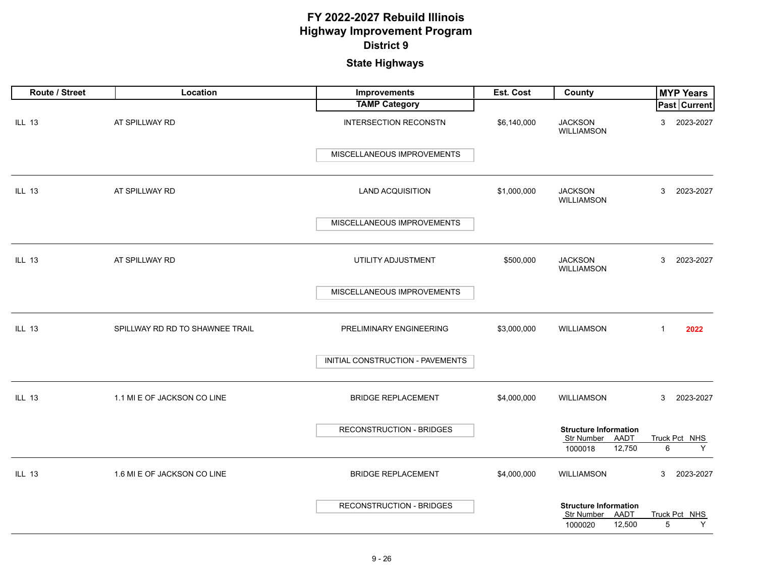# FY 2022-2027 Rebuild Illinois
# Highway Improvement Program
## District 9
## State Highways

| Route / Street | Location | Improvements / TAMP Category | Est. Cost | County | MYP Years Past | MYP Years Current |
|---|---|---|---|---|---|---|
| ILL 13 | AT SPILLWAY RD | INTERSECTION RECONSTN / MISCELLANEOUS IMPROVEMENTS | $6,140,000 | JACKSON WILLIAMSON | 3 | 2023-2027 |
| ILL 13 | AT SPILLWAY RD | LAND ACQUISITION / MISCELLANEOUS IMPROVEMENTS | $1,000,000 | JACKSON WILLIAMSON | 3 | 2023-2027 |
| ILL 13 | AT SPILLWAY RD | UTILITY ADJUSTMENT / MISCELLANEOUS IMPROVEMENTS | $500,000 | JACKSON WILLIAMSON | 3 | 2023-2027 |
| ILL 13 | SPILLWAY RD RD TO SHAWNEE TRAIL | PRELIMINARY ENGINEERING / INITIAL CONSTRUCTION - PAVEMENTS | $3,000,000 | WILLIAMSON | 1 | 2022 |
| ILL 13 | 1.1 MI E OF JACKSON CO LINE | BRIDGE REPLACEMENT / RECONSTRUCTION - BRIDGES | $4,000,000 | WILLIAMSON<br>Structure Information: Str Number 1000018, AADT 12,750, Truck Pct 6, NHS Y | 3 | 2023-2027 |
| ILL 13 | 1.6 MI E OF JACKSON CO LINE | BRIDGE REPLACEMENT / RECONSTRUCTION - BRIDGES | $4,000,000 | WILLIAMSON<br>Structure Information: Str Number 1000020, AADT 12,500, Truck Pct 5, NHS Y | 3 | 2023-2027 |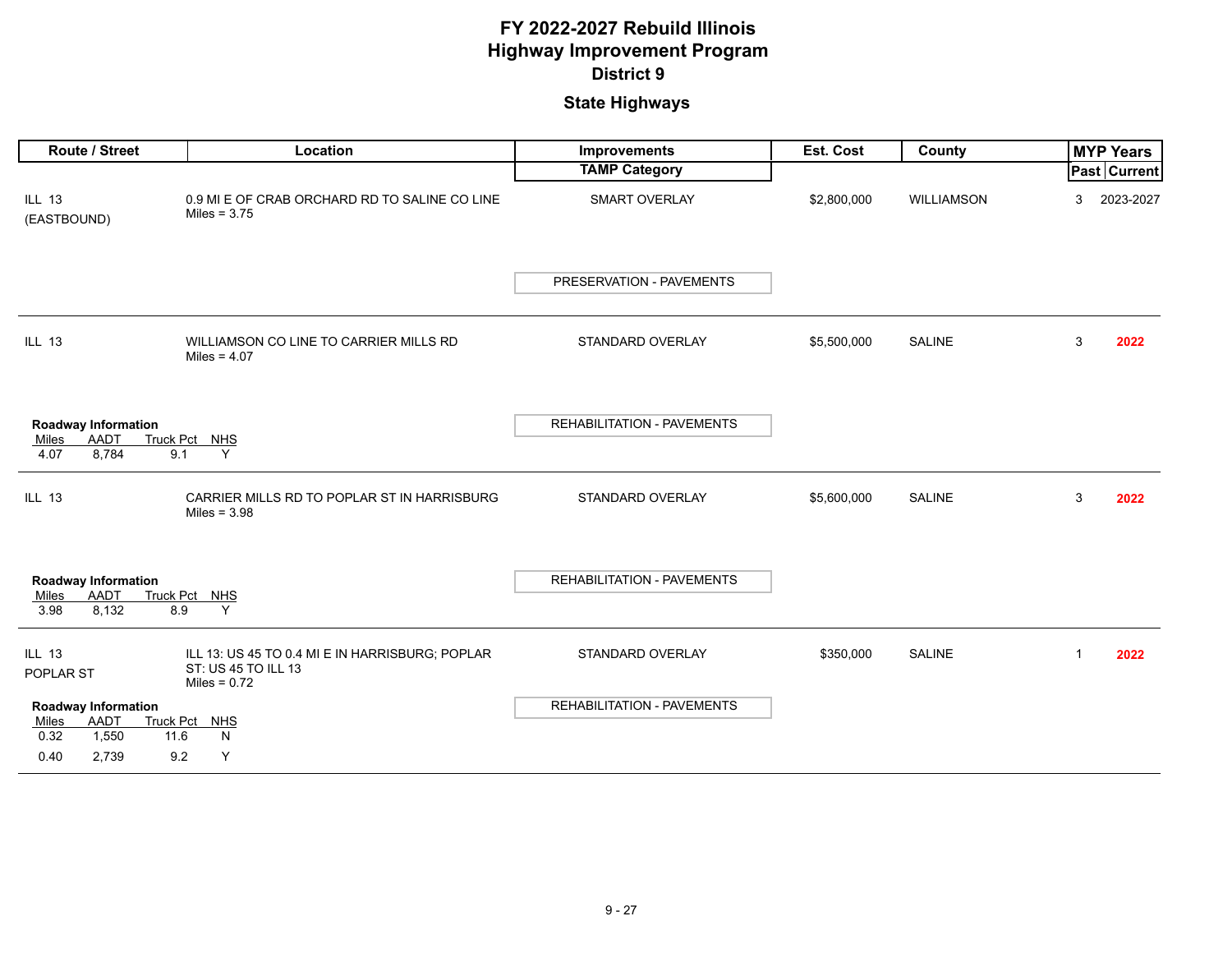# FY 2022-2027 Rebuild Illinois
# Highway Improvement Program
## District 9
### State Highways

| Route / Street | Location | Improvements / TAMP Category | Est. Cost | County | MYP Years Past | MYP Years Current |
|---|---|---|---|---|---|---|
| ILL 13 (EASTBOUND) | 0.9 MI E OF CRAB ORCHARD RD TO SALINE CO LINE<br>Miles = 3.75 | SMART OVERLAY<br>PRESERVATION - PAVEMENTS | $2,800,000 | WILLIAMSON | 3 | 2023-2027 |
| ILL 13 | WILLIAMSON CO LINE TO CARRIER MILLS RD<br>Miles = 4.07 | STANDARD OVERLAY<br>REHABILITATION - PAVEMENTS | $5,500,000 | SALINE | 3 | 2022 |
| ILL 13 | CARRIER MILLS RD TO POPLAR ST IN HARRISBURG<br>Miles = 3.98 | STANDARD OVERLAY<br>REHABILITATION - PAVEMENTS | $5,600,000 | SALINE | 3 | 2022 |
| ILL 13<br>POPLAR ST | ILL 13: US 45 TO 0.4 MI E IN HARRISBURG; POPLAR ST: US 45 TO ILL 13<br>Miles = 0.72 | STANDARD OVERLAY<br>REHABILITATION - PAVEMENTS | $350,000 | SALINE | 1 | 2022 |

**Roadway Information** (ILL 13, Williamson Co Line to Carrier Mills Rd)

| Miles | AADT | Truck Pct | NHS |
|---|---|---|---|
| 4.07 | 8,784 | 9.1 | Y |

**Roadway Information** (ILL 13, Carrier Mills Rd to Poplar St in Harrisburg)

| Miles | AADT | Truck Pct | NHS |
|---|---|---|---|
| 3.98 | 8,132 | 8.9 | Y |

**Roadway Information** (ILL 13 / Poplar St)

| Miles | AADT | Truck Pct | NHS |
|---|---|---|---|
| 0.32 | 1,550 | 11.6 | N |
| 0.40 | 2,739 | 9.2 | Y |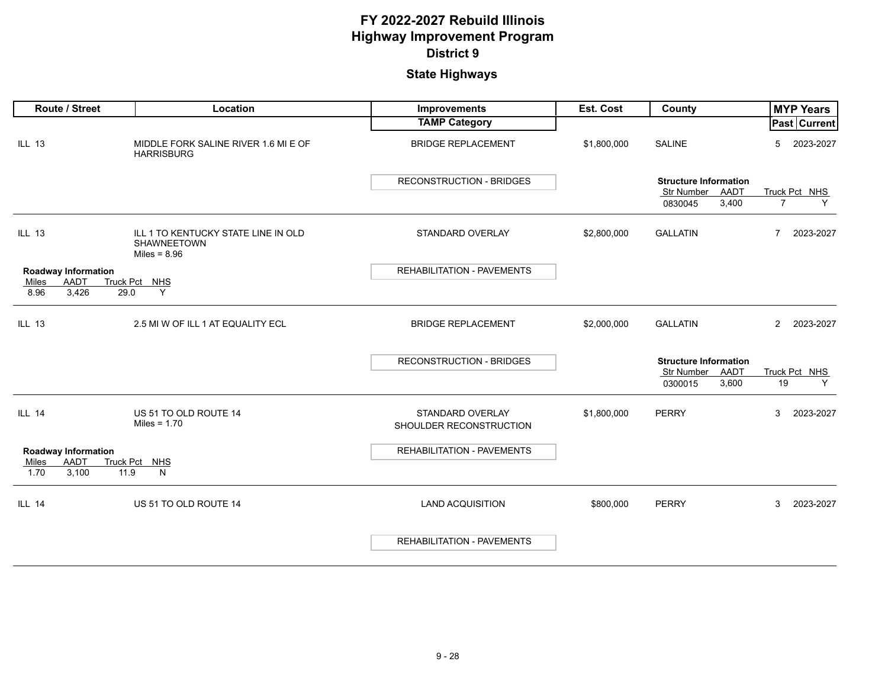# FY 2022-2027 Rebuild Illinois
# Highway Improvement Program
## District 9

## State Highways

| Route / Street | Location | Improvements / TAMP Category | Est. Cost | County | MYP Years Past | MYP Years Current |
|---|---|---|---|---|---|---|
| ILL 13 | MIDDLE FORK SALINE RIVER 1.6 MI E OF HARRISBURG | BRIDGE REPLACEMENT | $1,800,000 | SALINE | 5 | 2023-2027 |
| | | RECONSTRUCTION - BRIDGES | | **Structure Information** Str Number: 0830045; AADT: 3,400; Truck Pct: 7; NHS: Y | | |
| ILL 13 | ILL 1 TO KENTUCKY STATE LINE IN OLD SHAWNEETOWN Miles = 8.96 | STANDARD OVERLAY | $2,800,000 | GALLATIN | 7 | 2023-2027 |
| **Roadway Information** Miles: 8.96; AADT: 3,426; Truck Pct: 29.0; NHS: Y | | REHABILITATION - PAVEMENTS | | | | |
| ILL 13 | 2.5 MI W OF ILL 1 AT EQUALITY ECL | BRIDGE REPLACEMENT | $2,000,000 | GALLATIN | 2 | 2023-2027 |
| | | RECONSTRUCTION - BRIDGES | | **Structure Information** Str Number: 0300015; AADT: 3,600; Truck Pct: 19; NHS: Y | | |
| ILL 14 | US 51 TO OLD ROUTE 14 Miles = 1.70 | STANDARD OVERLAY SHOULDER RECONSTRUCTION | $1,800,000 | PERRY | 3 | 2023-2027 |
| **Roadway Information** Miles: 1.70; AADT: 3,100; Truck Pct: 11.9; NHS: N | | REHABILITATION - PAVEMENTS | | | | |
| ILL 14 | US 51 TO OLD ROUTE 14 | LAND ACQUISITION | $800,000 | PERRY | 3 | 2023-2027 |
| | | REHABILITATION - PAVEMENTS | | | | |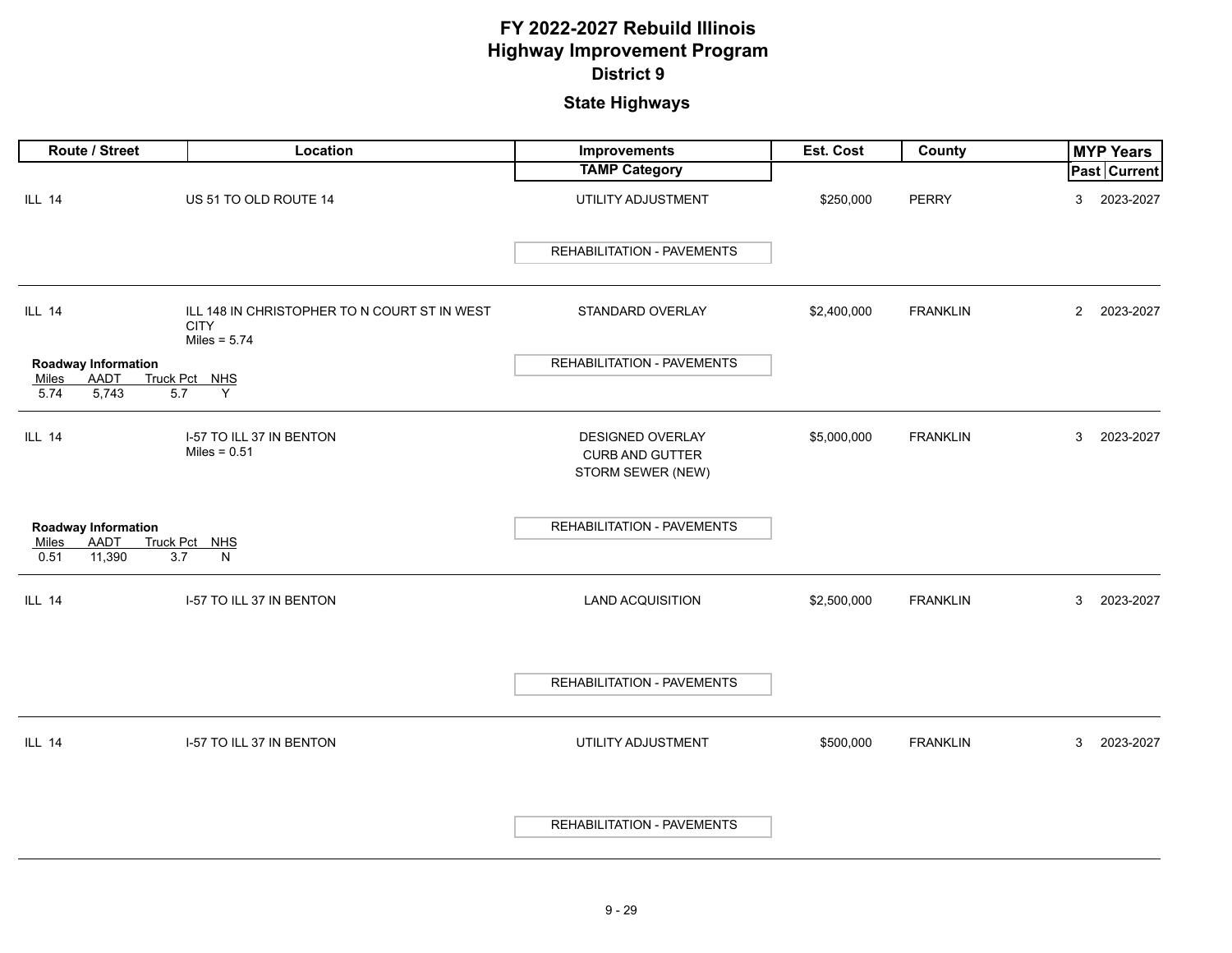# FY 2022-2027 Rebuild Illinois
# Highway Improvement Program
## District 9

## State Highways

| Route / Street | Location | Improvements / TAMP Category | Est. Cost | County | MYP Years Past | MYP Years Current |
|---|---|---|---|---|---|---|
| ILL 14 | US 51 TO OLD ROUTE 14 | UTILITY ADJUSTMENT<br>REHABILITATION - PAVEMENTS | $250,000 | PERRY | 3 | 2023-2027 |
| ILL 14 | ILL 148 IN CHRISTOPHER TO N COURT ST IN WEST CITY<br>Miles = 5.74<br>**Roadway Information**: Miles 5.74, AADT 5,743, Truck Pct 5.7, NHS Y | STANDARD OVERLAY<br>REHABILITATION - PAVEMENTS | $2,400,000 | FRANKLIN | 2 | 2023-2027 |
| ILL 14 | I-57 TO ILL 37 IN BENTON<br>Miles = 0.51<br>**Roadway Information**: Miles 0.51, AADT 11,390, Truck Pct 3.7, NHS N | DESIGNED OVERLAY<br>CURB AND GUTTER<br>STORM SEWER (NEW)<br>REHABILITATION - PAVEMENTS | $5,000,000 | FRANKLIN | 3 | 2023-2027 |
| ILL 14 | I-57 TO ILL 37 IN BENTON | LAND ACQUISITION<br>REHABILITATION - PAVEMENTS | $2,500,000 | FRANKLIN | 3 | 2023-2027 |
| ILL 14 | I-57 TO ILL 37 IN BENTON | UTILITY ADJUSTMENT<br>REHABILITATION - PAVEMENTS | $500,000 | FRANKLIN | 3 | 2023-2027 |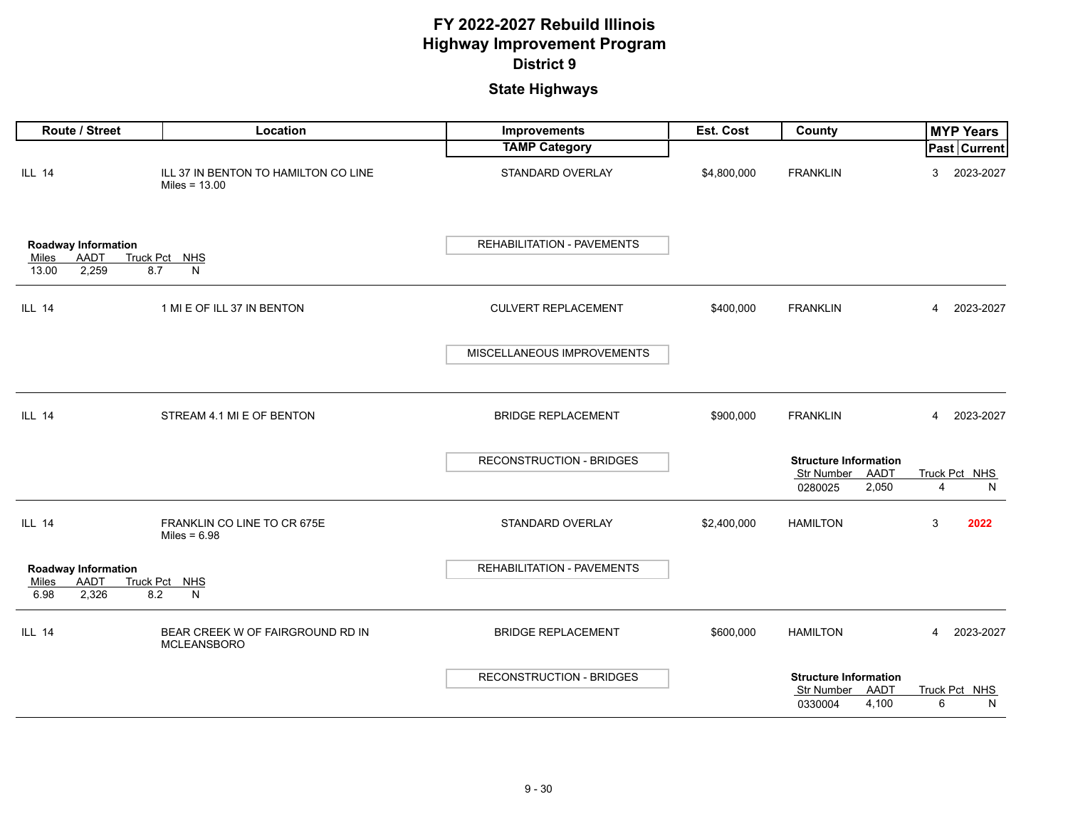# FY 2022-2027 Rebuild Illinois
# Highway Improvement Program
## District 9

### State Highways

| Route / Street | Location | Improvements / TAMP Category | Est. Cost | County | MYP Years Past | MYP Years Current |
|---|---|---|---|---|---|---|
| ILL 14 | ILL 37 IN BENTON TO HAMILTON CO LINE<br>Miles = 13.00 | STANDARD OVERLAY<br>REHABILITATION - PAVEMENTS | $4,800,000 | FRANKLIN | 3 | 2023-2027 |
| ILL 14 | 1 MI E OF ILL 37 IN BENTON | CULVERT REPLACEMENT<br>MISCELLANEOUS IMPROVEMENTS | $400,000 | FRANKLIN | 4 | 2023-2027 |
| ILL 14 | STREAM 4.1 MI E OF BENTON | BRIDGE REPLACEMENT<br>RECONSTRUCTION - BRIDGES | $900,000 | FRANKLIN | 4 | 2023-2027 |
| ILL 14 | FRANKLIN CO LINE TO CR 675E<br>Miles = 6.98 | STANDARD OVERLAY<br>REHABILITATION - PAVEMENTS | $2,400,000 | HAMILTON | 3 | **2022** |
| ILL 14 | BEAR CREEK W OF FAIRGROUND RD IN MCLEANSBORO | BRIDGE REPLACEMENT<br>RECONSTRUCTION - BRIDGES | $600,000 | HAMILTON | 4 | 2023-2027 |

**Roadway Information** (ILL 14, ILL 37 IN BENTON TO HAMILTON CO LINE)

| Miles | AADT | Truck Pct | NHS |
|---|---|---|---|
| 13.00 | 2,259 | 8.7 | N |

**Structure Information** (ILL 14, STREAM 4.1 MI E OF BENTON)

| Str Number | AADT | Truck Pct | NHS |
|---|---|---|---|
| 0280025 | 2,050 | 4 | N |

**Roadway Information** (ILL 14, FRANKLIN CO LINE TO CR 675E)

| Miles | AADT | Truck Pct | NHS |
|---|---|---|---|
| 6.98 | 2,326 | 8.2 | N |

**Structure Information** (ILL 14, BEAR CREEK W OF FAIRGROUND RD IN MCLEANSBORO)

| Str Number | AADT | Truck Pct | NHS |
|---|---|---|---|
| 0330004 | 4,100 | 6 | N |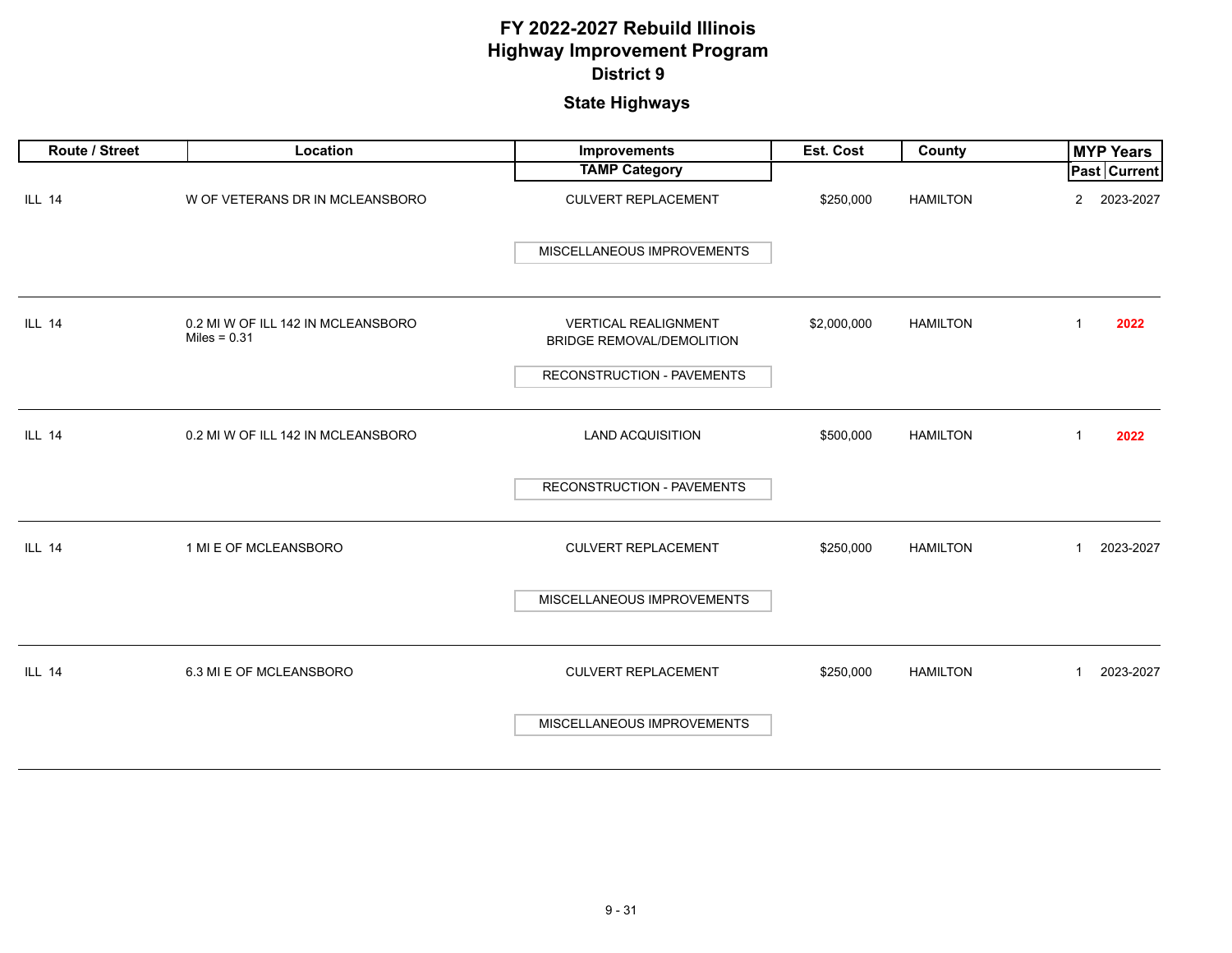# FY 2022-2027 Rebuild Illinois
# Highway Improvement Program
## District 9
### State Highways

| Route / Street | Location | Improvements / TAMP Category | Est. Cost | County | MYP Years Past | MYP Years Current |
|---|---|---|---|---|---|---|
| ILL 14 | W OF VETERANS DR IN MCLEANSBORO | CULVERT REPLACEMENT<br>MISCELLANEOUS IMPROVEMENTS | $250,000 | HAMILTON | 2 | 2023-2027 |
| ILL 14 | 0.2 MI W OF ILL 142 IN MCLEANSBORO<br>Miles = 0.31 | VERTICAL REALIGNMENT<br>BRIDGE REMOVAL/DEMOLITION<br>RECONSTRUCTION - PAVEMENTS | $2,000,000 | HAMILTON | 1 | **2022** |
| ILL 14 | 0.2 MI W OF ILL 142 IN MCLEANSBORO | LAND ACQUISITION<br>RECONSTRUCTION - PAVEMENTS | $500,000 | HAMILTON | 1 | **2022** |
| ILL 14 | 1 MI E OF MCLEANSBORO | CULVERT REPLACEMENT<br>MISCELLANEOUS IMPROVEMENTS | $250,000 | HAMILTON | 1 | 2023-2027 |
| ILL 14 | 6.3 MI E OF MCLEANSBORO | CULVERT REPLACEMENT<br>MISCELLANEOUS IMPROVEMENTS | $250,000 | HAMILTON | 1 | 2023-2027 |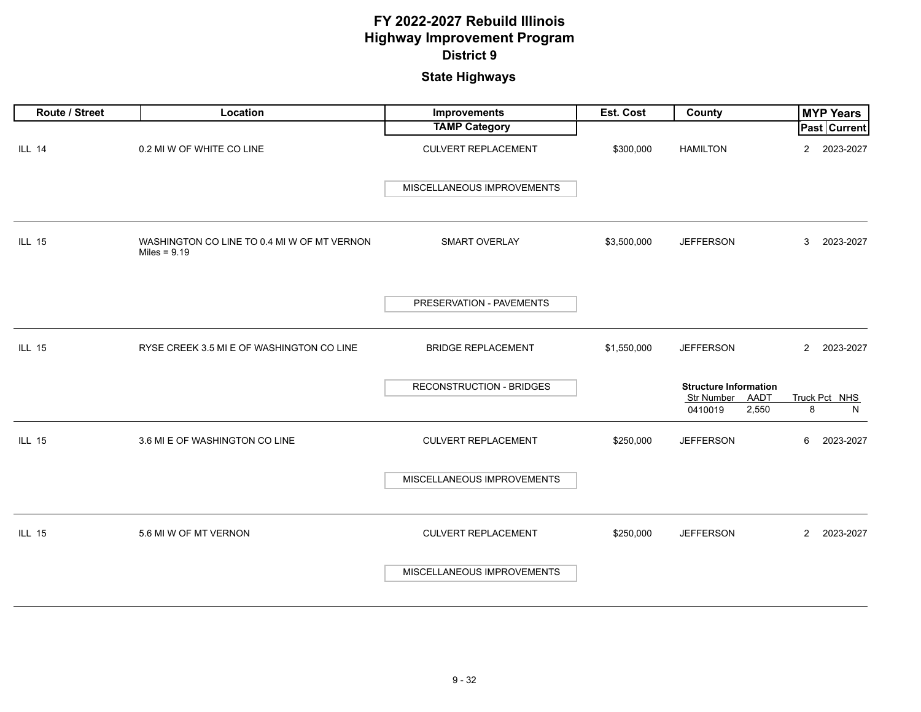# FY 2022-2027 Rebuild Illinois
# Highway Improvement Program
## District 9

### State Highways

| Route / Street | Location | Improvements / TAMP Category | Est. Cost | County | MYP Years Past | MYP Years Current |
|---|---|---|---|---|---|---|
| ILL 14 | 0.2 MI W OF WHITE CO LINE | CULVERT REPLACEMENT / MISCELLANEOUS IMPROVEMENTS | $300,000 | HAMILTON | 2 | 2023-2027 |
| ILL 15 | WASHINGTON CO LINE TO 0.4 MI W OF MT VERNON Miles = 9.19 | SMART OVERLAY / PRESERVATION - PAVEMENTS | $3,500,000 | JEFFERSON | 3 | 2023-2027 |
| ILL 15 | RYSE CREEK 3.5 MI E OF WASHINGTON CO LINE | BRIDGE REPLACEMENT / RECONSTRUCTION - BRIDGES | $1,550,000 | JEFFERSON | 2 | 2023-2027 |
| ILL 15 | 3.6 MI E OF WASHINGTON CO LINE | CULVERT REPLACEMENT / MISCELLANEOUS IMPROVEMENTS | $250,000 | JEFFERSON | 6 | 2023-2027 |
| ILL 15 | 5.6 MI W OF MT VERNON | CULVERT REPLACEMENT / MISCELLANEOUS IMPROVEMENTS | $250,000 | JEFFERSON | 2 | 2023-2027 |

**Structure Information** (ILL 15 – RYSE CREEK 3.5 MI E OF WASHINGTON CO LINE)

| Str Number | AADT | Truck Pct | NHS |
|---|---|---|---|
| 0410019 | 2,550 | 8 | N |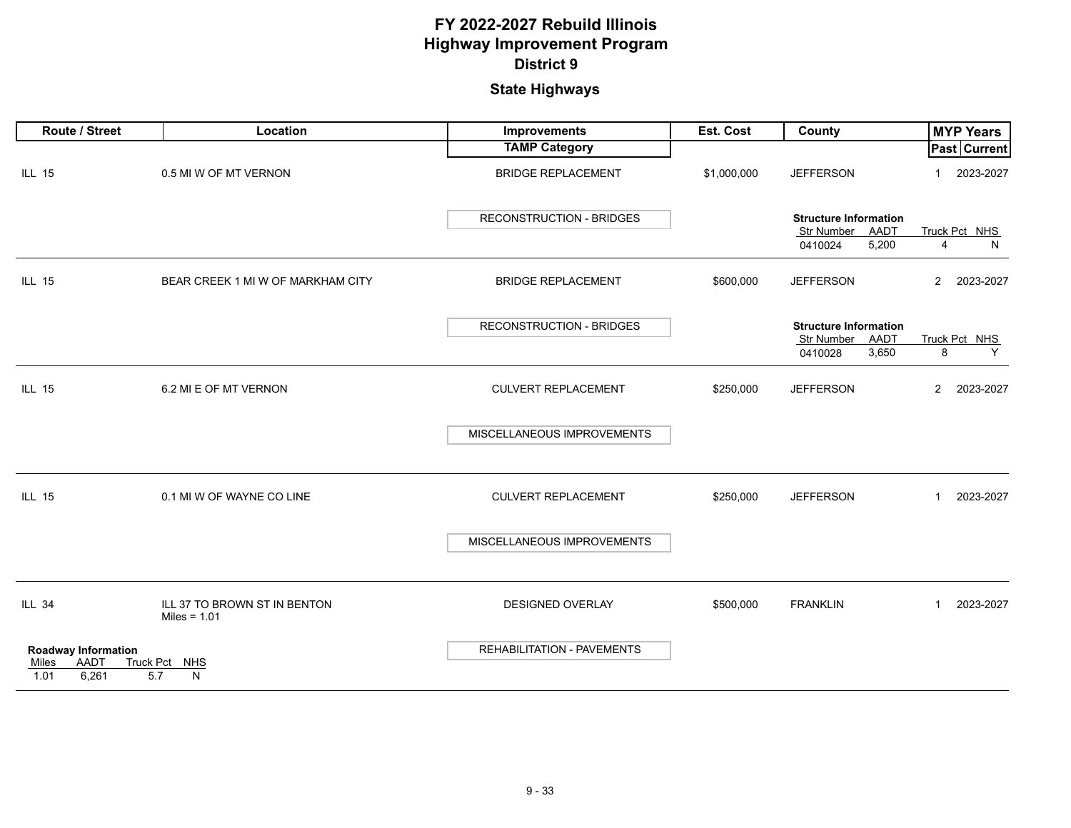# FY 2022-2027 Rebuild Illinois
# Highway Improvement Program
## District 9

### State Highways

| Route / Street | Location | Improvements / TAMP Category | Est. Cost | County | MYP Years Past | MYP Years Current |
|---|---|---|---|---|---|---|
| ILL 15 | 0.5 MI W OF MT VERNON | BRIDGE REPLACEMENT / RECONSTRUCTION - BRIDGES | $1,000,000 | JEFFERSON | 1 | 2023-2027 |
| ILL 15 | BEAR CREEK 1 MI W OF MARKHAM CITY | BRIDGE REPLACEMENT / RECONSTRUCTION - BRIDGES | $600,000 | JEFFERSON | 2 | 2023-2027 |
| ILL 15 | 6.2 MI E OF MT VERNON | CULVERT REPLACEMENT / MISCELLANEOUS IMPROVEMENTS | $250,000 | JEFFERSON | 2 | 2023-2027 |
| ILL 15 | 0.1 MI W OF WAYNE CO LINE | CULVERT REPLACEMENT / MISCELLANEOUS IMPROVEMENTS | $250,000 | JEFFERSON | 1 | 2023-2027 |
| ILL 34 | ILL 37 TO BROWN ST IN BENTON Miles = 1.01 | DESIGNED OVERLAY / REHABILITATION - PAVEMENTS | $500,000 | FRANKLIN | 1 | 2023-2027 |

**Structure Information** (ILL 15, 0.5 MI W OF MT VERNON)

| Str Number | AADT | Truck Pct | NHS |
|---|---|---|---|
| 0410024 | 5,200 | 4 | N |

**Structure Information** (ILL 15, BEAR CREEK 1 MI W OF MARKHAM CITY)

| Str Number | AADT | Truck Pct | NHS |
|---|---|---|---|
| 0410028 | 3,650 | 8 | Y |

**Roadway Information** (ILL 34, ILL 37 TO BROWN ST IN BENTON)

| Miles | AADT | Truck Pct | NHS |
|---|---|---|---|
| 1.01 | 6,261 | 5.7 | N |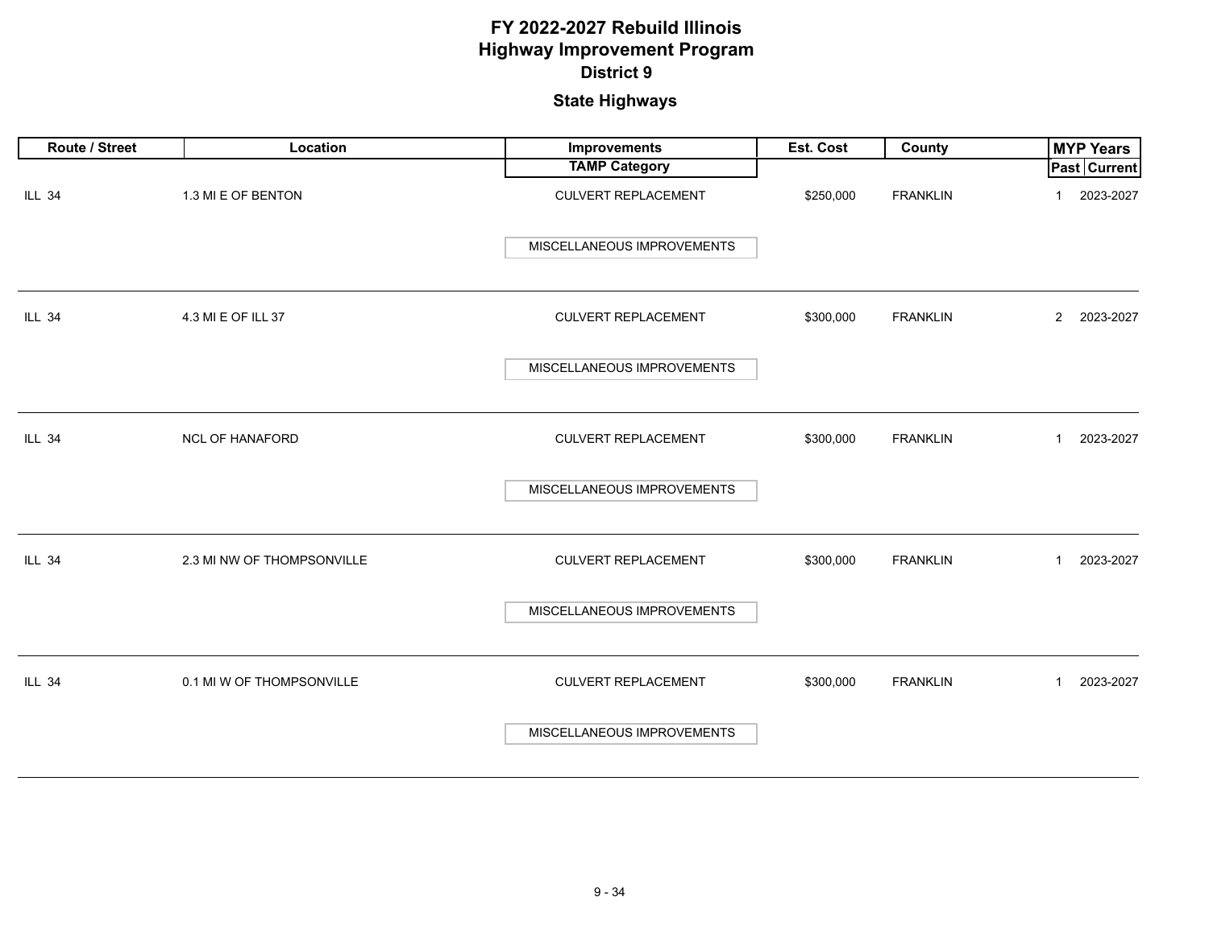# FY 2022-2027 Rebuild Illinois
# Highway Improvement Program
## District 9

### State Highways

| Route / Street | Location | Improvements / TAMP Category | Est. Cost | County | MYP Years Past | MYP Years Current |
|---|---|---|---|---|---|---|
| ILL 34 | 1.3 MI E OF BENTON | CULVERT REPLACEMENT / MISCELLANEOUS IMPROVEMENTS | $250,000 | FRANKLIN | 1 | 2023-2027 |
| ILL 34 | 4.3 MI E OF ILL 37 | CULVERT REPLACEMENT / MISCELLANEOUS IMPROVEMENTS | $300,000 | FRANKLIN | 2 | 2023-2027 |
| ILL 34 | NCL OF HANAFORD | CULVERT REPLACEMENT / MISCELLANEOUS IMPROVEMENTS | $300,000 | FRANKLIN | 1 | 2023-2027 |
| ILL 34 | 2.3 MI NW OF THOMPSONVILLE | CULVERT REPLACEMENT / MISCELLANEOUS IMPROVEMENTS | $300,000 | FRANKLIN | 1 | 2023-2027 |
| ILL 34 | 0.1 MI W OF THOMPSONVILLE | CULVERT REPLACEMENT / MISCELLANEOUS IMPROVEMENTS | $300,000 | FRANKLIN | 1 | 2023-2027 |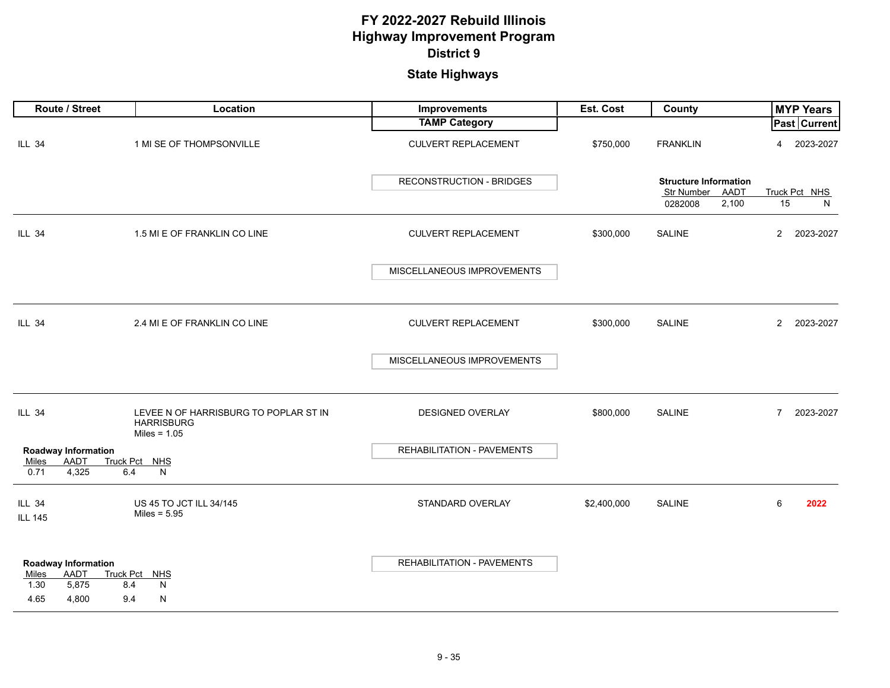# FY 2022-2027 Rebuild Illinois
# Highway Improvement Program
## District 9
## State Highways

| Route / Street | Location | Improvements / TAMP Category | Est. Cost | County | MYP Years Past | MYP Years Current |
|---|---|---|---|---|---|---|
| ILL 34 | 1 MI SE OF THOMPSONVILLE | CULVERT REPLACEMENT<br>RECONSTRUCTION - BRIDGES | $750,000 | FRANKLIN<br>**Structure Information**<br>Str Number: 0282008, AADT: 2,100, Truck Pct: 15, NHS: N | 4 | 2023-2027 |
| ILL 34 | 1.5 MI E OF FRANKLIN CO LINE | CULVERT REPLACEMENT<br>MISCELLANEOUS IMPROVEMENTS | $300,000 | SALINE | 2 | 2023-2027 |
| ILL 34 | 2.4 MI E OF FRANKLIN CO LINE | CULVERT REPLACEMENT<br>MISCELLANEOUS IMPROVEMENTS | $300,000 | SALINE | 2 | 2023-2027 |
| ILL 34<br>**Roadway Information**<br>Miles: 0.71, AADT: 4,325, Truck Pct: 6.4, NHS: N | LEVEE N OF HARRISBURG TO POPLAR ST IN HARRISBURG<br>Miles = 1.05 | DESIGNED OVERLAY<br>REHABILITATION - PAVEMENTS | $800,000 | SALINE | 7 | 2023-2027 |
| ILL 34<br>ILL 145<br>**Roadway Information**<br>Miles: 1.30, AADT: 5,875, Truck Pct: 8.4, NHS: N<br>Miles: 4.65, AADT: 4,800, Truck Pct: 9.4, NHS: N | US 45 TO JCT ILL 34/145<br>Miles = 5.95 | STANDARD OVERLAY<br>REHABILITATION - PAVEMENTS | $2,400,000 | SALINE | 6 | **2022** |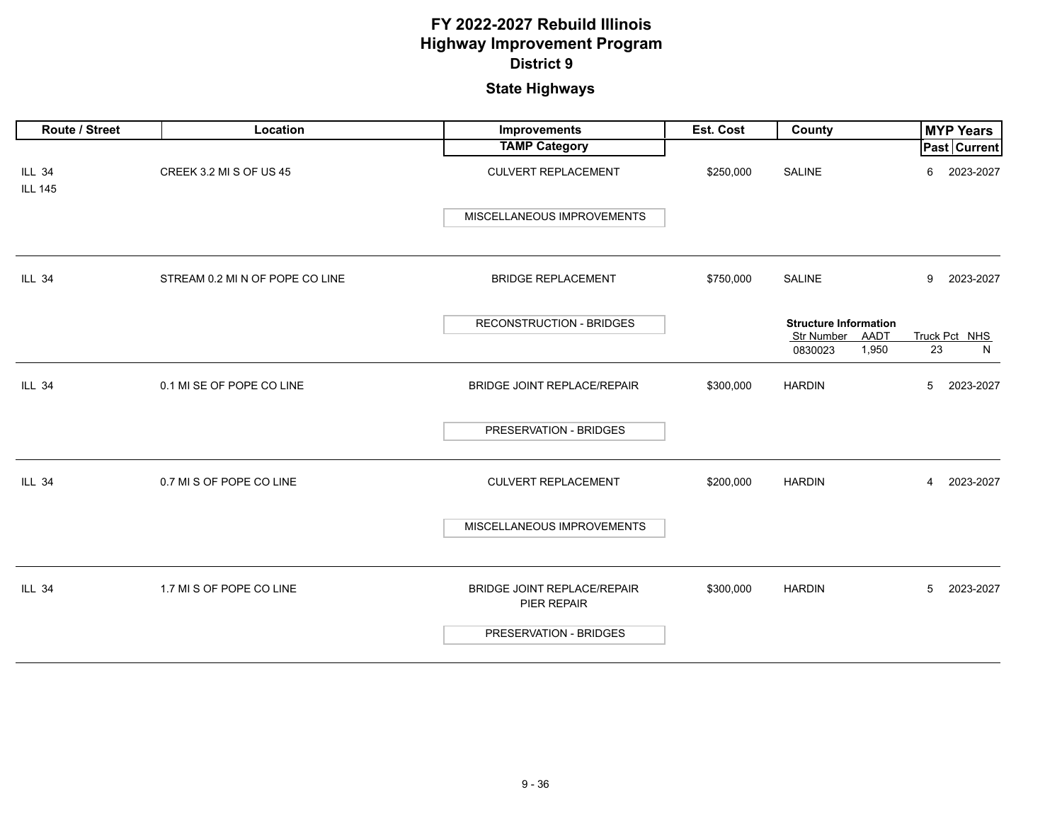# FY 2022-2027 Rebuild Illinois
# Highway Improvement Program
## District 9

## State Highways

| Route / Street | Location | Improvements / TAMP Category | Est. Cost | County | MYP Years Past | MYP Years Current |
|---|---|---|---|---|---|---|
| ILL 34<br>ILL 145 | CREEK 3.2 MI S OF US 45 | CULVERT REPLACEMENT<br>MISCELLANEOUS IMPROVEMENTS | $250,000 | SALINE | 6 | 2023-2027 |
| ILL 34 | STREAM 0.2 MI N OF POPE CO LINE | BRIDGE REPLACEMENT<br>RECONSTRUCTION - BRIDGES | $750,000 | SALINE<br>**Structure Information**<br>Str Number: 0830023, AADT: 1,950, Truck Pct: 23, NHS: N | 9 | 2023-2027 |
| ILL 34 | 0.1 MI SE OF POPE CO LINE | BRIDGE JOINT REPLACE/REPAIR<br>PRESERVATION - BRIDGES | $300,000 | HARDIN | 5 | 2023-2027 |
| ILL 34 | 0.7 MI S OF POPE CO LINE | CULVERT REPLACEMENT<br>MISCELLANEOUS IMPROVEMENTS | $200,000 | HARDIN | 4 | 2023-2027 |
| ILL 34 | 1.7 MI S OF POPE CO LINE | BRIDGE JOINT REPLACE/REPAIR<br>PIER REPAIR<br>PRESERVATION - BRIDGES | $300,000 | HARDIN | 5 | 2023-2027 |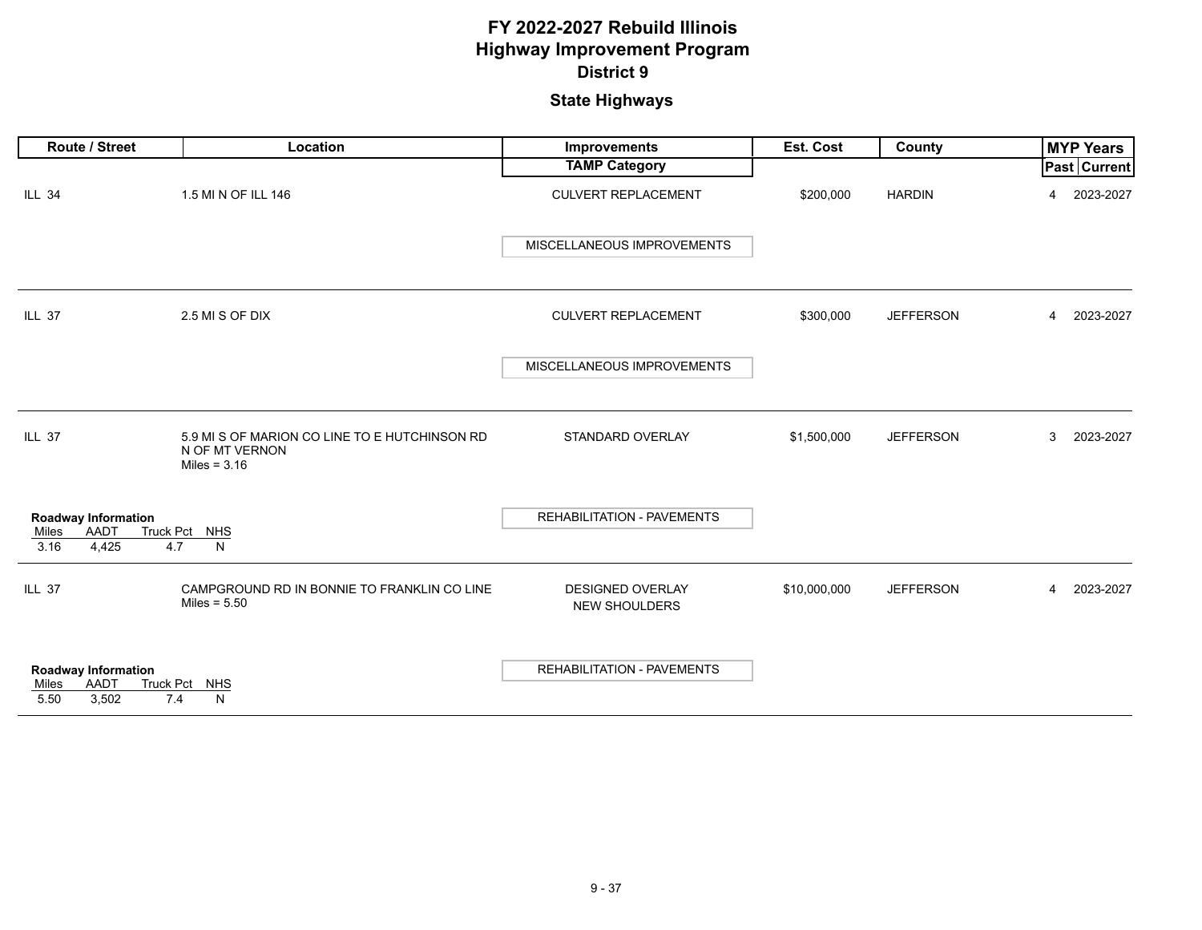# FY 2022-2027 Rebuild Illinois
## Highway Improvement Program
### District 9

### State Highways

| Route / Street | Location | Improvements / TAMP Category | Est. Cost | County | MYP Years Past | MYP Years Current |
|---|---|---|---|---|---|---|
| ILL 34 | 1.5 MI N OF ILL 146 | CULVERT REPLACEMENT<br>MISCELLANEOUS IMPROVEMENTS | $200,000 | HARDIN | 4 | 2023-2027 |
| ILL 37 | 2.5 MI S OF DIX | CULVERT REPLACEMENT<br>MISCELLANEOUS IMPROVEMENTS | $300,000 | JEFFERSON | 4 | 2023-2027 |
| ILL 37 | 5.9 MI S OF MARION CO LINE TO E HUTCHINSON RD N OF MT VERNON<br>Miles = 3.16 | STANDARD OVERLAY<br>REHABILITATION - PAVEMENTS | $1,500,000 | JEFFERSON | 3 | 2023-2027 |
| ILL 37 | CAMPGROUND RD IN BONNIE TO FRANKLIN CO LINE<br>Miles = 5.50 | DESIGNED OVERLAY<br>NEW SHOULDERS<br>REHABILITATION - PAVEMENTS | $10,000,000 | JEFFERSON | 4 | 2023-2027 |

**Roadway Information** (ILL 37, 5.9 MI S OF MARION CO LINE TO E HUTCHINSON RD N OF MT VERNON)

| Miles | AADT | Truck Pct | NHS |
|---|---|---|---|
| 3.16 | 4,425 | 4.7 | N |

**Roadway Information** (ILL 37, CAMPGROUND RD IN BONNIE TO FRANKLIN CO LINE)

| Miles | AADT | Truck Pct | NHS |
|---|---|---|---|
| 5.50 | 3,502 | 7.4 | N |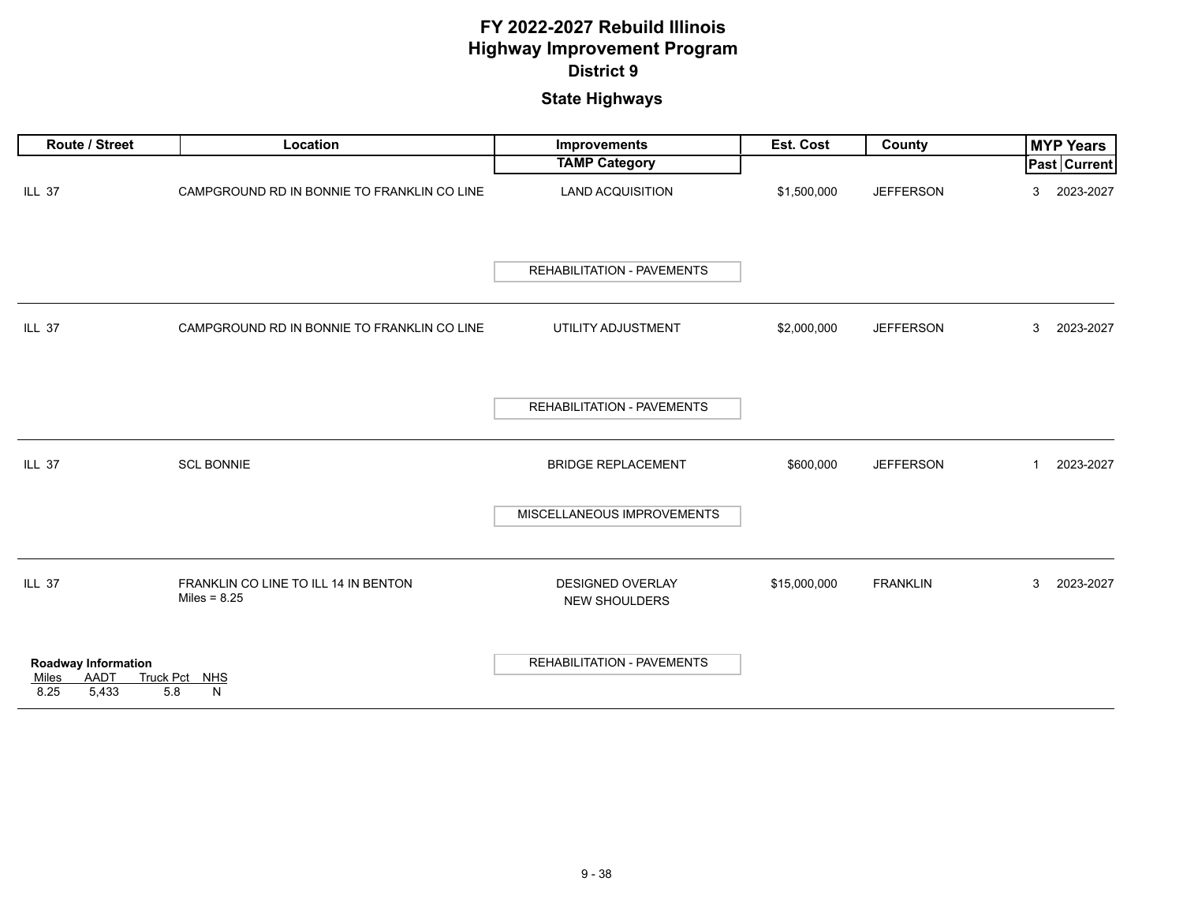# FY 2022-2027 Rebuild Illinois
# Highway Improvement Program
## District 9

### State Highways

| Route / Street | Location | Improvements / TAMP Category | Est. Cost | County | MYP Years Past | MYP Years Current |
|---|---|---|---|---|---|---|
| ILL 37 | CAMPGROUND RD IN BONNIE TO FRANKLIN CO LINE | LAND ACQUISITION<br>REHABILITATION - PAVEMENTS | $1,500,000 | JEFFERSON | 3 | 2023-2027 |
| ILL 37 | CAMPGROUND RD IN BONNIE TO FRANKLIN CO LINE | UTILITY ADJUSTMENT<br>REHABILITATION - PAVEMENTS | $2,000,000 | JEFFERSON | 3 | 2023-2027 |
| ILL 37 | SCL BONNIE | BRIDGE REPLACEMENT<br>MISCELLANEOUS IMPROVEMENTS | $600,000 | JEFFERSON | 1 | 2023-2027 |
| ILL 37 | FRANKLIN CO LINE TO ILL 14 IN BENTON<br>Miles = 8.25 | DESIGNED OVERLAY<br>NEW SHOULDERS<br>REHABILITATION - PAVEMENTS | $15,000,000 | FRANKLIN | 3 | 2023-2027 |

**Roadway Information**

| Miles | AADT | Truck Pct | NHS |
|---|---|---|---|
| 8.25 | 5,433 | 5.8 | N |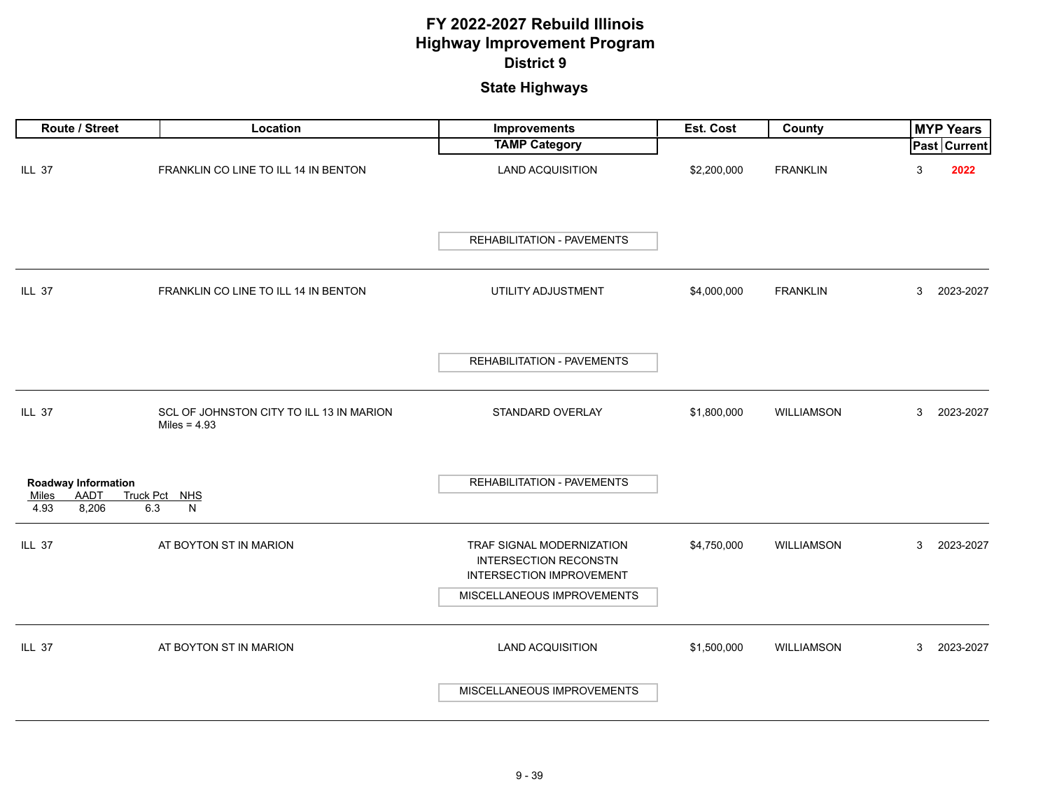# FY 2022-2027 Rebuild Illinois
# Highway Improvement Program
## District 9
### State Highways

| Route / Street | Location | Improvements / TAMP Category | Est. Cost | County | MYP Years Past | MYP Years Current |
|---|---|---|---|---|---|---|
| ILL 37 | FRANKLIN CO LINE TO ILL 14 IN BENTON | LAND ACQUISITION<br>REHABILITATION - PAVEMENTS | $2,200,000 | FRANKLIN | 3 | **2022** |
| ILL 37 | FRANKLIN CO LINE TO ILL 14 IN BENTON | UTILITY ADJUSTMENT<br>REHABILITATION - PAVEMENTS | $4,000,000 | FRANKLIN | 3 | 2023-2027 |
| ILL 37<br>**Roadway Information**<br>Miles: 4.93, AADT: 8,206, Truck Pct: 6.3, NHS: N | SCL OF JOHNSTON CITY TO ILL 13 IN MARION<br>Miles = 4.93 | STANDARD OVERLAY<br>REHABILITATION - PAVEMENTS | $1,800,000 | WILLIAMSON | 3 | 2023-2027 |
| ILL 37 | AT BOYTON ST IN MARION | TRAF SIGNAL MODERNIZATION<br>INTERSECTION RECONSTN<br>INTERSECTION IMPROVEMENT<br>MISCELLANEOUS IMPROVEMENTS | $4,750,000 | WILLIAMSON | 3 | 2023-2027 |
| ILL 37 | AT BOYTON ST IN MARION | LAND ACQUISITION<br>MISCELLANEOUS IMPROVEMENTS | $1,500,000 | WILLIAMSON | 3 | 2023-2027 |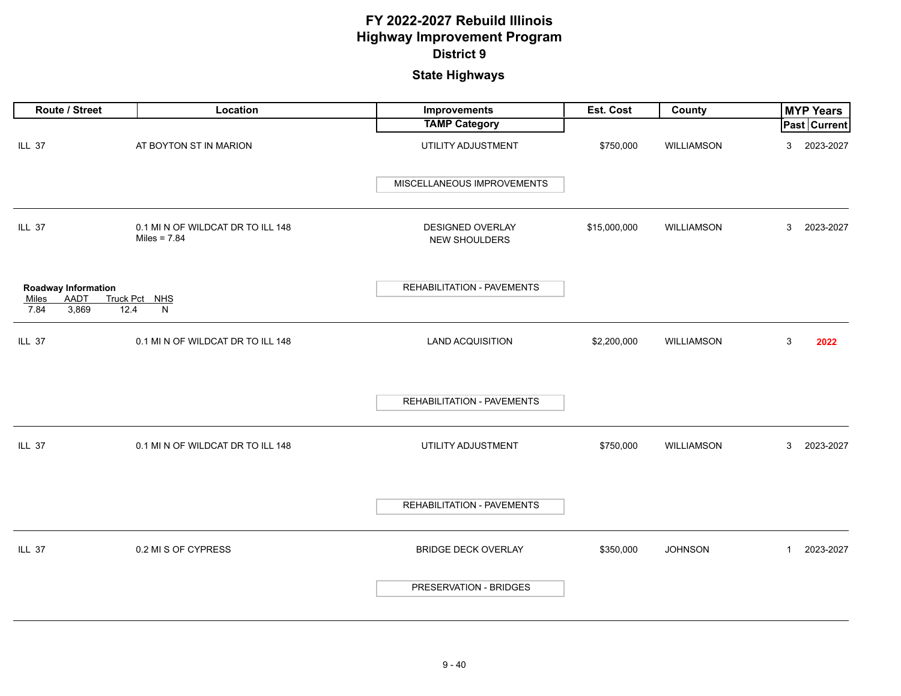# FY 2022-2027 Rebuild Illinois
# Highway Improvement Program
## District 9

### State Highways

| Route / Street | Location | Improvements / TAMP Category | Est. Cost | County | MYP Years Past | MYP Years Current |
|---|---|---|---|---|---|---|
| ILL 37 | AT BOYTON ST IN MARION | UTILITY ADJUSTMENT<br>MISCELLANEOUS IMPROVEMENTS | $750,000 | WILLIAMSON | 3 | 2023-2027 |
| ILL 37 | 0.1 MI N OF WILDCAT DR TO ILL 148<br>Miles = 7.84<br>**Roadway Information**<br>Miles: 7.84, AADT: 3,869, Truck Pct: 12.4, NHS: N | DESIGNED OVERLAY<br>NEW SHOULDERS<br>REHABILITATION - PAVEMENTS | $15,000,000 | WILLIAMSON | 3 | 2023-2027 |
| ILL 37 | 0.1 MI N OF WILDCAT DR TO ILL 148 | LAND ACQUISITION<br>REHABILITATION - PAVEMENTS | $2,200,000 | WILLIAMSON | 3 | **2022** |
| ILL 37 | 0.1 MI N OF WILDCAT DR TO ILL 148 | UTILITY ADJUSTMENT<br>REHABILITATION - PAVEMENTS | $750,000 | WILLIAMSON | 3 | 2023-2027 |
| ILL 37 | 0.2 MI S OF CYPRESS | BRIDGE DECK OVERLAY<br>PRESERVATION - BRIDGES | $350,000 | JOHNSON | 1 | 2023-2027 |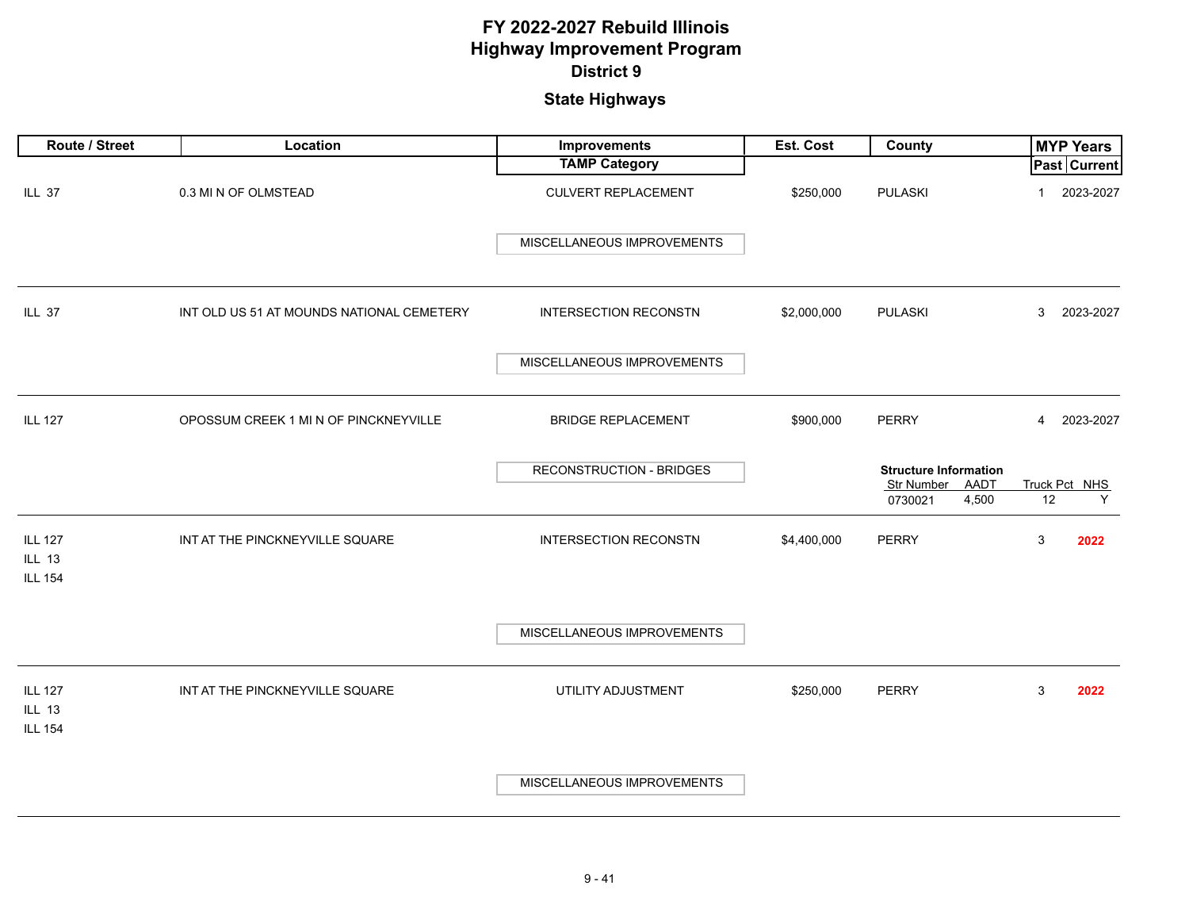# FY 2022-2027 Rebuild Illinois
# Highway Improvement Program
## District 9

## State Highways

| Route / Street | Location | Improvements / TAMP Category | Est. Cost | County | MYP Years Past | MYP Years Current |
|---|---|---|---|---|---|---|
| ILL 37 | 0.3 MI N OF OLMSTEAD | CULVERT REPLACEMENT<br>MISCELLANEOUS IMPROVEMENTS | $250,000 | PULASKI | 1 | 2023-2027 |
| ILL 37 | INT OLD US 51 AT MOUNDS NATIONAL CEMETERY | INTERSECTION RECONSTN<br>MISCELLANEOUS IMPROVEMENTS | $2,000,000 | PULASKI | 3 | 2023-2027 |
| ILL 127 | OPOSSUM CREEK 1 MI N OF PINCKNEYVILLE | BRIDGE REPLACEMENT<br>RECONSTRUCTION - BRIDGES | $900,000 | PERRY<br>**Structure Information**<br>Str Number: 0730021<br>AADT: 4,500<br>Truck Pct: 12<br>NHS: Y | 4 | 2023-2027 |
| ILL 127<br>ILL 13<br>ILL 154 | INT AT THE PINCKNEYVILLE SQUARE | INTERSECTION RECONSTN<br>MISCELLANEOUS IMPROVEMENTS | $4,400,000 | PERRY | 3 | **2022** |
| ILL 127<br>ILL 13<br>ILL 154 | INT AT THE PINCKNEYVILLE SQUARE | UTILITY ADJUSTMENT<br>MISCELLANEOUS IMPROVEMENTS | $250,000 | PERRY | 3 | **2022** |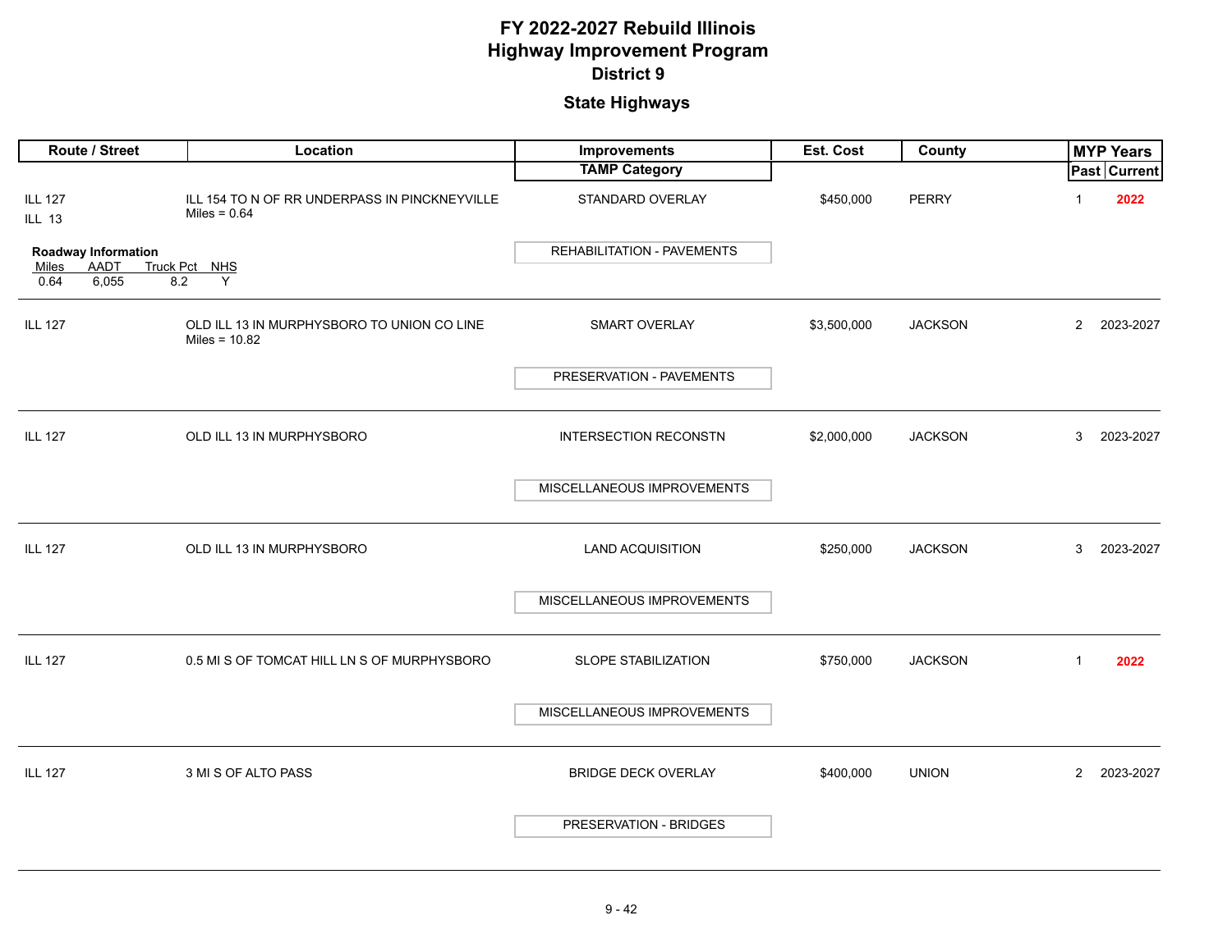# FY 2022-2027 Rebuild Illinois
# Highway Improvement Program
## District 9

### State Highways

| Route / Street | Location | Improvements / TAMP Category | Est. Cost | County | MYP Years Past | MYP Years Current |
|---|---|---|---|---|---|---|
| ILL 127<br>ILL 13<br><br>**Roadway Information**<br>Miles: 0.64 / AADT: 6,055 / Truck Pct: 8.2 / NHS: Y | ILL 154 TO N OF RR UNDERPASS IN PINCKNEYVILLE<br>Miles = 0.64 | STANDARD OVERLAY<br><br>REHABILITATION - PAVEMENTS | $450,000 | PERRY | 1 | 2022 |
| ILL 127 | OLD ILL 13 IN MURPHYSBORO TO UNION CO LINE<br>Miles = 10.82 | SMART OVERLAY<br><br>PRESERVATION - PAVEMENTS | $3,500,000 | JACKSON | 2 | 2023-2027 |
| ILL 127 | OLD ILL 13 IN MURPHYSBORO | INTERSECTION RECONSTN<br><br>MISCELLANEOUS IMPROVEMENTS | $2,000,000 | JACKSON | 3 | 2023-2027 |
| ILL 127 | OLD ILL 13 IN MURPHYSBORO | LAND ACQUISITION<br><br>MISCELLANEOUS IMPROVEMENTS | $250,000 | JACKSON | 3 | 2023-2027 |
| ILL 127 | 0.5 MI S OF TOMCAT HILL LN S OF MURPHYSBORO | SLOPE STABILIZATION<br><br>MISCELLANEOUS IMPROVEMENTS | $750,000 | JACKSON | 1 | 2022 |
| ILL 127 | 3 MI S OF ALTO PASS | BRIDGE DECK OVERLAY<br><br>PRESERVATION - BRIDGES | $400,000 | UNION | 2 | 2023-2027 |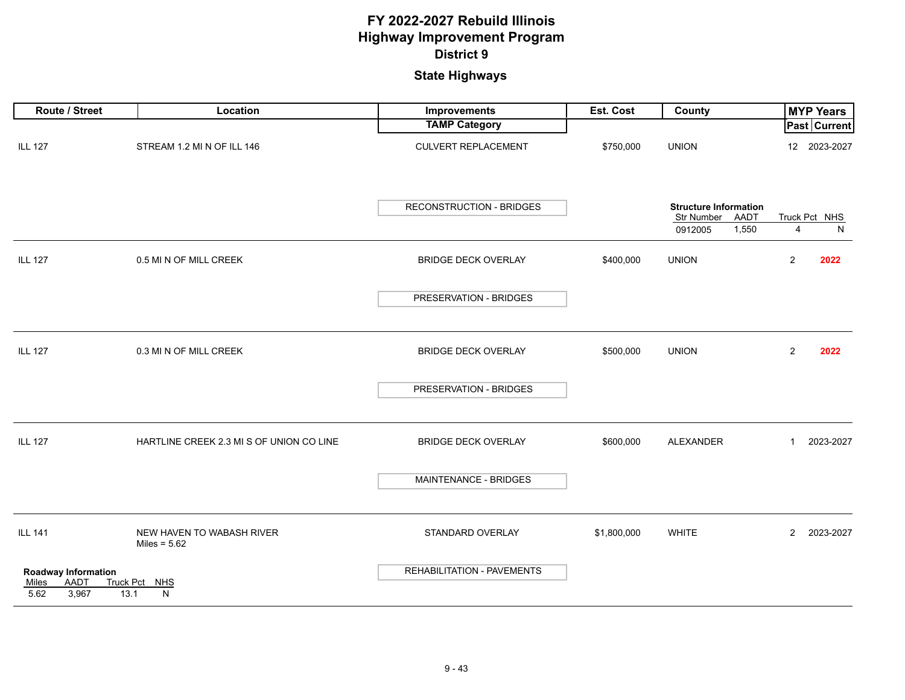# FY 2022-2027 Rebuild Illinois
# Highway Improvement Program
## District 9
## State Highways

| Route / Street | Location | Improvements / TAMP Category | Est. Cost | County | MYP Years Past | MYP Years Current |
|---|---|---|---|---|---|---|
| ILL 127 | STREAM 1.2 MI N OF ILL 146 | CULVERT REPLACEMENT<br>RECONSTRUCTION - BRIDGES | $750,000 | UNION<br>**Structure Information**<br>Str Number: 0912005, AADT: 1,550, Truck Pct: 4, NHS: N | 12 | 2023-2027 |
| ILL 127 | 0.5 MI N OF MILL CREEK | BRIDGE DECK OVERLAY<br>PRESERVATION - BRIDGES | $400,000 | UNION | 2 | **2022** |
| ILL 127 | 0.3 MI N OF MILL CREEK | BRIDGE DECK OVERLAY<br>PRESERVATION - BRIDGES | $500,000 | UNION | 2 | **2022** |
| ILL 127 | HARTLINE CREEK 2.3 MI S OF UNION CO LINE | BRIDGE DECK OVERLAY<br>MAINTENANCE - BRIDGES | $600,000 | ALEXANDER | 1 | 2023-2027 |
| ILL 141<br>**Roadway Information**<br>Miles: 5.62, AADT: 3,967, Truck Pct: 13.1, NHS: N | NEW HAVEN TO WABASH RIVER<br>Miles = 5.62 | STANDARD OVERLAY<br>REHABILITATION - PAVEMENTS | $1,800,000 | WHITE | 2 | 2023-2027 |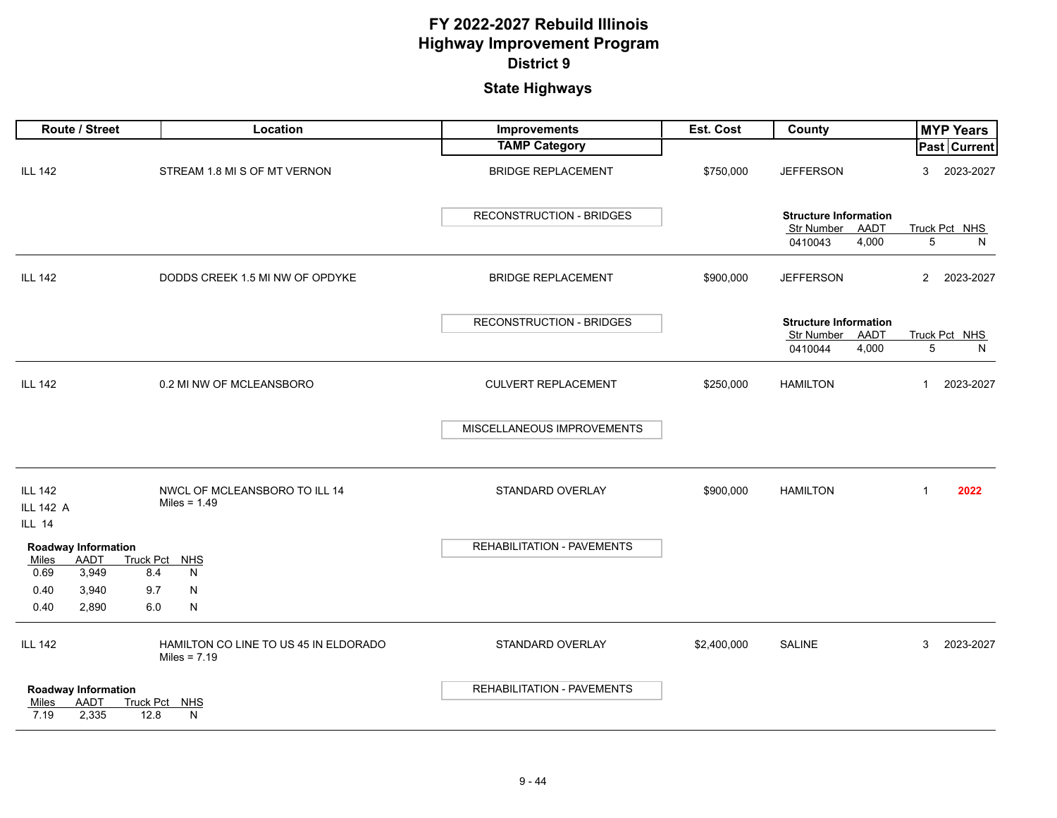# FY 2022-2027 Rebuild Illinois
# Highway Improvement Program
## District 9

### State Highways

| Route / Street | Location | Improvements / TAMP Category | Est. Cost | County | MYP Years Past | MYP Years Current |
|---|---|---|---|---|---|---|
| ILL 142 | STREAM 1.8 MI S OF MT VERNON | BRIDGE REPLACEMENT / RECONSTRUCTION - BRIDGES | $750,000 | JEFFERSON | 3 | 2023-2027 |
| ILL 142 | DODDS CREEK 1.5 MI NW OF OPDYKE | BRIDGE REPLACEMENT / RECONSTRUCTION - BRIDGES | $900,000 | JEFFERSON | 2 | 2023-2027 |
| ILL 142 | 0.2 MI NW OF MCLEANSBORO | CULVERT REPLACEMENT / MISCELLANEOUS IMPROVEMENTS | $250,000 | HAMILTON | 1 | 2023-2027 |
| ILL 142, ILL 142 A, ILL 14 | NWCL OF MCLEANSBORO TO ILL 14, Miles = 1.49 | STANDARD OVERLAY / REHABILITATION - PAVEMENTS | $900,000 | HAMILTON | 1 | 2022 |
| ILL 142 | HAMILTON CO LINE TO US 45 IN ELDORADO, Miles = 7.19 | STANDARD OVERLAY / REHABILITATION - PAVEMENTS | $2,400,000 | SALINE | 3 | 2023-2027 |

**ILL 142 – STREAM 1.8 MI S OF MT VERNON – Structure Information**

| Str Number | AADT | Truck Pct | NHS |
|---|---|---|---|
| 0410043 | 4,000 | 5 | N |

**ILL 142 – DODDS CREEK 1.5 MI NW OF OPDYKE – Structure Information**

| Str Number | AADT | Truck Pct | NHS |
|---|---|---|---|
| 0410044 | 4,000 | 5 | N |

**ILL 142 / ILL 142 A / ILL 14 – NWCL OF MCLEANSBORO TO ILL 14 – Roadway Information**

| Miles | AADT | Truck Pct | NHS |
|---|---|---|---|
| 0.69 | 3,949 | 8.4 | N |
| 0.40 | 3,940 | 9.7 | N |
| 0.40 | 2,890 | 6.0 | N |

**ILL 142 – HAMILTON CO LINE TO US 45 IN ELDORADO – Roadway Information**

| Miles | AADT | Truck Pct | NHS |
|---|---|---|---|
| 7.19 | 2,335 | 12.8 | N |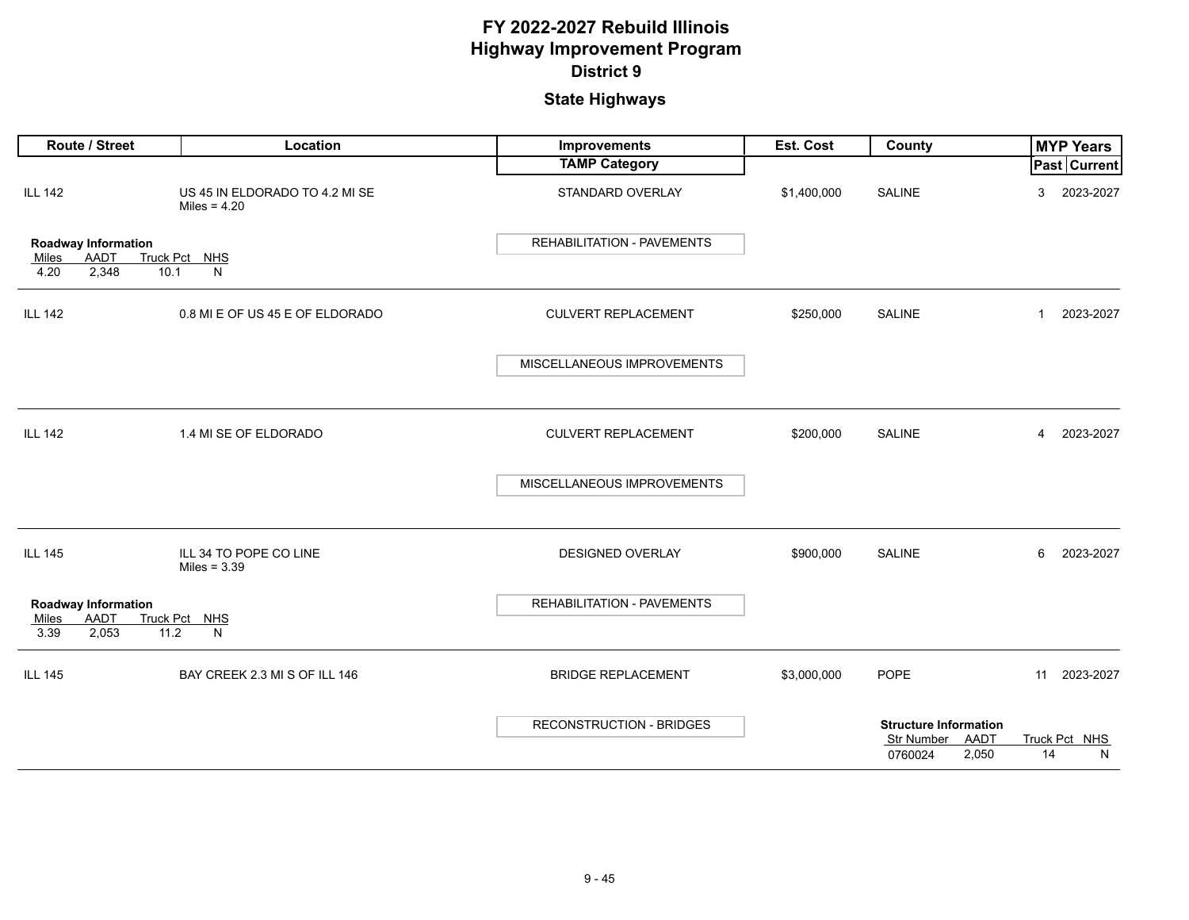# FY 2022-2027 Rebuild Illinois
# Highway Improvement Program
## District 9

### State Highways

| Route / Street | Location | Improvements / TAMP Category | Est. Cost | County | MYP Years Past | MYP Years Current |
|---|---|---|---|---|---|---|
| ILL 142 | US 45 IN ELDORADO TO 4.2 MI SE<br>Miles = 4.20 | STANDARD OVERLAY<br>REHABILITATION - PAVEMENTS | $1,400,000 | SALINE | 3 | 2023-2027 |
| ILL 142 | 0.8 MI E OF US 45 E OF ELDORADO | CULVERT REPLACEMENT<br>MISCELLANEOUS IMPROVEMENTS | $250,000 | SALINE | 1 | 2023-2027 |
| ILL 142 | 1.4 MI SE OF ELDORADO | CULVERT REPLACEMENT<br>MISCELLANEOUS IMPROVEMENTS | $200,000 | SALINE | 4 | 2023-2027 |
| ILL 145 | ILL 34 TO POPE CO LINE<br>Miles = 3.39 | DESIGNED OVERLAY<br>REHABILITATION - PAVEMENTS | $900,000 | SALINE | 6 | 2023-2027 |
| ILL 145 | BAY CREEK 2.3 MI S OF ILL 146 | BRIDGE REPLACEMENT<br>RECONSTRUCTION - BRIDGES | $3,000,000 | POPE | 11 | 2023-2027 |

**Roadway Information — ILL 142 (US 45 IN ELDORADO TO 4.2 MI SE)**

| Miles | AADT | Truck Pct | NHS |
|---|---|---|---|
| 4.20 | 2,348 | 10.1 | N |

**Roadway Information — ILL 145 (ILL 34 TO POPE CO LINE)**

| Miles | AADT | Truck Pct | NHS |
|---|---|---|---|
| 3.39 | 2,053 | 11.2 | N |

**Structure Information — ILL 145 (BAY CREEK 2.3 MI S OF ILL 146)**

| Str Number | AADT | Truck Pct | NHS |
|---|---|---|---|
| 0760024 | 2,050 | 14 | N |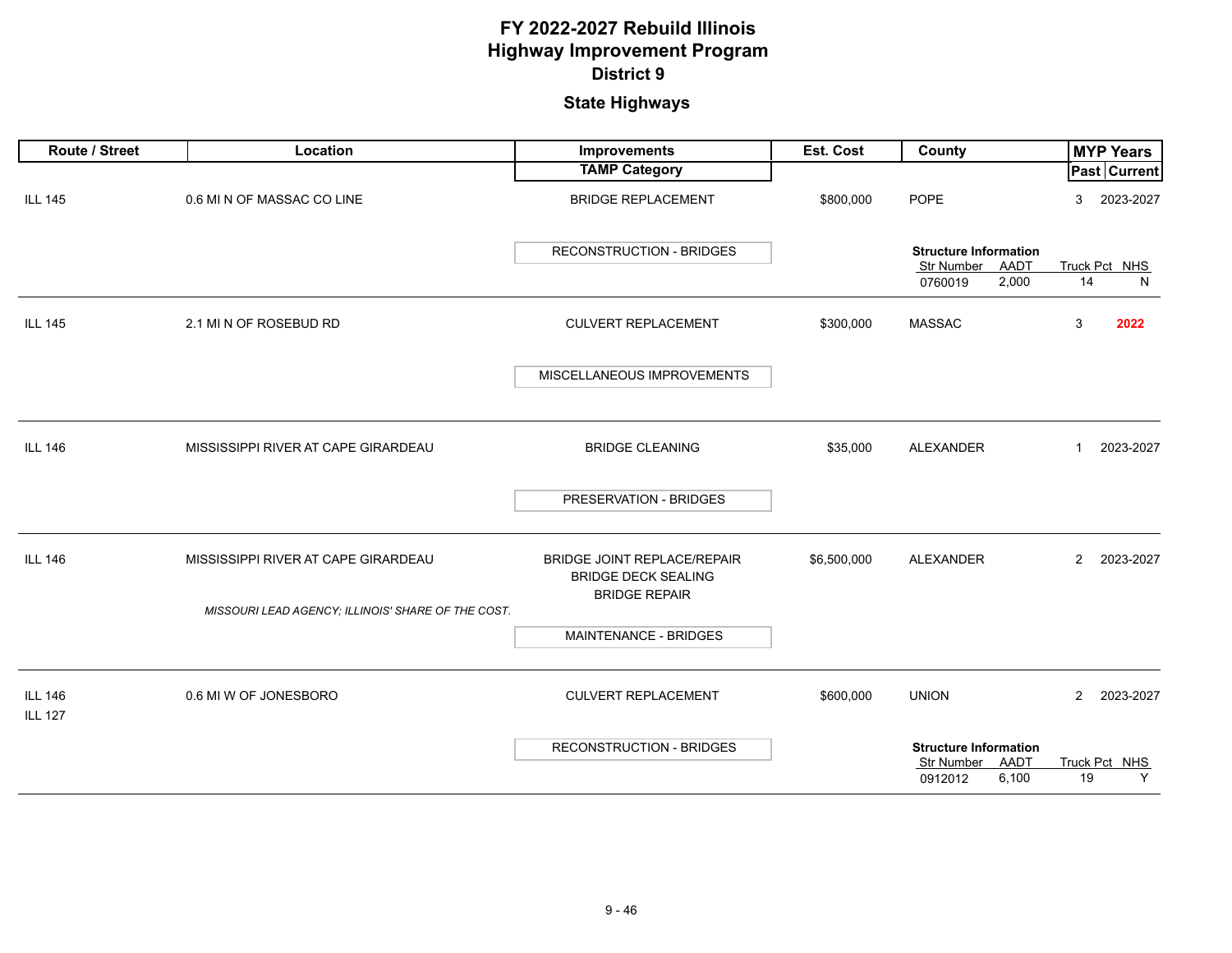# FY 2022-2027 Rebuild Illinois
# Highway Improvement Program
## District 9

### State Highways

| Route / Street | Location | Improvements / TAMP Category | Est. Cost | County | MYP Years Past | MYP Years Current |
|---|---|---|---|---|---|---|
| ILL 145 | 0.6 MI N OF MASSAC CO LINE | BRIDGE REPLACEMENT<br>RECONSTRUCTION - BRIDGES | $800,000 | POPE<br>**Structure Information**<br>Str Number: 0760019, AADT: 2,000, Truck Pct: 14, NHS: N | 3 | 2023-2027 |
| ILL 145 | 2.1 MI N OF ROSEBUD RD | CULVERT REPLACEMENT<br>MISCELLANEOUS IMPROVEMENTS | $300,000 | MASSAC | 3 | **2022** |
| ILL 146 | MISSISSIPPI RIVER AT CAPE GIRARDEAU | BRIDGE CLEANING<br>PRESERVATION - BRIDGES | $35,000 | ALEXANDER | 1 | 2023-2027 |
| ILL 146 | MISSISSIPPI RIVER AT CAPE GIRARDEAU<br>*MISSOURI LEAD AGENCY; ILLINOIS' SHARE OF THE COST.* | BRIDGE JOINT REPLACE/REPAIR<br>BRIDGE DECK SEALING<br>BRIDGE REPAIR<br>MAINTENANCE - BRIDGES | $6,500,000 | ALEXANDER | 2 | 2023-2027 |
| ILL 146<br>ILL 127 | 0.6 MI W OF JONESBORO | CULVERT REPLACEMENT<br>RECONSTRUCTION - BRIDGES | $600,000 | UNION<br>**Structure Information**<br>Str Number: 0912012, AADT: 6,100, Truck Pct: 19, NHS: Y | 2 | 2023-2027 |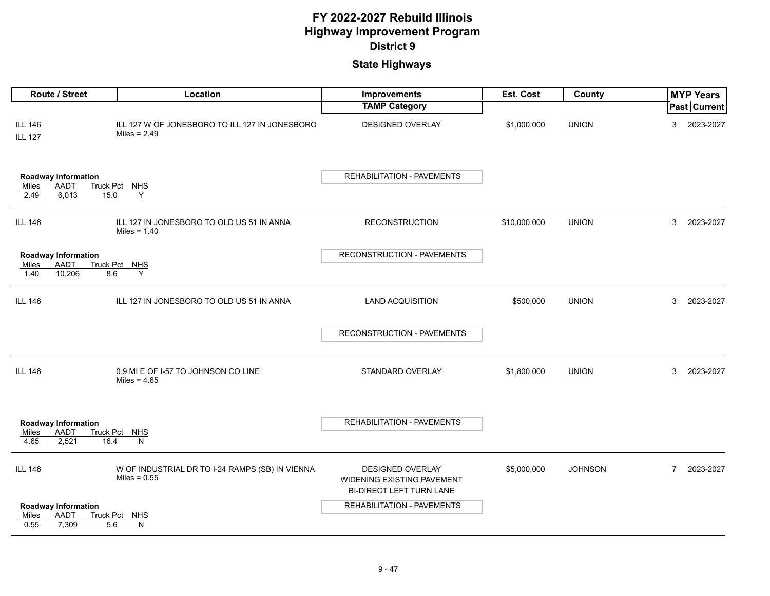# FY 2022-2027 Rebuild Illinois
# Highway Improvement Program
## District 9

### State Highways

| Route / Street | Location | Improvements / TAMP Category | Est. Cost | County | MYP Years Past | MYP Years Current |
|---|---|---|---|---|---|---|
| ILL 146<br>ILL 127 | ILL 127 W OF JONESBORO TO ILL 127 IN JONESBORO<br>Miles = 2.49 | DESIGNED OVERLAY<br>**TAMP:** REHABILITATION - PAVEMENTS | $1,000,000 | UNION | 3 | 2023-2027 |
| **Roadway Information:** Miles 2.49, AADT 6,013, Truck Pct 15.0, NHS Y | | | | | | |
| ILL 146 | ILL 127 IN JONESBORO TO OLD US 51 IN ANNA<br>Miles = 1.40 | RECONSTRUCTION<br>**TAMP:** RECONSTRUCTION - PAVEMENTS | $10,000,000 | UNION | 3 | 2023-2027 |
| **Roadway Information:** Miles 1.40, AADT 10,206, Truck Pct 8.6, NHS Y | | | | | | |
| ILL 146 | ILL 127 IN JONESBORO TO OLD US 51 IN ANNA | LAND ACQUISITION<br>**TAMP:** RECONSTRUCTION - PAVEMENTS | $500,000 | UNION | 3 | 2023-2027 |
| ILL 146 | 0.9 MI E OF I-57 TO JOHNSON CO LINE<br>Miles = 4.65 | STANDARD OVERLAY<br>**TAMP:** REHABILITATION - PAVEMENTS | $1,800,000 | UNION | 3 | 2023-2027 |
| **Roadway Information:** Miles 4.65, AADT 2,521, Truck Pct 16.4, NHS N | | | | | | |
| ILL 146 | W OF INDUSTRIAL DR TO I-24 RAMPS (SB) IN VIENNA<br>Miles = 0.55 | DESIGNED OVERLAY<br>WIDENING EXISTING PAVEMENT<br>BI-DIRECT LEFT TURN LANE<br>**TAMP:** REHABILITATION - PAVEMENTS | $5,000,000 | JOHNSON | 7 | 2023-2027 |
| **Roadway Information:** Miles 0.55, AADT 7,309, Truck Pct 5.6, NHS N | | | | | | |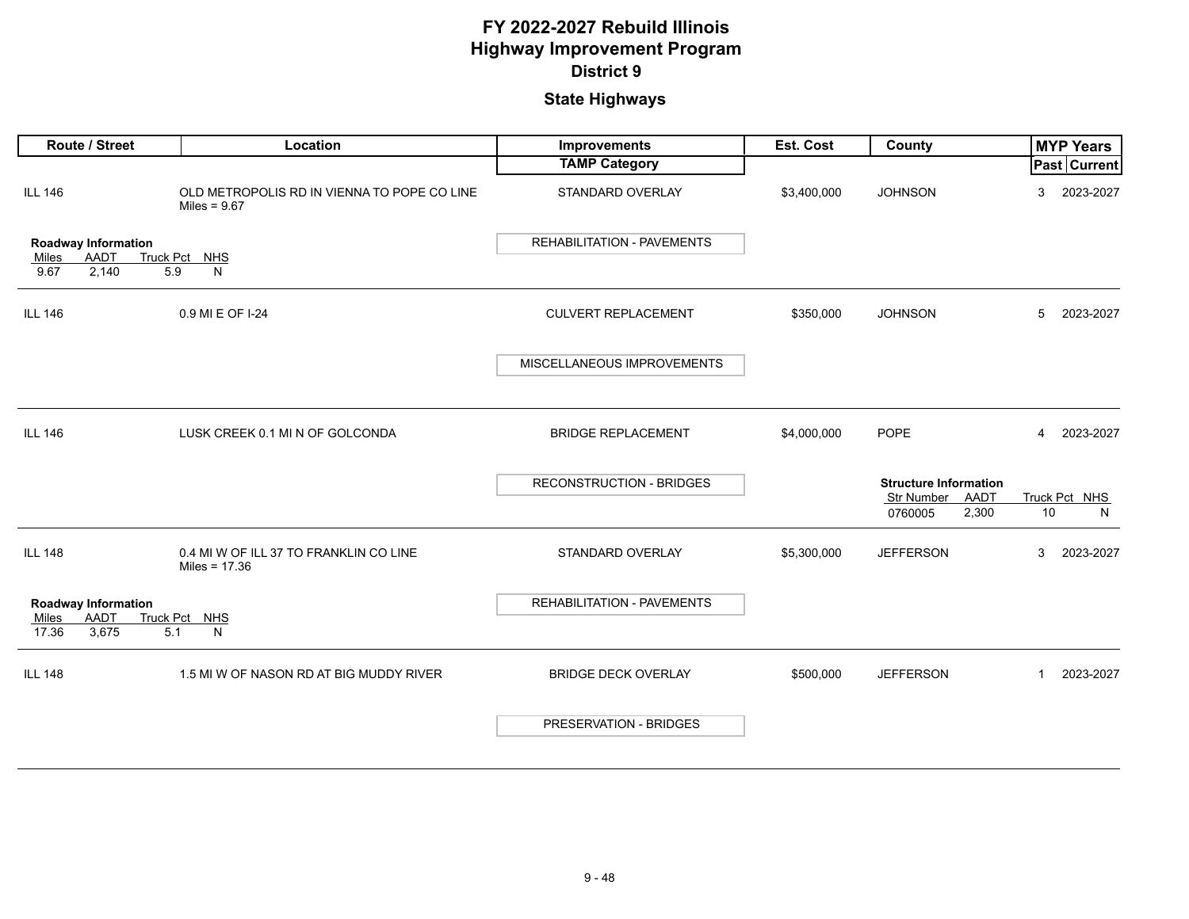# FY 2022-2027 Rebuild Illinois
# Highway Improvement Program
## District 9

## State Highways

| Route / Street | Location | Improvements / TAMP Category | Est. Cost | County | MYP Years Past | MYP Years Current |
|---|---|---|---|---|---|---|
| ILL 146 | OLD METROPOLIS RD IN VIENNA TO POPE CO LINE Miles = 9.67 | STANDARD OVERLAY / REHABILITATION - PAVEMENTS | $3,400,000 | JOHNSON | 3 | 2023-2027 |
| ILL 146 | 0.9 MI E OF I-24 | CULVERT REPLACEMENT / MISCELLANEOUS IMPROVEMENTS | $350,000 | JOHNSON | 5 | 2023-2027 |
| ILL 146 | LUSK CREEK 0.1 MI N OF GOLCONDA | BRIDGE REPLACEMENT / RECONSTRUCTION - BRIDGES | $4,000,000 | POPE | 4 | 2023-2027 |
| ILL 148 | 0.4 MI W OF ILL 37 TO FRANKLIN CO LINE Miles = 17.36 | STANDARD OVERLAY / REHABILITATION - PAVEMENTS | $5,300,000 | JEFFERSON | 3 | 2023-2027 |
| ILL 148 | 1.5 MI W OF NASON RD AT BIG MUDDY RIVER | BRIDGE DECK OVERLAY / PRESERVATION - BRIDGES | $500,000 | JEFFERSON | 1 | 2023-2027 |

**Roadway Information** (ILL 146, Old Metropolis Rd in Vienna to Pope Co Line)

| Miles | AADT | Truck Pct | NHS |
|---|---|---|---|
| 9.67 | 2,140 | 5.9 | N |

**Structure Information** (ILL 146, Lusk Creek 0.1 MI N of Golconda)

| Str Number | AADT | Truck Pct | NHS |
|---|---|---|---|
| 0760005 | 2,300 | 10 | N |

**Roadway Information** (ILL 148, 0.4 MI W of ILL 37 to Franklin Co Line)

| Miles | AADT | Truck Pct | NHS |
|---|---|---|---|
| 17.36 | 3,675 | 5.1 | N |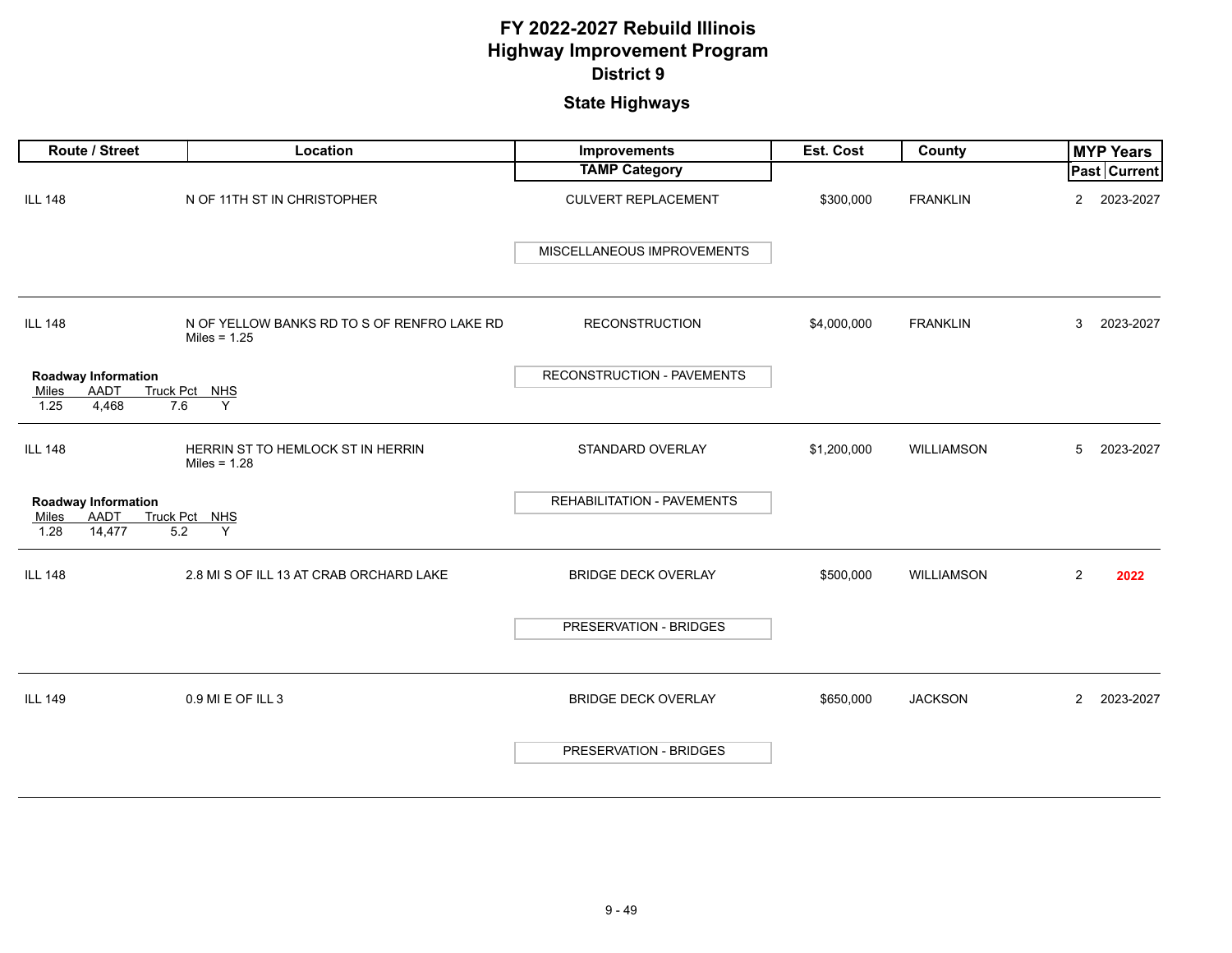# FY 2022-2027 Rebuild Illinois
# Highway Improvement Program
## District 9

### State Highways

| Route / Street | Location | Improvements / TAMP Category | Est. Cost | County | MYP Years Past | MYP Years Current |
|---|---|---|---|---|---|---|
| ILL 148 | N OF 11TH ST IN CHRISTOPHER | CULVERT REPLACEMENT / MISCELLANEOUS IMPROVEMENTS | $300,000 | FRANKLIN | 2 | 2023-2027 |
| ILL 148 | N OF YELLOW BANKS RD TO S OF RENFRO LAKE RD<br>Miles = 1.25 | RECONSTRUCTION / RECONSTRUCTION - PAVEMENTS | $4,000,000 | FRANKLIN | 3 | 2023-2027 |
| ILL 148 | HERRIN ST TO HEMLOCK ST IN HERRIN<br>Miles = 1.28 | STANDARD OVERLAY / REHABILITATION - PAVEMENTS | $1,200,000 | WILLIAMSON | 5 | 2023-2027 |
| ILL 148 | 2.8 MI S OF ILL 13 AT CRAB ORCHARD LAKE | BRIDGE DECK OVERLAY / PRESERVATION - BRIDGES | $500,000 | WILLIAMSON | 2 | **2022** |
| ILL 149 | 0.9 MI E OF ILL 3 | BRIDGE DECK OVERLAY / PRESERVATION - BRIDGES | $650,000 | JACKSON | 2 | 2023-2027 |

**Roadway Information** (ILL 148, N OF YELLOW BANKS RD TO S OF RENFRO LAKE RD)

| Miles | AADT | Truck Pct | NHS |
|---|---|---|---|
| 1.25 | 4,468 | 7.6 | Y |

**Roadway Information** (ILL 148, HERRIN ST TO HEMLOCK ST IN HERRIN)

| Miles | AADT | Truck Pct | NHS |
|---|---|---|---|
| 1.28 | 14,477 | 5.2 | Y |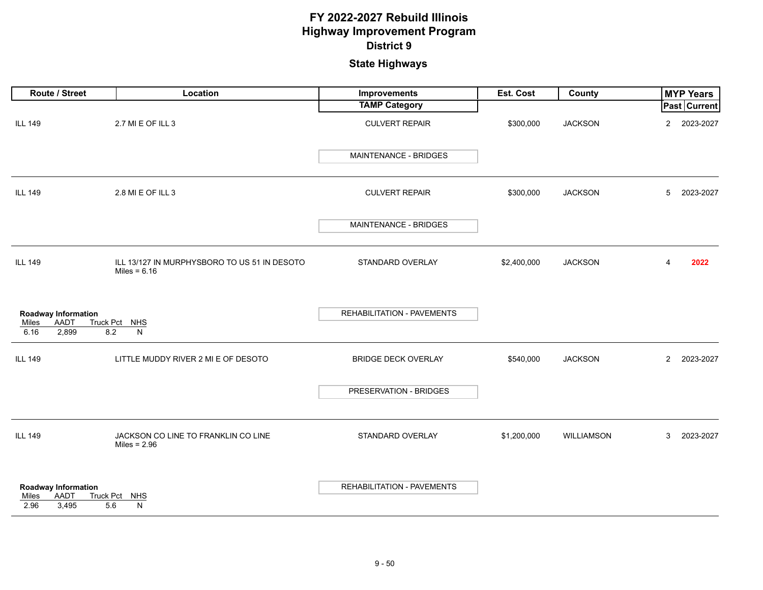# FY 2022-2027 Rebuild Illinois
# Highway Improvement Program
## District 9

### State Highways

| Route / Street | Location | Improvements / TAMP Category | Est. Cost | County | MYP Years Past | MYP Years Current |
|---|---|---|---|---|---|---|
| ILL 149 | 2.7 MI E OF ILL 3 | CULVERT REPAIR<br>MAINTENANCE - BRIDGES | $300,000 | JACKSON | 2 | 2023-2027 |
| ILL 149 | 2.8 MI E OF ILL 3 | CULVERT REPAIR<br>MAINTENANCE - BRIDGES | $300,000 | JACKSON | 5 | 2023-2027 |
| ILL 149 | ILL 13/127 IN MURPHYSBORO TO US 51 IN DESOTO<br>Miles = 6.16<br>**Roadway Information**<br>Miles: 6.16, AADT: 2,899, Truck Pct: 8.2, NHS: N | STANDARD OVERLAY<br>REHABILITATION - PAVEMENTS | $2,400,000 | JACKSON | 4 | **2022** |
| ILL 149 | LITTLE MUDDY RIVER 2 MI E OF DESOTO | BRIDGE DECK OVERLAY<br>PRESERVATION - BRIDGES | $540,000 | JACKSON | 2 | 2023-2027 |
| ILL 149 | JACKSON CO LINE TO FRANKLIN CO LINE<br>Miles = 2.96<br>**Roadway Information**<br>Miles: 2.96, AADT: 3,495, Truck Pct: 5.6, NHS: N | STANDARD OVERLAY<br>REHABILITATION - PAVEMENTS | $1,200,000 | WILLIAMSON | 3 | 2023-2027 |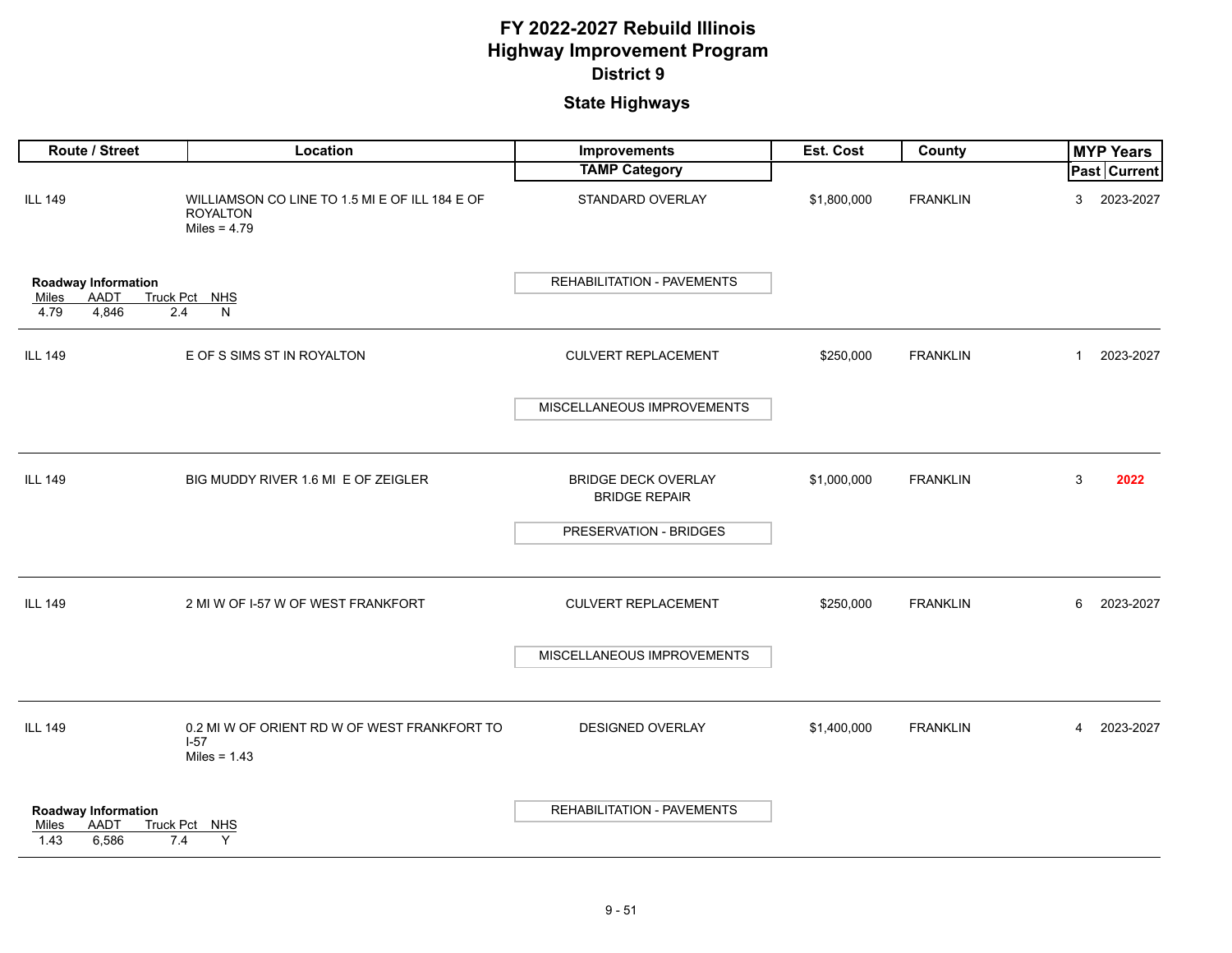# FY 2022-2027 Rebuild Illinois
# Highway Improvement Program
## District 9

### State Highways

| Route / Street | Location | Improvements / TAMP Category | Est. Cost | County | MYP Years Past | MYP Years Current |
|---|---|---|---|---|---|---|
| ILL 149 | WILLIAMSON CO LINE TO 1.5 MI E OF ILL 184 E OF ROYALTON<br>Miles = 4.79 | STANDARD OVERLAY<br>REHABILITATION - PAVEMENTS | $1,800,000 | FRANKLIN | 3 | 2023-2027 |
| Roadway Information: Miles 4.79, AADT 4,846, Truck Pct 2.4, NHS N | | | | | | |
| ILL 149 | E OF S SIMS ST IN ROYALTON | CULVERT REPLACEMENT<br>MISCELLANEOUS IMPROVEMENTS | $250,000 | FRANKLIN | 1 | 2023-2027 |
| ILL 149 | BIG MUDDY RIVER 1.6 MI E OF ZEIGLER | BRIDGE DECK OVERLAY<br>BRIDGE REPAIR<br>PRESERVATION - BRIDGES | $1,000,000 | FRANKLIN | 3 | 2022 |
| ILL 149 | 2 MI W OF I-57 W OF WEST FRANKFORT | CULVERT REPLACEMENT<br>MISCELLANEOUS IMPROVEMENTS | $250,000 | FRANKLIN | 6 | 2023-2027 |
| ILL 149 | 0.2 MI W OF ORIENT RD W OF WEST FRANKFORT TO I-57<br>Miles = 1.43 | DESIGNED OVERLAY<br>REHABILITATION - PAVEMENTS | $1,400,000 | FRANKLIN | 4 | 2023-2027 |
| Roadway Information: Miles 1.43, AADT 6,586, Truck Pct 7.4, NHS Y | | | | | | |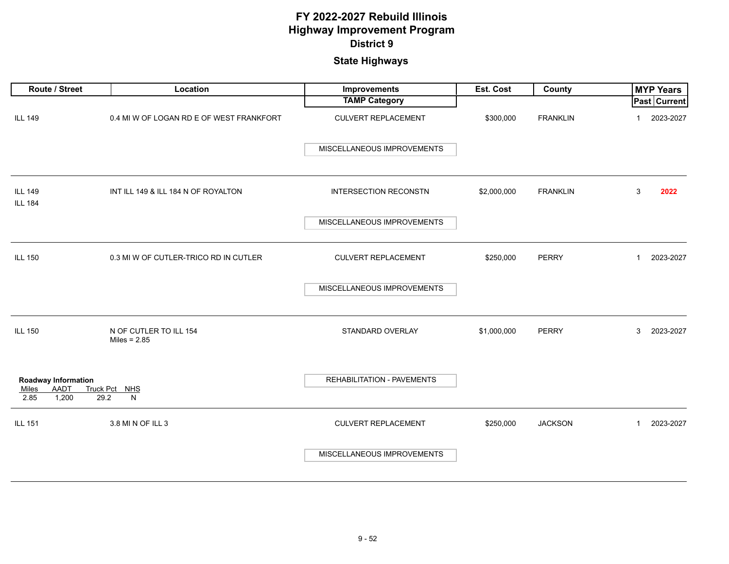# FY 2022-2027 Rebuild Illinois
# Highway Improvement Program
## District 9

### State Highways

| Route / Street | Location | Improvements / TAMP Category | Est. Cost | County | MYP Years Past | MYP Years Current |
|---|---|---|---|---|---|---|
| ILL 149 | 0.4 MI W OF LOGAN RD E OF WEST FRANKFORT | CULVERT REPLACEMENT<br>MISCELLANEOUS IMPROVEMENTS | $300,000 | FRANKLIN | 1 | 2023-2027 |
| ILL 149<br>ILL 184 | INT ILL 149 & ILL 184 N OF ROYALTON | INTERSECTION RECONSTN<br>MISCELLANEOUS IMPROVEMENTS | $2,000,000 | FRANKLIN | 3 | **2022** |
| ILL 150 | 0.3 MI W OF CUTLER-TRICO RD IN CUTLER | CULVERT REPLACEMENT<br>MISCELLANEOUS IMPROVEMENTS | $250,000 | PERRY | 1 | 2023-2027 |
| ILL 150 | N OF CUTLER TO ILL 154<br>Miles = 2.85<br>**Roadway Information**<br>Miles: 2.85, AADT: 1,200, Truck Pct: 29.2, NHS: N | STANDARD OVERLAY<br>REHABILITATION - PAVEMENTS | $1,000,000 | PERRY | 3 | 2023-2027 |
| ILL 151 | 3.8 MI N OF ILL 3 | CULVERT REPLACEMENT<br>MISCELLANEOUS IMPROVEMENTS | $250,000 | JACKSON | 1 | 2023-2027 |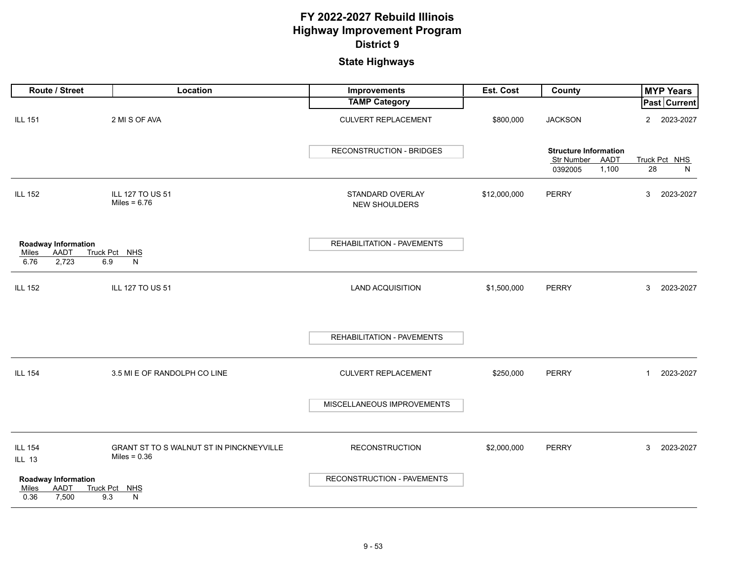# FY 2022-2027 Rebuild Illinois
# Highway Improvement Program
## District 9

### State Highways

| Route / Street | Location | Improvements / TAMP Category | Est. Cost | County | MYP Years Past | MYP Years Current |
|---|---|---|---|---|---|---|
| ILL 151 | 2 MI S OF AVA | CULVERT REPLACEMENT<br>RECONSTRUCTION - BRIDGES | $800,000 | JACKSON<br>**Structure Information**<br>Str Number: 0392005, AADT: 1,100, Truck Pct: 28, NHS: N | 2 | 2023-2027 |
| ILL 152 | ILL 127 TO US 51<br>Miles = 6.76<br>**Roadway Information**<br>Miles: 6.76, AADT: 2,723, Truck Pct: 6.9, NHS: N | STANDARD OVERLAY<br>NEW SHOULDERS<br>REHABILITATION - PAVEMENTS | $12,000,000 | PERRY | 3 | 2023-2027 |
| ILL 152 | ILL 127 TO US 51 | LAND ACQUISITION<br>REHABILITATION - PAVEMENTS | $1,500,000 | PERRY | 3 | 2023-2027 |
| ILL 154 | 3.5 MI E OF RANDOLPH CO LINE | CULVERT REPLACEMENT<br>MISCELLANEOUS IMPROVEMENTS | $250,000 | PERRY | 1 | 2023-2027 |
| ILL 154<br>ILL 13 | GRANT ST TO S WALNUT ST IN PINCKNEYVILLE<br>Miles = 0.36<br>**Roadway Information**<br>Miles: 0.36, AADT: 7,500, Truck Pct: 9.3, NHS: N | RECONSTRUCTION<br>RECONSTRUCTION - PAVEMENTS | $2,000,000 | PERRY | 3 | 2023-2027 |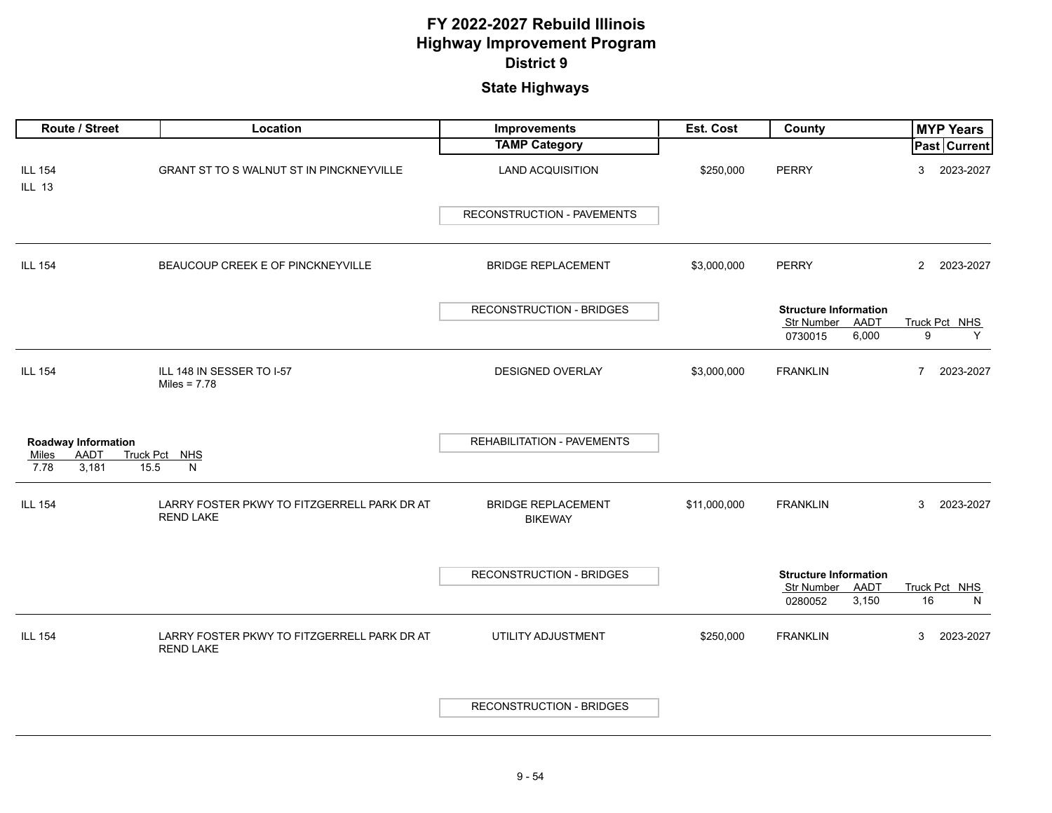# FY 2022-2027 Rebuild Illinois
# Highway Improvement Program
## District 9

### State Highways

| Route / Street | Location | Improvements / TAMP Category | Est. Cost | County | MYP Years Past | MYP Years Current |
|---|---|---|---|---|---|---|
| ILL 154<br>ILL 13 | GRANT ST TO S WALNUT ST IN PINCKNEYVILLE | LAND ACQUISITION<br>RECONSTRUCTION - PAVEMENTS | $250,000 | PERRY | 3 | 2023-2027 |
| ILL 154 | BEAUCOUP CREEK E OF PINCKNEYVILLE | BRIDGE REPLACEMENT<br>RECONSTRUCTION - BRIDGES | $3,000,000 | PERRY | 2 | 2023-2027 |
| | | | | **Structure Information**<br>Str Number: 0730015, AADT: 6,000, Truck Pct: 9, NHS: Y | | |
| ILL 154 | ILL 148 IN SESSER TO I-57<br>Miles = 7.78 | DESIGNED OVERLAY<br>REHABILITATION - PAVEMENTS | $3,000,000 | FRANKLIN | 7 | 2023-2027 |
| **Roadway Information**<br>Miles: 7.78, AADT: 3,181, Truck Pct: 15.5, NHS: N | | | | | | |
| ILL 154 | LARRY FOSTER PKWY TO FITZGERRELL PARK DR AT REND LAKE | BRIDGE REPLACEMENT<br>BIKEWAY<br>RECONSTRUCTION - BRIDGES | $11,000,000 | FRANKLIN | 3 | 2023-2027 |
| | | | | **Structure Information**<br>Str Number: 0280052, AADT: 3,150, Truck Pct: 16, NHS: N | | |
| ILL 154 | LARRY FOSTER PKWY TO FITZGERRELL PARK DR AT REND LAKE | UTILITY ADJUSTMENT<br>RECONSTRUCTION - BRIDGES | $250,000 | FRANKLIN | 3 | 2023-2027 |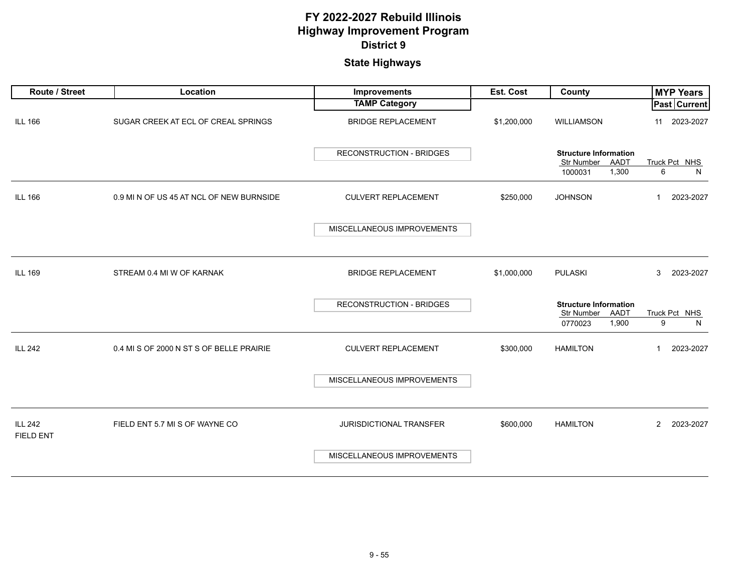# FY 2022-2027 Rebuild Illinois
# Highway Improvement Program
## District 9

### State Highways

| Route / Street | Location | Improvements / TAMP Category | Est. Cost | County | MYP Years Past | MYP Years Current |
|---|---|---|---|---|---|---|
| ILL 166 | SUGAR CREEK AT ECL OF CREAL SPRINGS | BRIDGE REPLACEMENT | $1,200,000 | WILLIAMSON | 11 | 2023-2027 |
| | | RECONSTRUCTION - BRIDGES | | **Structure Information** Str Number: 1000031; AADT: 1,300; Truck Pct: 6; NHS: N | | |
| ILL 166 | 0.9 MI N OF US 45 AT NCL OF NEW BURNSIDE | CULVERT REPLACEMENT | $250,000 | JOHNSON | 1 | 2023-2027 |
| | | MISCELLANEOUS IMPROVEMENTS | | | | |
| ILL 169 | STREAM 0.4 MI W OF KARNAK | BRIDGE REPLACEMENT | $1,000,000 | PULASKI | 3 | 2023-2027 |
| | | RECONSTRUCTION - BRIDGES | | **Structure Information** Str Number: 0770023; AADT: 1,900; Truck Pct: 9; NHS: N | | |
| ILL 242 | 0.4 MI S OF 2000 N ST S OF BELLE PRAIRIE | CULVERT REPLACEMENT | $300,000 | HAMILTON | 1 | 2023-2027 |
| | | MISCELLANEOUS IMPROVEMENTS | | | | |
| ILL 242 FIELD ENT | FIELD ENT 5.7 MI S OF WAYNE CO | JURISDICTIONAL TRANSFER | $600,000 | HAMILTON | 2 | 2023-2027 |
| | | MISCELLANEOUS IMPROVEMENTS | | | | |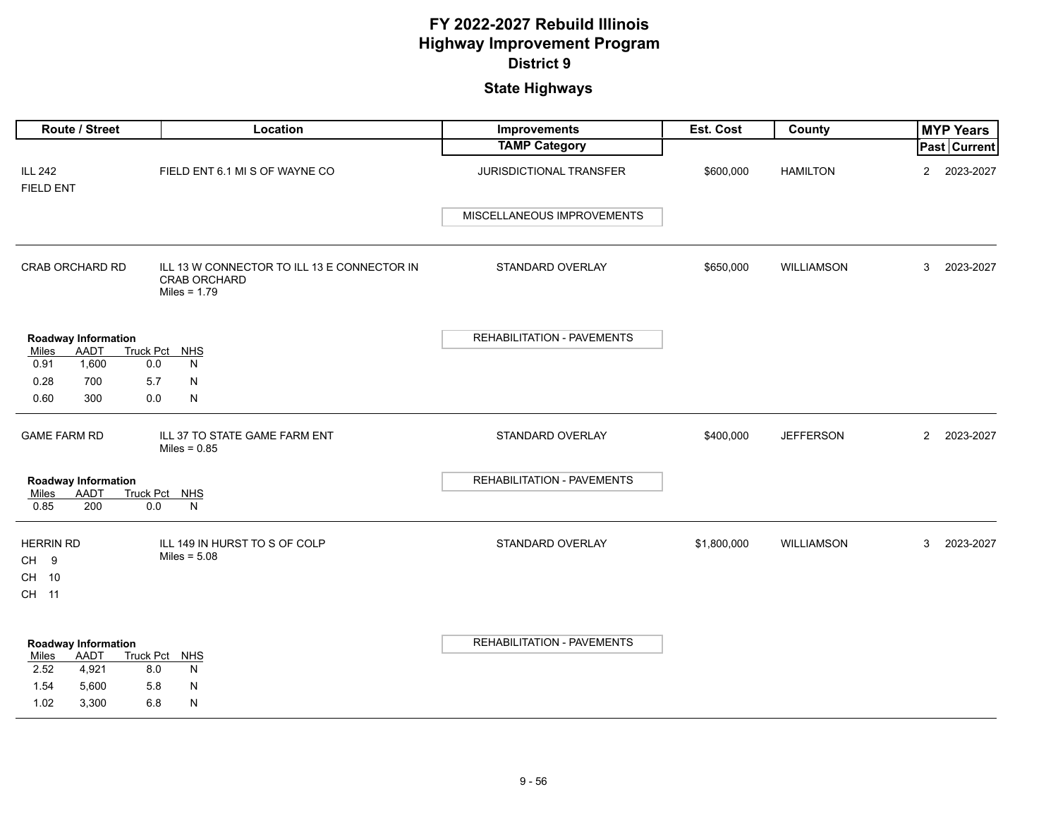# FY 2022-2027 Rebuild Illinois
# Highway Improvement Program
## District 9

## State Highways

| Route / Street | Location | Improvements / TAMP Category | Est. Cost | County | MYP Years Past | MYP Years Current |
|---|---|---|---|---|---|---|
| ILL 242<br>FIELD ENT | FIELD ENT 6.1 MI S OF WAYNE CO | JURISDICTIONAL TRANSFER<br>MISCELLANEOUS IMPROVEMENTS | $600,000 | HAMILTON | 2 | 2023-2027 |
| CRAB ORCHARD RD | ILL 13 W CONNECTOR TO ILL 13 E CONNECTOR IN CRAB ORCHARD<br>Miles = 1.79 | STANDARD OVERLAY<br>REHABILITATION - PAVEMENTS | $650,000 | WILLIAMSON | 3 | 2023-2027 |
| GAME FARM RD | ILL 37 TO STATE GAME FARM ENT<br>Miles = 0.85 | STANDARD OVERLAY<br>REHABILITATION - PAVEMENTS | $400,000 | JEFFERSON | 2 | 2023-2027 |
| HERRIN RD<br>CH 9<br>CH 10<br>CH 11 | ILL 149 IN HURST TO S OF COLP<br>Miles = 5.08 | STANDARD OVERLAY<br>REHABILITATION - PAVEMENTS | $1,800,000 | WILLIAMSON | 3 | 2023-2027 |

**Roadway Information — CRAB ORCHARD RD**

| Miles | AADT | Truck Pct | NHS |
|---|---|---|---|
| 0.91 | 1,600 | 0.0 | N |
| 0.28 | 700 | 5.7 | N |
| 0.60 | 300 | 0.0 | N |

**Roadway Information — GAME FARM RD**

| Miles | AADT | Truck Pct | NHS |
|---|---|---|---|
| 0.85 | 200 | 0.0 | N |

**Roadway Information — HERRIN RD**

| Miles | AADT | Truck Pct | NHS |
|---|---|---|---|
| 2.52 | 4,921 | 8.0 | N |
| 1.54 | 5,600 | 5.8 | N |
| 1.02 | 3,300 | 6.8 | N |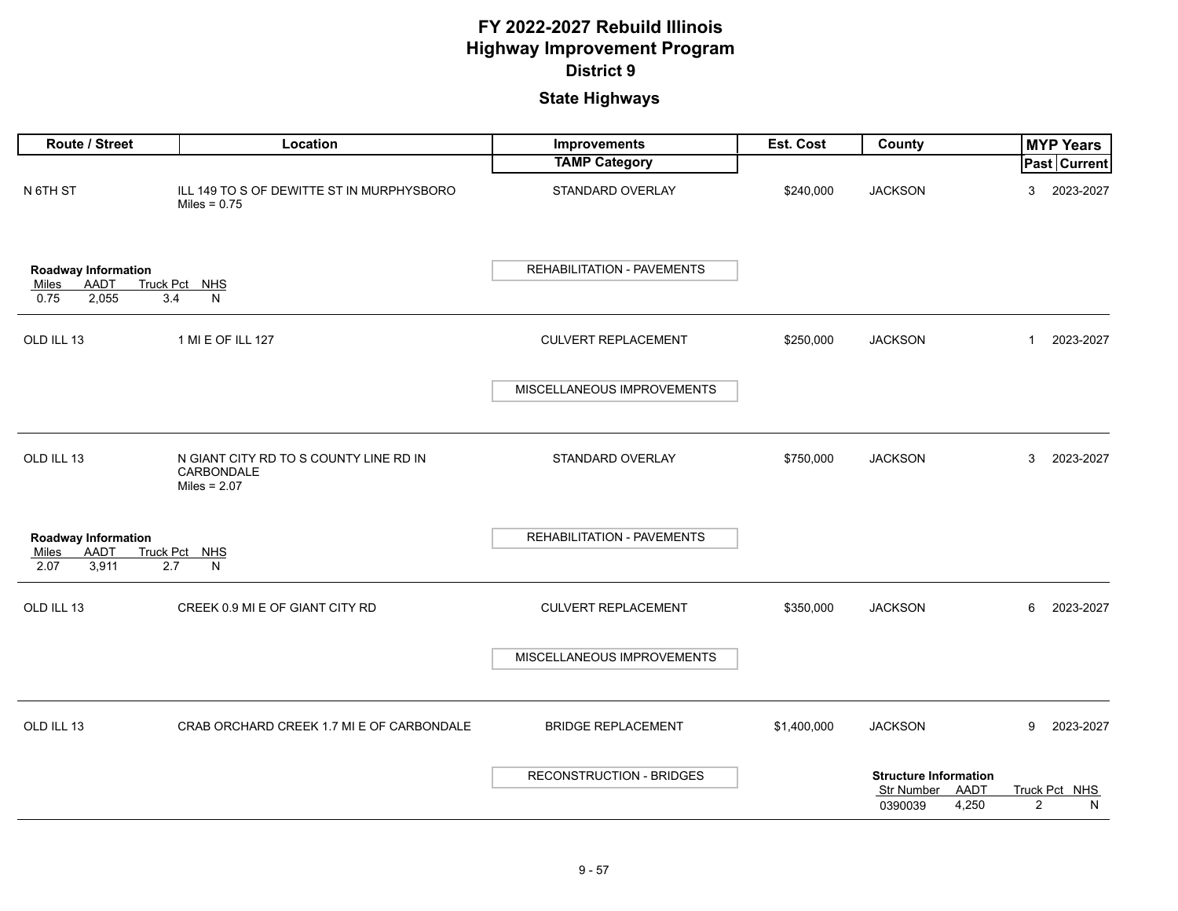# FY 2022-2027 Rebuild Illinois Highway Improvement Program
## District 9
### State Highways

| Route / Street | Location | Improvements / TAMP Category | Est. Cost | County | MYP Years Past | MYP Years Current |
|---|---|---|---|---|---|---|
| N 6TH ST | ILL 149 TO S OF DEWITTE ST IN MURPHYSBORO Miles = 0.75 | STANDARD OVERLAY / REHABILITATION - PAVEMENTS | $240,000 | JACKSON | 3 | 2023-2027 |
| OLD ILL 13 | 1 MI E OF ILL 127 | CULVERT REPLACEMENT / MISCELLANEOUS IMPROVEMENTS | $250,000 | JACKSON | 1 | 2023-2027 |
| OLD ILL 13 | N GIANT CITY RD TO S COUNTY LINE RD IN CARBONDALE Miles = 2.07 | STANDARD OVERLAY / REHABILITATION - PAVEMENTS | $750,000 | JACKSON | 3 | 2023-2027 |
| OLD ILL 13 | CREEK 0.9 MI E OF GIANT CITY RD | CULVERT REPLACEMENT / MISCELLANEOUS IMPROVEMENTS | $350,000 | JACKSON | 6 | 2023-2027 |
| OLD ILL 13 | CRAB ORCHARD CREEK 1.7 MI E OF CARBONDALE | BRIDGE REPLACEMENT / RECONSTRUCTION - BRIDGES | $1,400,000 | JACKSON | 9 | 2023-2027 |

**Roadway Information** (N 6TH ST)

| Miles | AADT | Truck Pct | NHS |
|---|---|---|---|
| 0.75 | 2,055 | 3.4 | N |

**Roadway Information** (OLD ILL 13, N GIANT CITY RD TO S COUNTY LINE RD)

| Miles | AADT | Truck Pct | NHS |
|---|---|---|---|
| 2.07 | 3,911 | 2.7 | N |

**Structure Information** (OLD ILL 13, CRAB ORCHARD CREEK)

| Str Number | AADT | Truck Pct | NHS |
|---|---|---|---|
| 0390039 | 4,250 | 2 | N |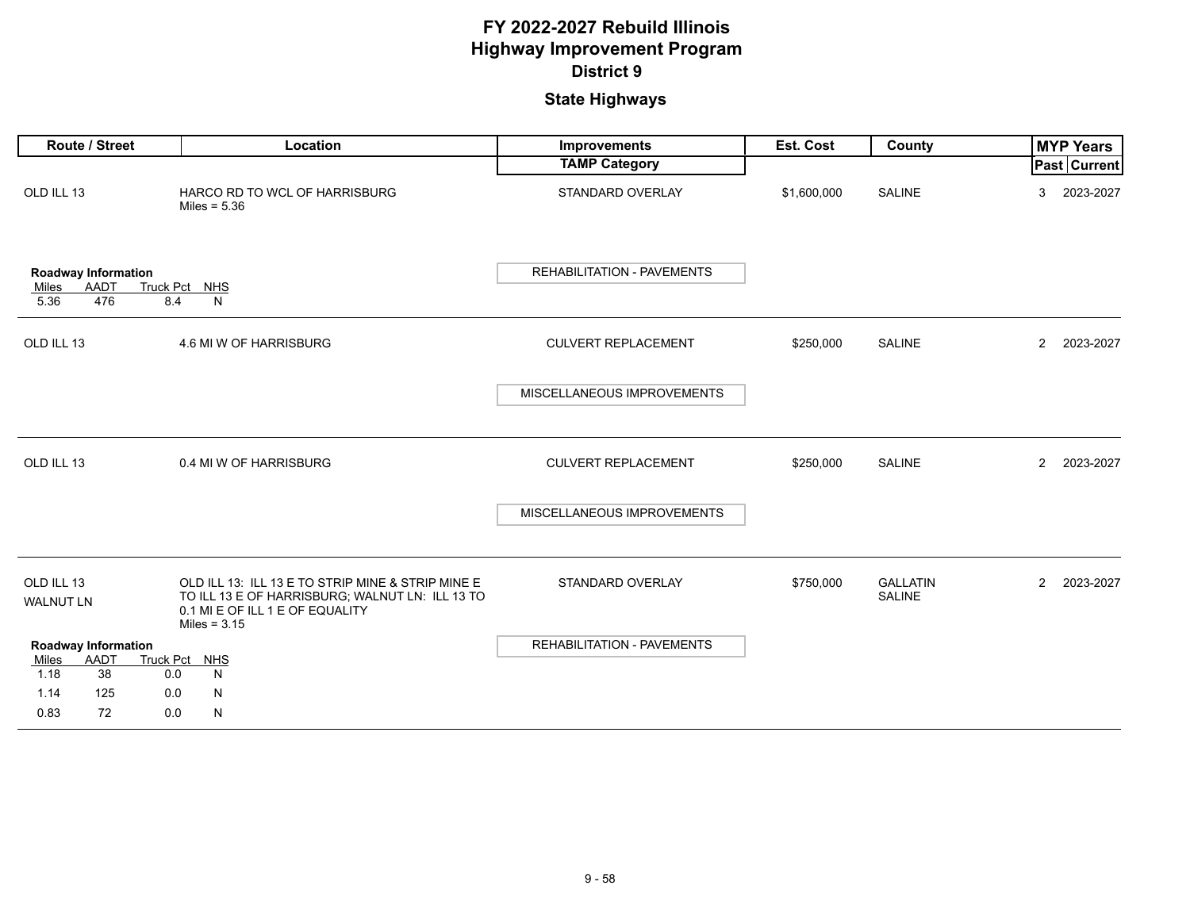# FY 2022-2027 Rebuild Illinois
# Highway Improvement Program
## District 9

## State Highways

| Route / Street | Location | Improvements / TAMP Category | Est. Cost | County | MYP Years Past | MYP Years Current |
|---|---|---|---|---|---|---|
| OLD ILL 13 | HARCO RD TO WCL OF HARRISBURG<br>Miles = 5.36 | STANDARD OVERLAY<br>REHABILITATION - PAVEMENTS | $1,600,000 | SALINE | 3 | 2023-2027 |
| OLD ILL 13 | 4.6 MI W OF HARRISBURG | CULVERT REPLACEMENT<br>MISCELLANEOUS IMPROVEMENTS | $250,000 | SALINE | 2 | 2023-2027 |
| OLD ILL 13 | 0.4 MI W OF HARRISBURG | CULVERT REPLACEMENT<br>MISCELLANEOUS IMPROVEMENTS | $250,000 | SALINE | 2 | 2023-2027 |
| OLD ILL 13<br>WALNUT LN | OLD ILL 13: ILL 13 E TO STRIP MINE & STRIP MINE E TO ILL 13 E OF HARRISBURG; WALNUT LN: ILL 13 TO 0.1 MI E OF ILL 1 E OF EQUALITY<br>Miles = 3.15 | STANDARD OVERLAY<br>REHABILITATION - PAVEMENTS | $750,000 | GALLATIN<br>SALINE | 2 | 2023-2027 |

**Roadway Information** (OLD ILL 13, HARCO RD TO WCL OF HARRISBURG)

| Miles | AADT | Truck Pct | NHS |
|---|---|---|---|
| 5.36 | 476 | 8.4 | N |

**Roadway Information** (OLD ILL 13 / WALNUT LN)

| Miles | AADT | Truck Pct | NHS |
|---|---|---|---|
| 1.18 | 38 | 0.0 | N |
| 1.14 | 125 | 0.0 | N |
| 0.83 | 72 | 0.0 | N |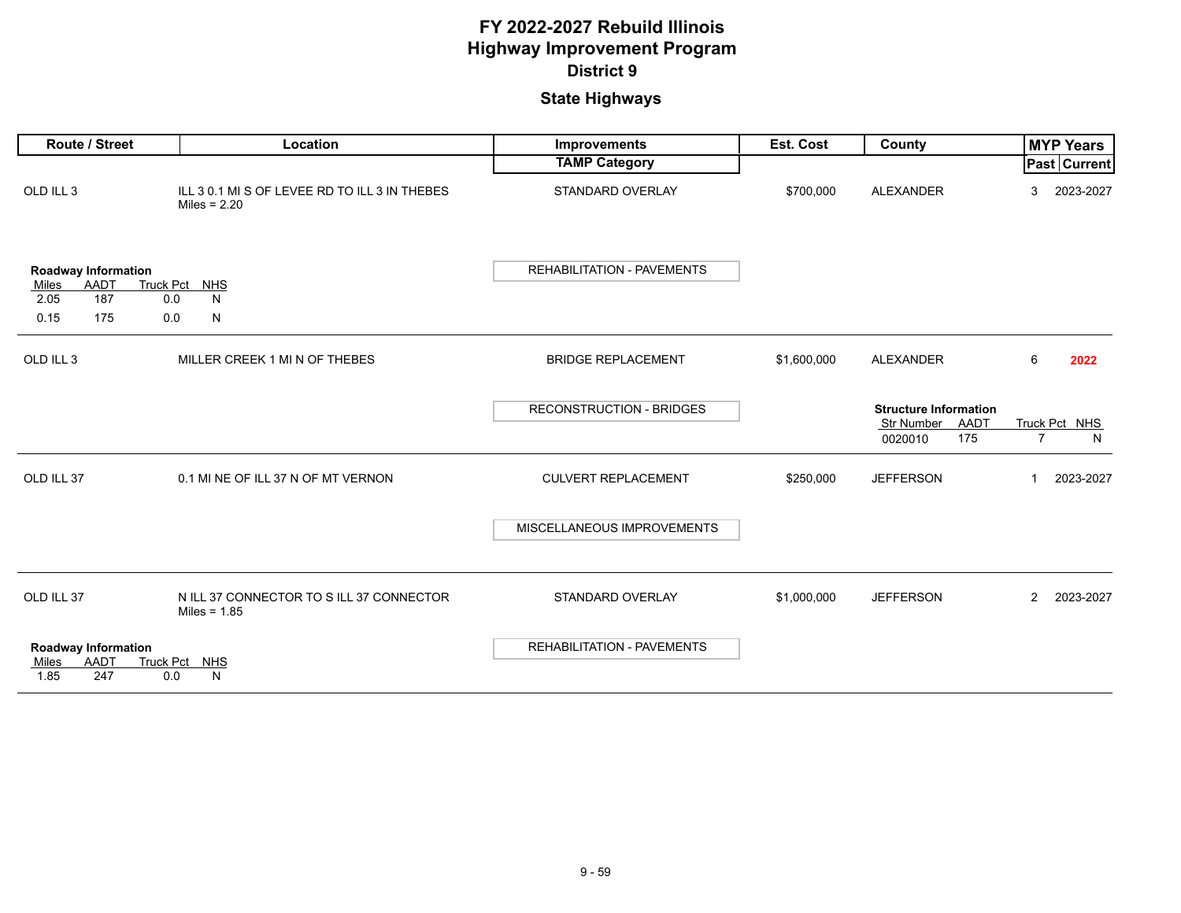# FY 2022-2027 Rebuild Illinois
# Highway Improvement Program
## District 9

### State Highways

| Route / Street | Location | Improvements / TAMP Category | Est. Cost | County | MYP Years Past | MYP Years Current |
|---|---|---|---|---|---|---|
| OLD ILL 3 | ILL 3 0.1 MI S OF LEVEE RD TO ILL 3 IN THEBES<br>Miles = 2.20 | STANDARD OVERLAY<br>REHABILITATION - PAVEMENTS | $700,000 | ALEXANDER | 3 | 2023-2027 |
| OLD ILL 3 | MILLER CREEK 1 MI N OF THEBES | BRIDGE REPLACEMENT<br>RECONSTRUCTION - BRIDGES | $1,600,000 | ALEXANDER | 6 | **2022** |
| OLD ILL 37 | 0.1 MI NE OF ILL 37 N OF MT VERNON | CULVERT REPLACEMENT<br>MISCELLANEOUS IMPROVEMENTS | $250,000 | JEFFERSON | 1 | 2023-2027 |
| OLD ILL 37 | N ILL 37 CONNECTOR TO S ILL 37 CONNECTOR<br>Miles = 1.85 | STANDARD OVERLAY<br>REHABILITATION - PAVEMENTS | $1,000,000 | JEFFERSON | 2 | 2023-2027 |

**OLD ILL 3 (ILL 3 0.1 MI S OF LEVEE RD TO ILL 3 IN THEBES) – Roadway Information**

| Miles | AADT | Truck Pct | NHS |
|---|---|---|---|
| 2.05 | 187 | 0.0 | N |
| 0.15 | 175 | 0.0 | N |

**OLD ILL 3 (MILLER CREEK 1 MI N OF THEBES) – Structure Information**

| Str Number | AADT | Truck Pct | NHS |
|---|---|---|---|
| 0020010 | 175 | 7 | N |

**OLD ILL 37 (N ILL 37 CONNECTOR TO S ILL 37 CONNECTOR) – Roadway Information**

| Miles | AADT | Truck Pct | NHS |
|---|---|---|---|
| 1.85 | 247 | 0.0 | N |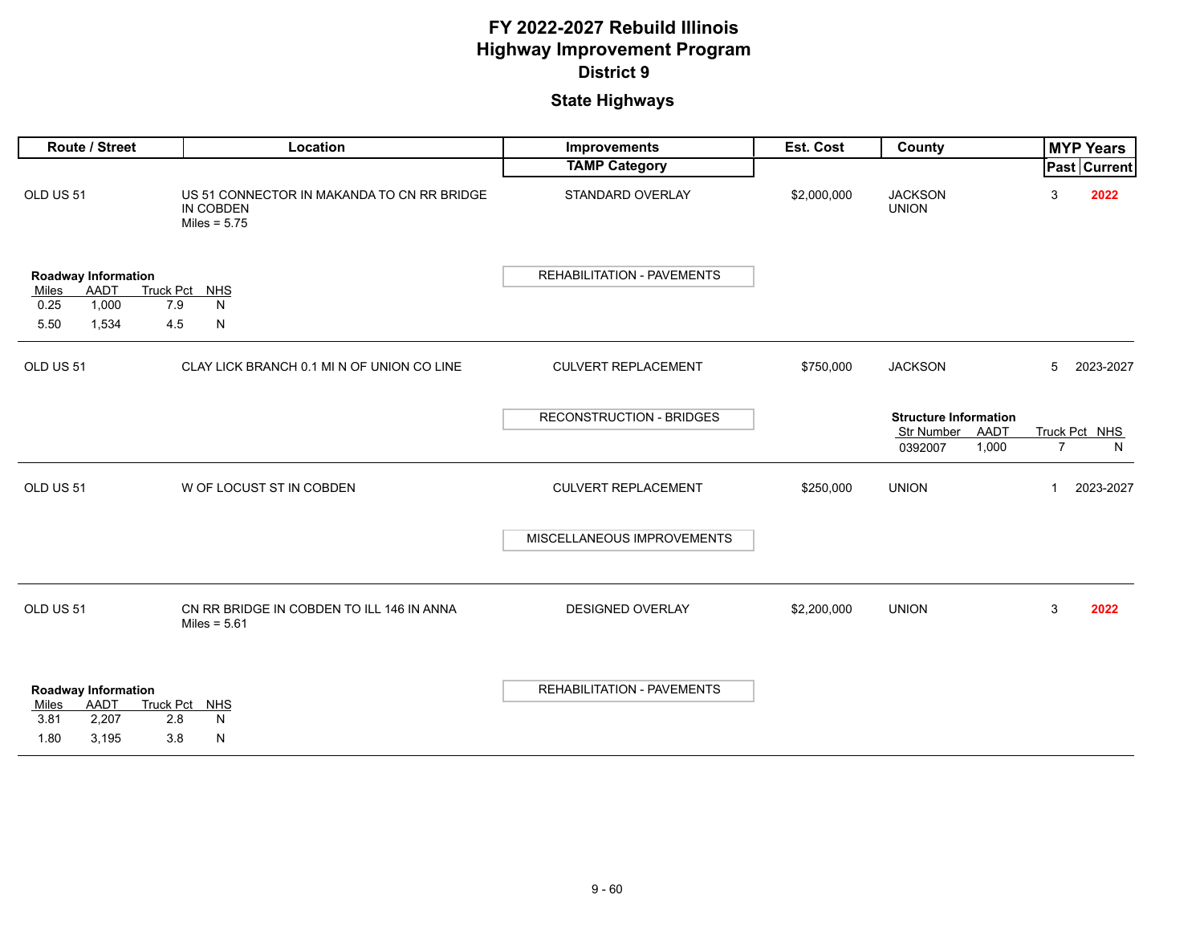# FY 2022-2027 Rebuild Illinois
# Highway Improvement Program
## District 9

### State Highways

| Route / Street | Location | Improvements / TAMP Category | Est. Cost | County | MYP Years Past | MYP Years Current |
|---|---|---|---|---|---|---|
| OLD US 51 | US 51 CONNECTOR IN MAKANDA TO CN RR BRIDGE IN COBDEN<br>Miles = 5.75 | STANDARD OVERLAY<br>REHABILITATION - PAVEMENTS | $2,000,000 | JACKSON<br>UNION | 3 | **2022** |
| OLD US 51 | CLAY LICK BRANCH 0.1 MI N OF UNION CO LINE | CULVERT REPLACEMENT<br>RECONSTRUCTION - BRIDGES | $750,000 | JACKSON | 5 | 2023-2027 |
| OLD US 51 | W OF LOCUST ST IN COBDEN | CULVERT REPLACEMENT<br>MISCELLANEOUS IMPROVEMENTS | $250,000 | UNION | 1 | 2023-2027 |
| OLD US 51 | CN RR BRIDGE IN COBDEN TO ILL 146 IN ANNA<br>Miles = 5.61 | DESIGNED OVERLAY<br>REHABILITATION - PAVEMENTS | $2,200,000 | UNION | 3 | **2022** |

**OLD US 51 — US 51 CONNECTOR IN MAKANDA TO CN RR BRIDGE IN COBDEN**

**Roadway Information**

| Miles | AADT | Truck Pct | NHS |
|---|---|---|---|
| 0.25 | 1,000 | 7.9 | N |
| 5.50 | 1,534 | 4.5 | N |

**OLD US 51 — CLAY LICK BRANCH 0.1 MI N OF UNION CO LINE**

**Structure Information**

| Str Number | AADT | Truck Pct | NHS |
|---|---|---|---|
| 0392007 | 1,000 | 7 | N |

**OLD US 51 — CN RR BRIDGE IN COBDEN TO ILL 146 IN ANNA**

**Roadway Information**

| Miles | AADT | Truck Pct | NHS |
|---|---|---|---|
| 3.81 | 2,207 | 2.8 | N |
| 1.80 | 3,195 | 3.8 | N |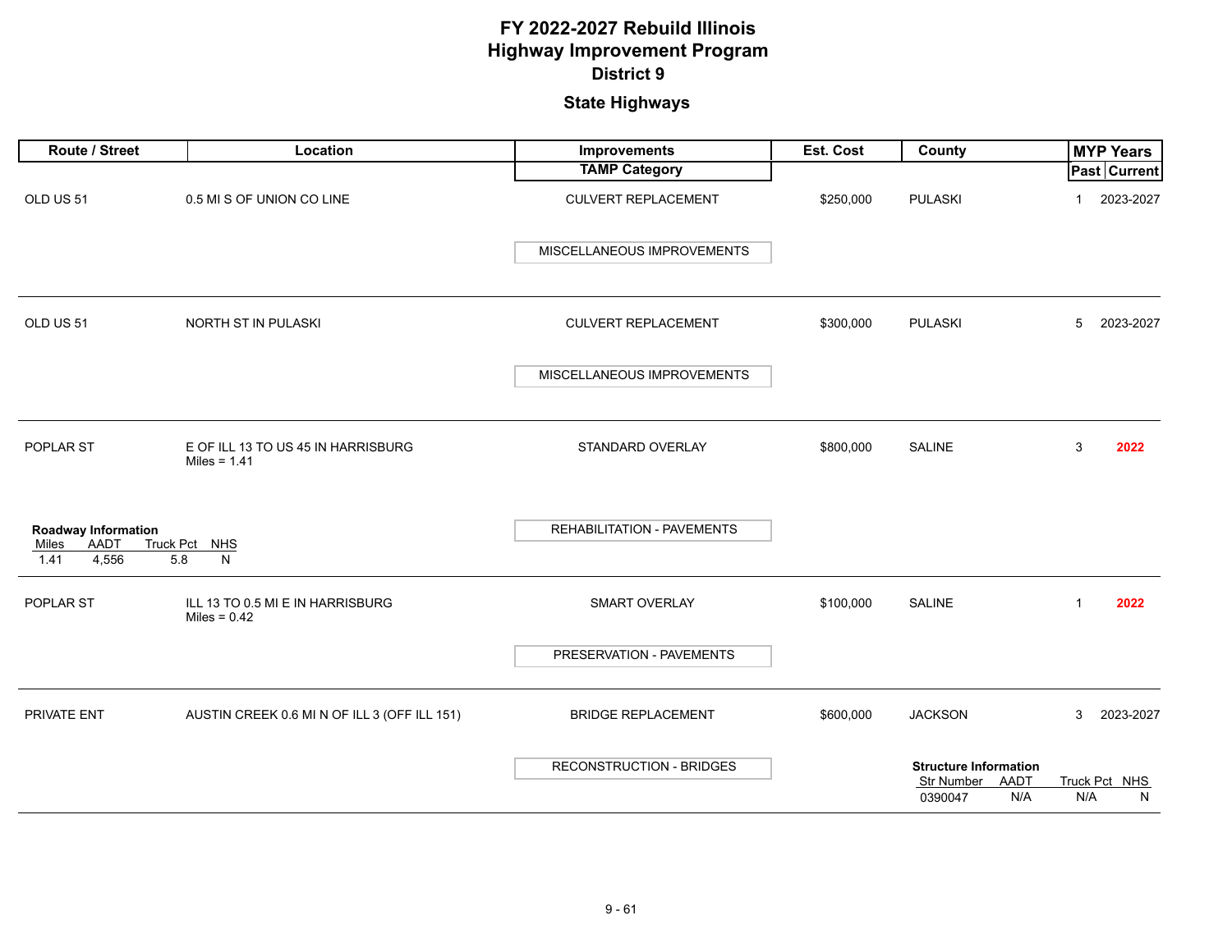# FY 2022-2027 Rebuild Illinois
# Highway Improvement Program
## District 9
## State Highways

| Route / Street | Location | Improvements / TAMP Category | Est. Cost | County | MYP Years Past | MYP Years Current |
|---|---|---|---|---|---|---|
| OLD US 51 | 0.5 MI S OF UNION CO LINE | CULVERT REPLACEMENT / MISCELLANEOUS IMPROVEMENTS | $250,000 | PULASKI | 1 | 2023-2027 |
| OLD US 51 | NORTH ST IN PULASKI | CULVERT REPLACEMENT / MISCELLANEOUS IMPROVEMENTS | $300,000 | PULASKI | 5 | 2023-2027 |
| POPLAR ST | E OF ILL 13 TO US 45 IN HARRISBURG<br>Miles = 1.41<br>**Roadway Information**: Miles 1.41, AADT 4,556, Truck Pct 5.8, NHS N | STANDARD OVERLAY / REHABILITATION - PAVEMENTS | $800,000 | SALINE | 3 | 2022 |
| POPLAR ST | ILL 13 TO 0.5 MI E IN HARRISBURG<br>Miles = 0.42 | SMART OVERLAY / PRESERVATION - PAVEMENTS | $100,000 | SALINE | 1 | 2022 |
| PRIVATE ENT | AUSTIN CREEK 0.6 MI N OF ILL 3 (OFF ILL 151) | BRIDGE REPLACEMENT / RECONSTRUCTION - BRIDGES | $600,000 | JACKSON<br>**Structure Information**: Str Number 0390047, AADT N/A, Truck Pct N/A, NHS N | 3 | 2023-2027 |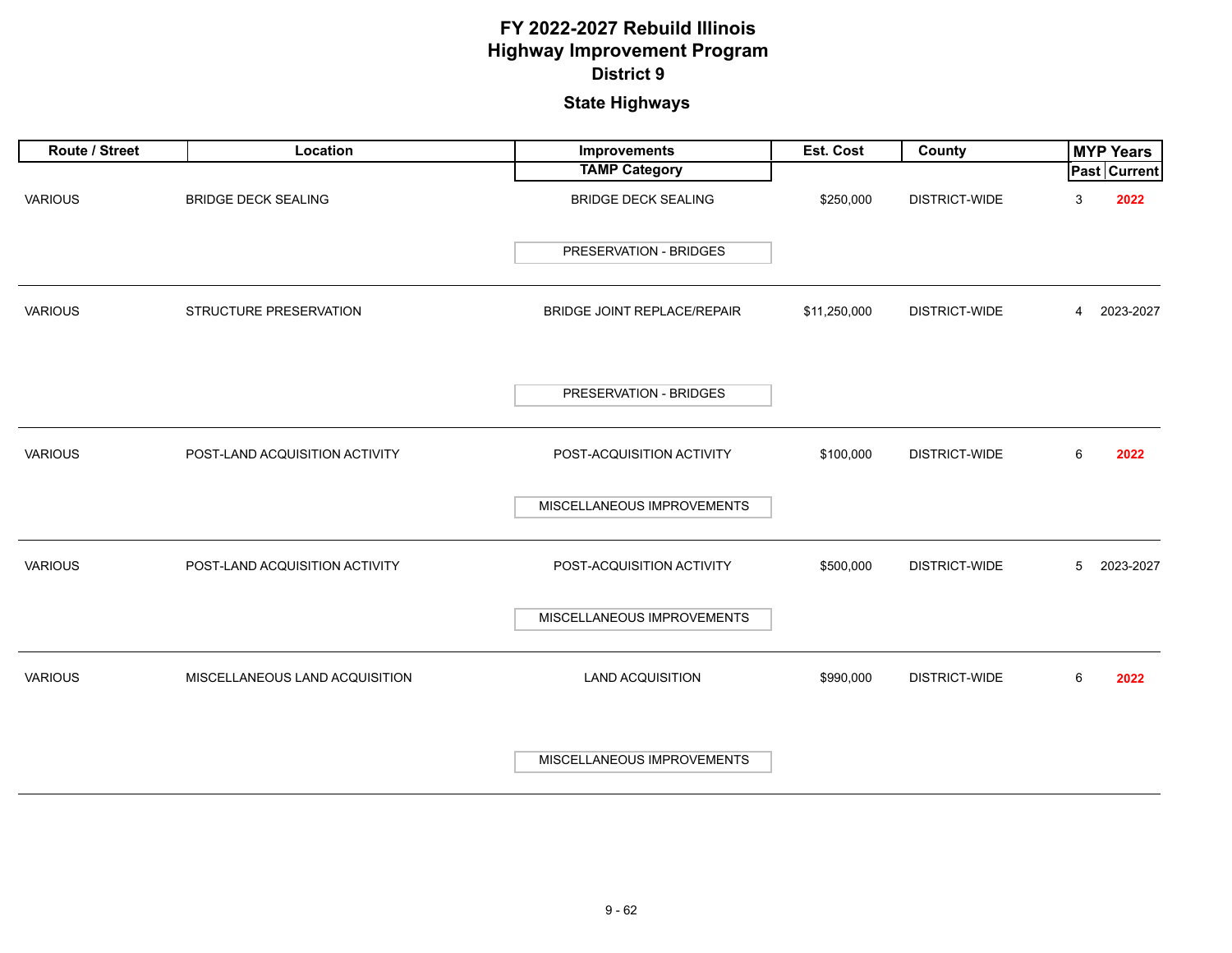# FY 2022-2027 Rebuild Illinois
# Highway Improvement Program
## District 9

### State Highways

| Route / Street | Location | Improvements / TAMP Category | Est. Cost | County | MYP Years Past | MYP Years Current |
|---|---|---|---|---|---|---|
| VARIOUS | BRIDGE DECK SEALING | BRIDGE DECK SEALING<br>PRESERVATION - BRIDGES | $250,000 | DISTRICT-WIDE | 3 | **2022** |
| VARIOUS | STRUCTURE PRESERVATION | BRIDGE JOINT REPLACE/REPAIR<br>PRESERVATION - BRIDGES | $11,250,000 | DISTRICT-WIDE | 4 | 2023-2027 |
| VARIOUS | POST-LAND ACQUISITION ACTIVITY | POST-ACQUISITION ACTIVITY<br>MISCELLANEOUS IMPROVEMENTS | $100,000 | DISTRICT-WIDE | 6 | **2022** |
| VARIOUS | POST-LAND ACQUISITION ACTIVITY | POST-ACQUISITION ACTIVITY<br>MISCELLANEOUS IMPROVEMENTS | $500,000 | DISTRICT-WIDE | 5 | 2023-2027 |
| VARIOUS | MISCELLANEOUS LAND ACQUISITION | LAND ACQUISITION<br>MISCELLANEOUS IMPROVEMENTS | $990,000 | DISTRICT-WIDE | 6 | **2022** |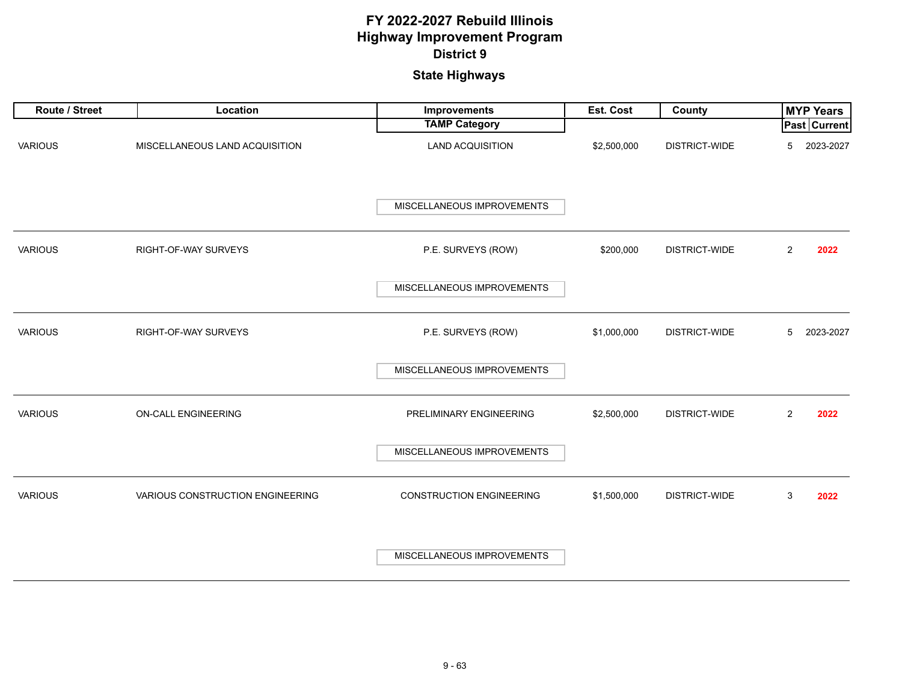# FY 2022-2027 Rebuild Illinois
# Highway Improvement Program
## District 9

### State Highways

| Route / Street | Location | Improvements / TAMP Category | Est. Cost | County | MYP Years Past | MYP Years Current |
|---|---|---|---|---|---|---|
| VARIOUS | MISCELLANEOUS LAND ACQUISITION | LAND ACQUISITION / MISCELLANEOUS IMPROVEMENTS | $2,500,000 | DISTRICT-WIDE | 5 | 2023-2027 |
| VARIOUS | RIGHT-OF-WAY SURVEYS | P.E. SURVEYS (ROW) / MISCELLANEOUS IMPROVEMENTS | $200,000 | DISTRICT-WIDE | 2 | **2022** |
| VARIOUS | RIGHT-OF-WAY SURVEYS | P.E. SURVEYS (ROW) / MISCELLANEOUS IMPROVEMENTS | $1,000,000 | DISTRICT-WIDE | 5 | 2023-2027 |
| VARIOUS | ON-CALL ENGINEERING | PRELIMINARY ENGINEERING / MISCELLANEOUS IMPROVEMENTS | $2,500,000 | DISTRICT-WIDE | 2 | **2022** |
| VARIOUS | VARIOUS CONSTRUCTION ENGINEERING | CONSTRUCTION ENGINEERING / MISCELLANEOUS IMPROVEMENTS | $1,500,000 | DISTRICT-WIDE | 3 | **2022** |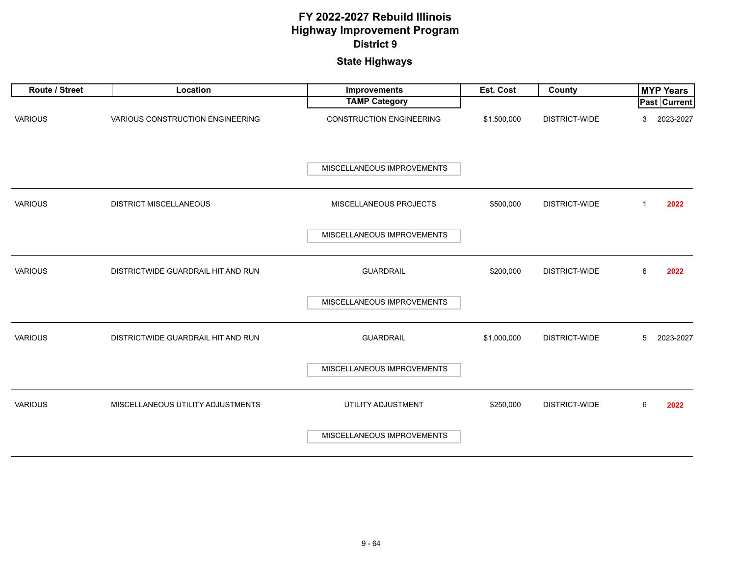# FY 2022-2027 Rebuild Illinois
# Highway Improvement Program
## District 9

### State Highways

| Route / Street | Location | Improvements / TAMP Category | Est. Cost | County | MYP Years Past | MYP Years Current |
|---|---|---|---|---|---|---|
| VARIOUS | VARIOUS CONSTRUCTION ENGINEERING | CONSTRUCTION ENGINEERING / MISCELLANEOUS IMPROVEMENTS | $1,500,000 | DISTRICT-WIDE | 3 | 2023-2027 |
| VARIOUS | DISTRICT MISCELLANEOUS | MISCELLANEOUS PROJECTS / MISCELLANEOUS IMPROVEMENTS | $500,000 | DISTRICT-WIDE | 1 | 2022 |
| VARIOUS | DISTRICTWIDE GUARDRAIL HIT AND RUN | GUARDRAIL / MISCELLANEOUS IMPROVEMENTS | $200,000 | DISTRICT-WIDE | 6 | 2022 |
| VARIOUS | DISTRICTWIDE GUARDRAIL HIT AND RUN | GUARDRAIL / MISCELLANEOUS IMPROVEMENTS | $1,000,000 | DISTRICT-WIDE | 5 | 2023-2027 |
| VARIOUS | MISCELLANEOUS UTILITY ADJUSTMENTS | UTILITY ADJUSTMENT / MISCELLANEOUS IMPROVEMENTS | $250,000 | DISTRICT-WIDE | 6 | 2022 |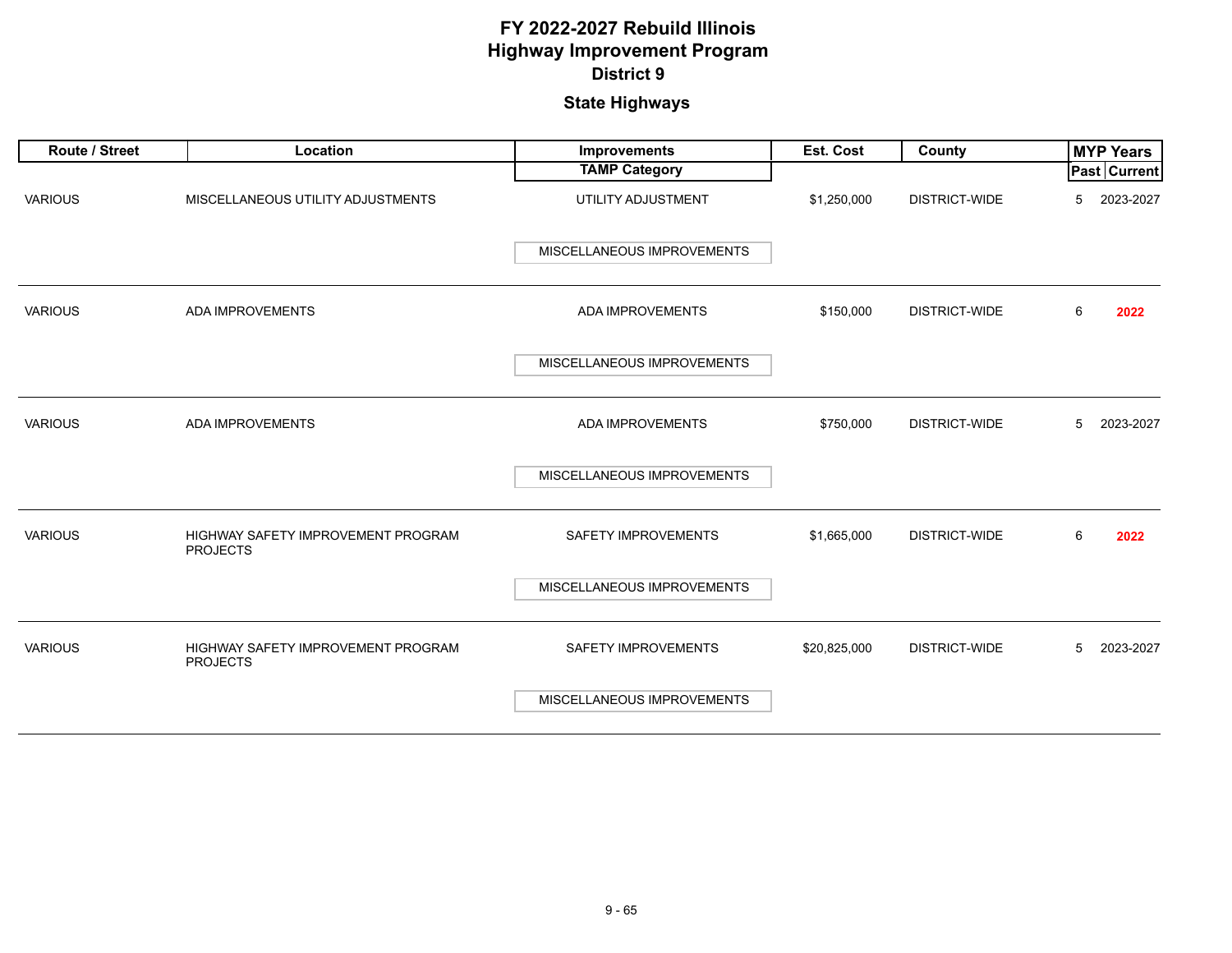# FY 2022-2027 Rebuild Illinois
# Highway Improvement Program
## District 9
### State Highways

| Route / Street | Location | Improvements / TAMP Category | Est. Cost | County | MYP Years Past | MYP Years Current |
|---|---|---|---|---|---|---|
| VARIOUS | MISCELLANEOUS UTILITY ADJUSTMENTS | UTILITY ADJUSTMENT / MISCELLANEOUS IMPROVEMENTS | $1,250,000 | DISTRICT-WIDE | 5 | 2023-2027 |
| VARIOUS | ADA IMPROVEMENTS | ADA IMPROVEMENTS / MISCELLANEOUS IMPROVEMENTS | $150,000 | DISTRICT-WIDE | 6 | **2022** |
| VARIOUS | ADA IMPROVEMENTS | ADA IMPROVEMENTS / MISCELLANEOUS IMPROVEMENTS | $750,000 | DISTRICT-WIDE | 5 | 2023-2027 |
| VARIOUS | HIGHWAY SAFETY IMPROVEMENT PROGRAM PROJECTS | SAFETY IMPROVEMENTS / MISCELLANEOUS IMPROVEMENTS | $1,665,000 | DISTRICT-WIDE | 6 | **2022** |
| VARIOUS | HIGHWAY SAFETY IMPROVEMENT PROGRAM PROJECTS | SAFETY IMPROVEMENTS / MISCELLANEOUS IMPROVEMENTS | $20,825,000 | DISTRICT-WIDE | 5 | 2023-2027 |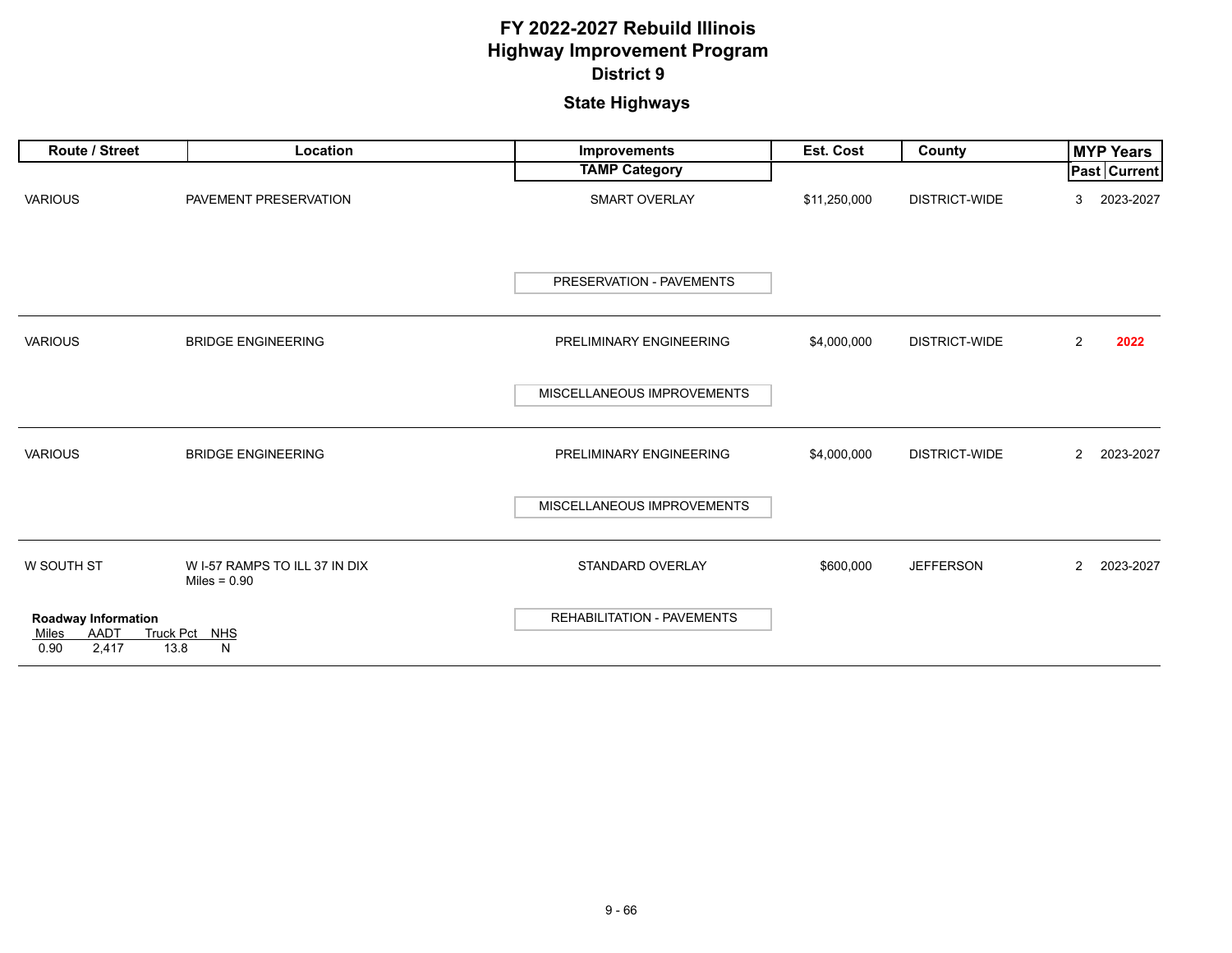# FY 2022-2027 Rebuild Illinois
# Highway Improvement Program
## District 9

### State Highways

| Route / Street | Location | Improvements / TAMP Category | Est. Cost | County | MYP Years Past | MYP Years Current |
|---|---|---|---|---|---|---|
| VARIOUS | PAVEMENT PRESERVATION | SMART OVERLAY<br>PRESERVATION - PAVEMENTS | $11,250,000 | DISTRICT-WIDE | 3 | 2023-2027 |
| VARIOUS | BRIDGE ENGINEERING | PRELIMINARY ENGINEERING<br>MISCELLANEOUS IMPROVEMENTS | $4,000,000 | DISTRICT-WIDE | 2 | **2022** |
| VARIOUS | BRIDGE ENGINEERING | PRELIMINARY ENGINEERING<br>MISCELLANEOUS IMPROVEMENTS | $4,000,000 | DISTRICT-WIDE | 2 | 2023-2027 |
| W SOUTH ST | W I-57 RAMPS TO ILL 37 IN DIX<br>Miles = 0.90 | STANDARD OVERLAY<br>REHABILITATION - PAVEMENTS | $600,000 | JEFFERSON | 2 | 2023-2027 |

**Roadway Information** (W SOUTH ST)

| Miles | AADT | Truck Pct | NHS |
|---|---|---|---|
| 0.90 | 2,417 | 13.8 | N |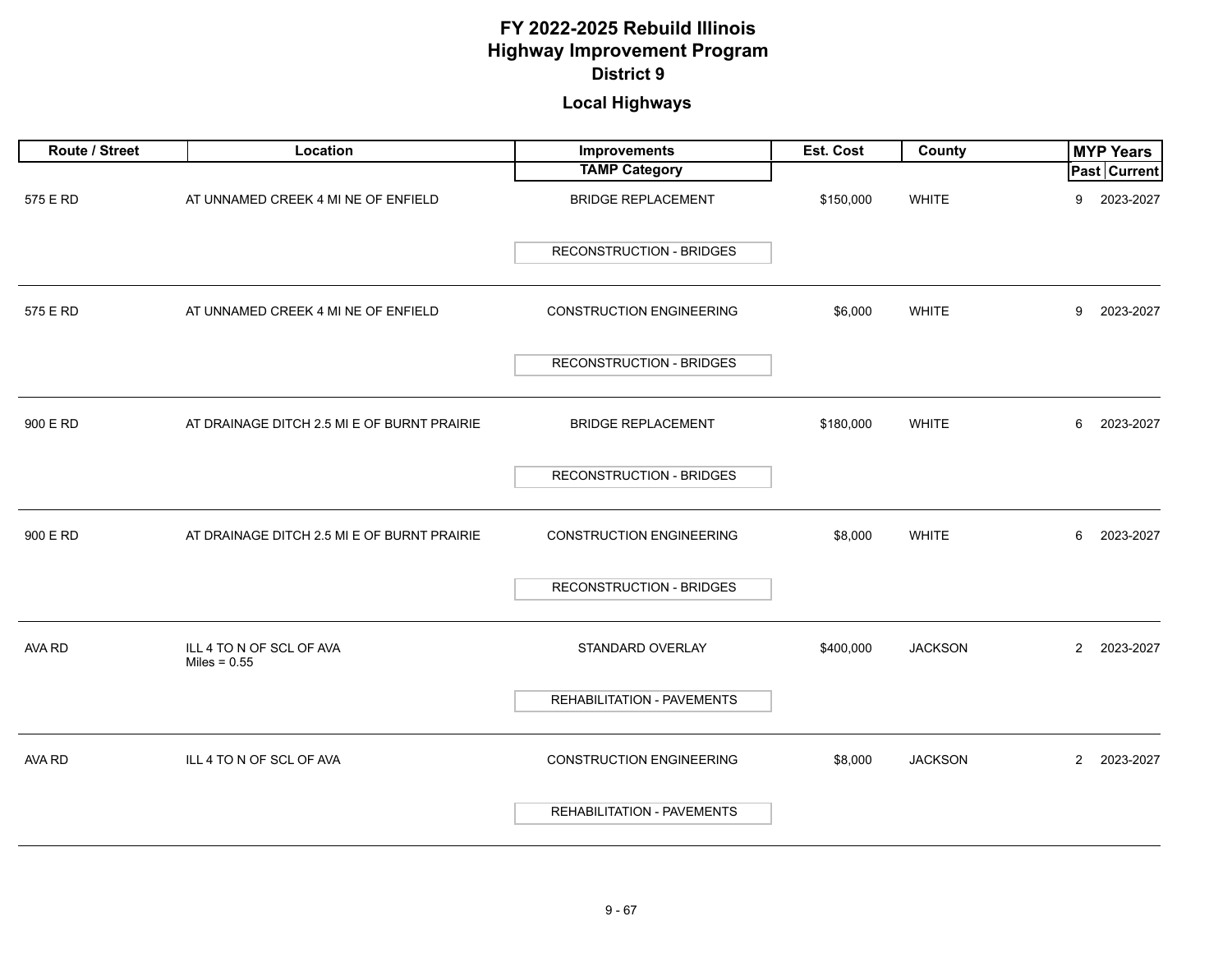# FY 2022-2025 Rebuild Illinois
# Highway Improvement Program
## District 9
### Local Highways

| Route / Street | Location | Improvements / TAMP Category | Est. Cost | County | MYP Years Past | MYP Years Current |
|---|---|---|---|---|---|---|
| 575 E RD | AT UNNAMED CREEK 4 MI NE OF ENFIELD | BRIDGE REPLACEMENT<br>RECONSTRUCTION - BRIDGES | $150,000 | WHITE | 9 | 2023-2027 |
| 575 E RD | AT UNNAMED CREEK 4 MI NE OF ENFIELD | CONSTRUCTION ENGINEERING<br>RECONSTRUCTION - BRIDGES | $6,000 | WHITE | 9 | 2023-2027 |
| 900 E RD | AT DRAINAGE DITCH 2.5 MI E OF BURNT PRAIRIE | BRIDGE REPLACEMENT<br>RECONSTRUCTION - BRIDGES | $180,000 | WHITE | 6 | 2023-2027 |
| 900 E RD | AT DRAINAGE DITCH 2.5 MI E OF BURNT PRAIRIE | CONSTRUCTION ENGINEERING<br>RECONSTRUCTION - BRIDGES | $8,000 | WHITE | 6 | 2023-2027 |
| AVA RD | ILL 4 TO N OF SCL OF AVA<br>Miles = 0.55 | STANDARD OVERLAY<br>REHABILITATION - PAVEMENTS | $400,000 | JACKSON | 2 | 2023-2027 |
| AVA RD | ILL 4 TO N OF SCL OF AVA | CONSTRUCTION ENGINEERING<br>REHABILITATION - PAVEMENTS | $8,000 | JACKSON | 2 | 2023-2027 |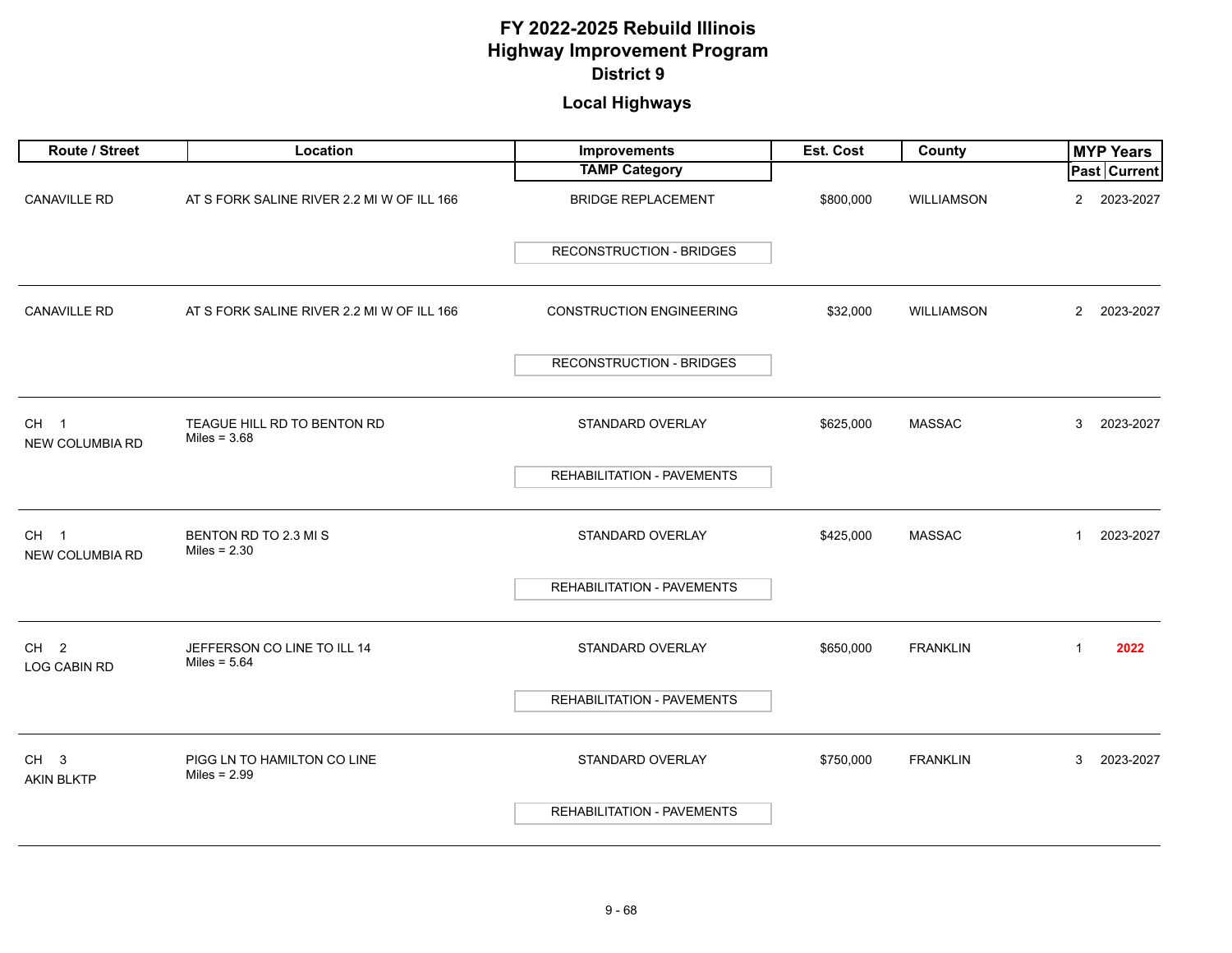# FY 2022-2025 Rebuild Illinois
# Highway Improvement Program
## District 9

### Local Highways

| Route / Street | Location | Improvements / TAMP Category | Est. Cost | County | MYP Years Past | MYP Years Current |
|---|---|---|---|---|---|---|
| CANAVILLE RD | AT S FORK SALINE RIVER 2.2 MI W OF ILL 166 | BRIDGE REPLACEMENT<br>RECONSTRUCTION - BRIDGES | $800,000 | WILLIAMSON | 2 | 2023-2027 |
| CANAVILLE RD | AT S FORK SALINE RIVER 2.2 MI W OF ILL 166 | CONSTRUCTION ENGINEERING<br>RECONSTRUCTION - BRIDGES | $32,000 | WILLIAMSON | 2 | 2023-2027 |
| CH 1<br>NEW COLUMBIA RD | TEAGUE HILL RD TO BENTON RD<br>Miles = 3.68 | STANDARD OVERLAY<br>REHABILITATION - PAVEMENTS | $625,000 | MASSAC | 3 | 2023-2027 |
| CH 1<br>NEW COLUMBIA RD | BENTON RD TO 2.3 MI S<br>Miles = 2.30 | STANDARD OVERLAY<br>REHABILITATION - PAVEMENTS | $425,000 | MASSAC | 1 | 2023-2027 |
| CH 2<br>LOG CABIN RD | JEFFERSON CO LINE TO ILL 14<br>Miles = 5.64 | STANDARD OVERLAY<br>REHABILITATION - PAVEMENTS | $650,000 | FRANKLIN | 1 | **2022** |
| CH 3<br>AKIN BLKTP | PIGG LN TO HAMILTON CO LINE<br>Miles = 2.99 | STANDARD OVERLAY<br>REHABILITATION - PAVEMENTS | $750,000 | FRANKLIN | 3 | 2023-2027 |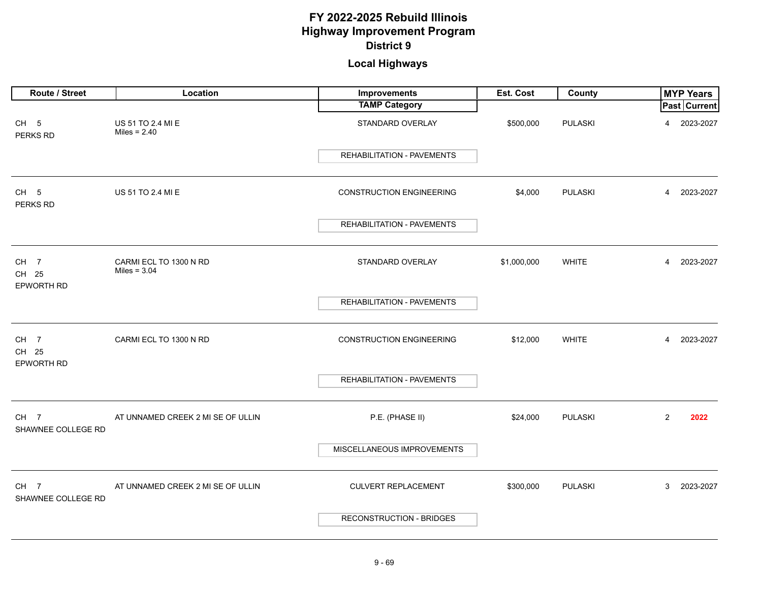# FY 2022-2025 Rebuild Illinois
## Highway Improvement Program
### District 9

### Local Highways

| Route / Street | Location | Improvements / TAMP Category | Est. Cost | County | MYP Years Past | MYP Years Current |
|---|---|---|---|---|---|---|
| CH 5 PERKS RD | US 51 TO 2.4 MI E Miles = 2.40 | STANDARD OVERLAY / REHABILITATION - PAVEMENTS | $500,000 | PULASKI | 4 | 2023-2027 |
| CH 5 PERKS RD | US 51 TO 2.4 MI E | CONSTRUCTION ENGINEERING / REHABILITATION - PAVEMENTS | $4,000 | PULASKI | 4 | 2023-2027 |
| CH 7 CH 25 EPWORTH RD | CARMI ECL TO 1300 N RD Miles = 3.04 | STANDARD OVERLAY / REHABILITATION - PAVEMENTS | $1,000,000 | WHITE | 4 | 2023-2027 |
| CH 7 CH 25 EPWORTH RD | CARMI ECL TO 1300 N RD | CONSTRUCTION ENGINEERING / REHABILITATION - PAVEMENTS | $12,000 | WHITE | 4 | 2023-2027 |
| CH 7 SHAWNEE COLLEGE RD | AT UNNAMED CREEK 2 MI SE OF ULLIN | P.E. (PHASE II) / MISCELLANEOUS IMPROVEMENTS | $24,000 | PULASKI | 2 | 2022 |
| CH 7 SHAWNEE COLLEGE RD | AT UNNAMED CREEK 2 MI SE OF ULLIN | CULVERT REPLACEMENT / RECONSTRUCTION - BRIDGES | $300,000 | PULASKI | 3 | 2023-2027 |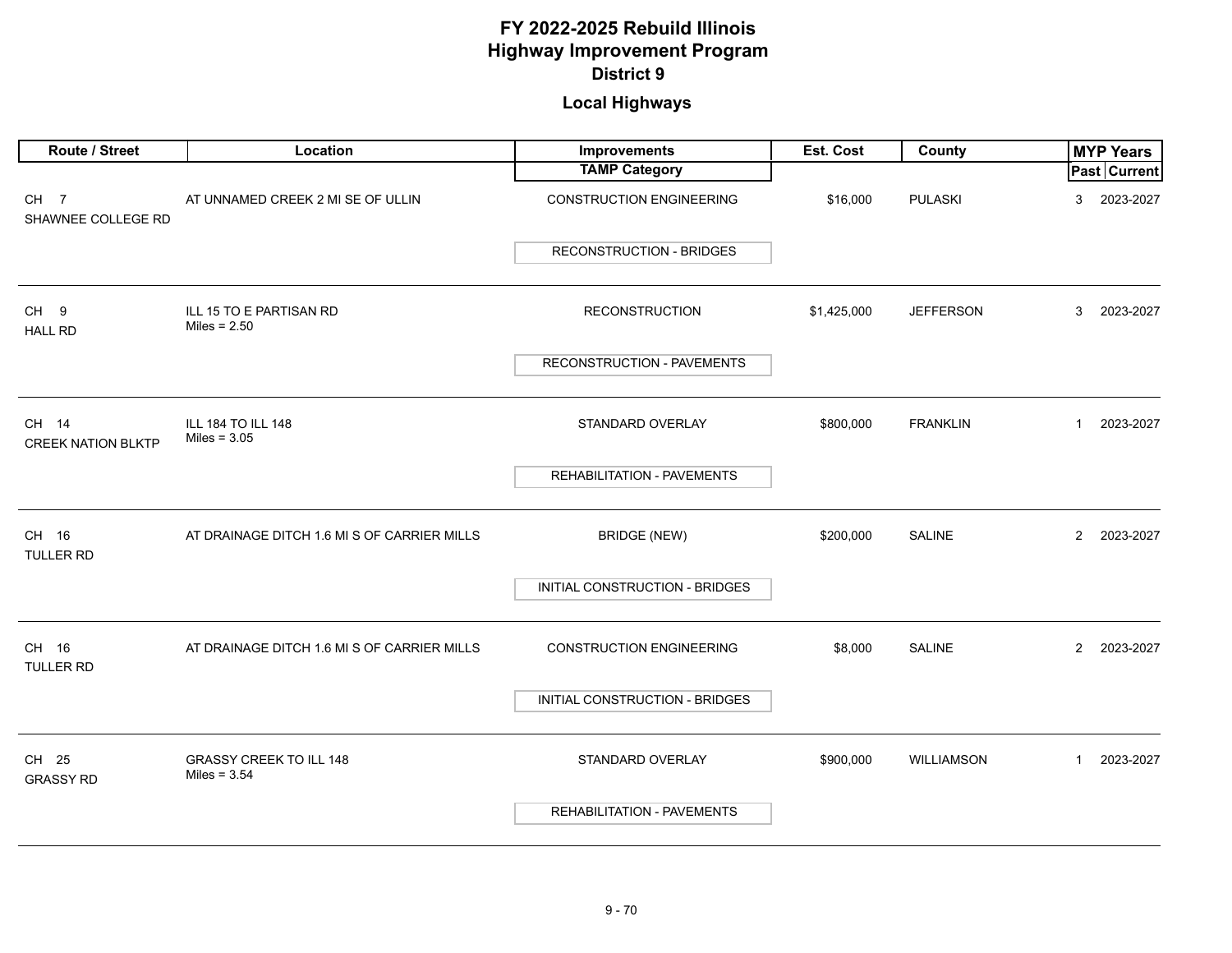# FY 2022-2025 Rebuild Illinois
# Highway Improvement Program
## District 9

### Local Highways

| Route / Street | Location | Improvements / TAMP Category | Est. Cost | County | MYP Years Past | MYP Years Current |
|---|---|---|---|---|---|---|
| CH 7 SHAWNEE COLLEGE RD | AT UNNAMED CREEK 2 MI SE OF ULLIN | CONSTRUCTION ENGINEERING / RECONSTRUCTION - BRIDGES | $16,000 | PULASKI | 3 | 2023-2027 |
| CH 9 HALL RD | ILL 15 TO E PARTISAN RD Miles = 2.50 | RECONSTRUCTION / RECONSTRUCTION - PAVEMENTS | $1,425,000 | JEFFERSON | 3 | 2023-2027 |
| CH 14 CREEK NATION BLKTP | ILL 184 TO ILL 148 Miles = 3.05 | STANDARD OVERLAY / REHABILITATION - PAVEMENTS | $800,000 | FRANKLIN | 1 | 2023-2027 |
| CH 16 TULLER RD | AT DRAINAGE DITCH 1.6 MI S OF CARRIER MILLS | BRIDGE (NEW) / INITIAL CONSTRUCTION - BRIDGES | $200,000 | SALINE | 2 | 2023-2027 |
| CH 16 TULLER RD | AT DRAINAGE DITCH 1.6 MI S OF CARRIER MILLS | CONSTRUCTION ENGINEERING / INITIAL CONSTRUCTION - BRIDGES | $8,000 | SALINE | 2 | 2023-2027 |
| CH 25 GRASSY RD | GRASSY CREEK TO ILL 148 Miles = 3.54 | STANDARD OVERLAY / REHABILITATION - PAVEMENTS | $900,000 | WILLIAMSON | 1 | 2023-2027 |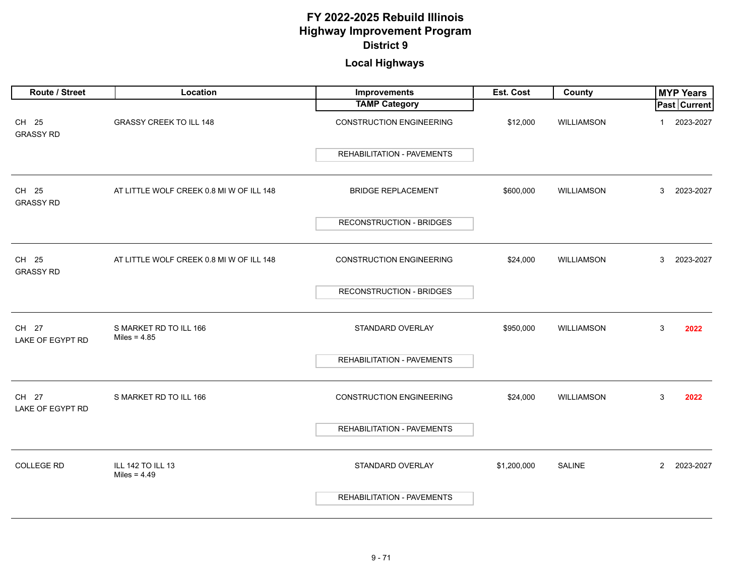# FY 2022-2025 Rebuild Illinois
# Highway Improvement Program
## District 9

### Local Highways

| Route / Street | Location | Improvements / TAMP Category | Est. Cost | County | MYP Years Past | MYP Years Current |
|---|---|---|---|---|---|---|
| CH 25 GRASSY RD | GRASSY CREEK TO ILL 148 | CONSTRUCTION ENGINEERING / REHABILITATION - PAVEMENTS | $12,000 | WILLIAMSON | 1 | 2023-2027 |
| CH 25 GRASSY RD | AT LITTLE WOLF CREEK 0.8 MI W OF ILL 148 | BRIDGE REPLACEMENT / RECONSTRUCTION - BRIDGES | $600,000 | WILLIAMSON | 3 | 2023-2027 |
| CH 25 GRASSY RD | AT LITTLE WOLF CREEK 0.8 MI W OF ILL 148 | CONSTRUCTION ENGINEERING / RECONSTRUCTION - BRIDGES | $24,000 | WILLIAMSON | 3 | 2023-2027 |
| CH 27 LAKE OF EGYPT RD | S MARKET RD TO ILL 166 Miles = 4.85 | STANDARD OVERLAY / REHABILITATION - PAVEMENTS | $950,000 | WILLIAMSON | 3 | **2022** |
| CH 27 LAKE OF EGYPT RD | S MARKET RD TO ILL 166 | CONSTRUCTION ENGINEERING / REHABILITATION - PAVEMENTS | $24,000 | WILLIAMSON | 3 | **2022** |
| COLLEGE RD | ILL 142 TO ILL 13 Miles = 4.49 | STANDARD OVERLAY / REHABILITATION - PAVEMENTS | $1,200,000 | SALINE | 2 | 2023-2027 |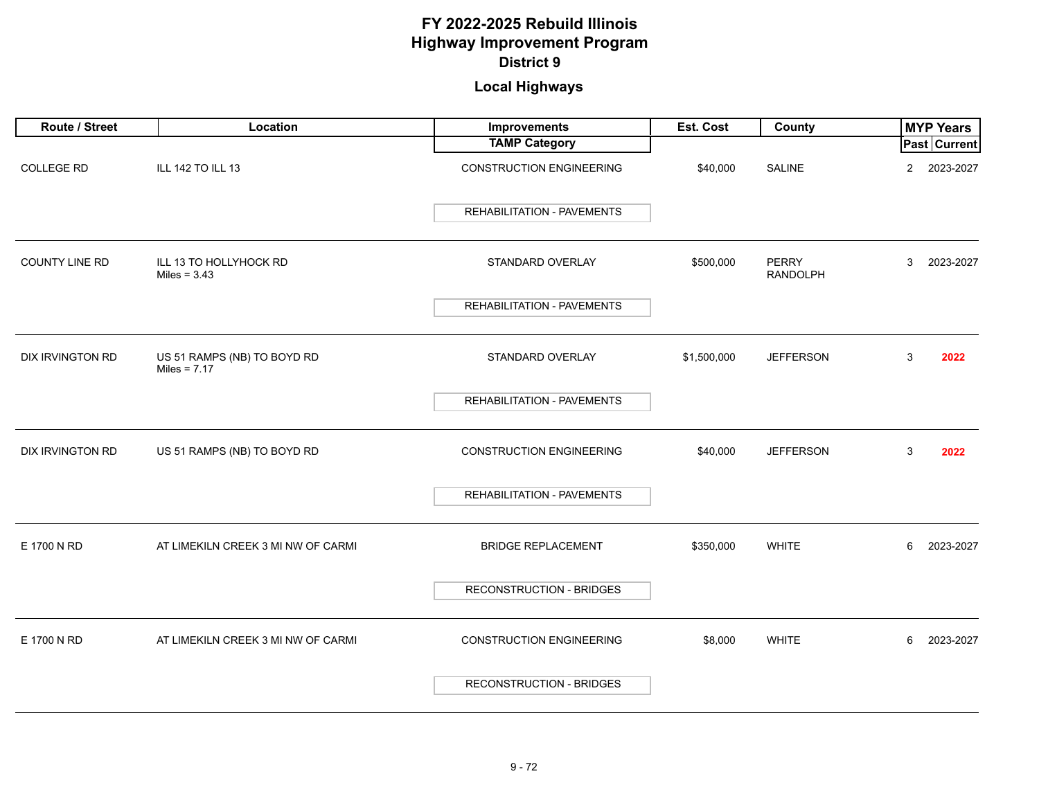# FY 2022-2025 Rebuild Illinois
# Highway Improvement Program
### District 9

### Local Highways

| Route / Street | Location | Improvements / TAMP Category | Est. Cost | County | MYP Years Past | MYP Years Current |
|---|---|---|---|---|---|---|
| COLLEGE RD | ILL 142 TO ILL 13 | CONSTRUCTION ENGINEERING<br>REHABILITATION - PAVEMENTS | $40,000 | SALINE | 2 | 2023-2027 |
| COUNTY LINE RD | ILL 13 TO HOLLYHOCK RD<br>Miles = 3.43 | STANDARD OVERLAY<br>REHABILITATION - PAVEMENTS | $500,000 | PERRY<br>RANDOLPH | 3 | 2023-2027 |
| DIX IRVINGTON RD | US 51 RAMPS (NB) TO BOYD RD<br>Miles = 7.17 | STANDARD OVERLAY<br>REHABILITATION - PAVEMENTS | $1,500,000 | JEFFERSON | 3 | **2022** |
| DIX IRVINGTON RD | US 51 RAMPS (NB) TO BOYD RD | CONSTRUCTION ENGINEERING<br>REHABILITATION - PAVEMENTS | $40,000 | JEFFERSON | 3 | **2022** |
| E 1700 N RD | AT LIMEKILN CREEK 3 MI NW OF CARMI | BRIDGE REPLACEMENT<br>RECONSTRUCTION - BRIDGES | $350,000 | WHITE | 6 | 2023-2027 |
| E 1700 N RD | AT LIMEKILN CREEK 3 MI NW OF CARMI | CONSTRUCTION ENGINEERING<br>RECONSTRUCTION - BRIDGES | $8,000 | WHITE | 6 | 2023-2027 |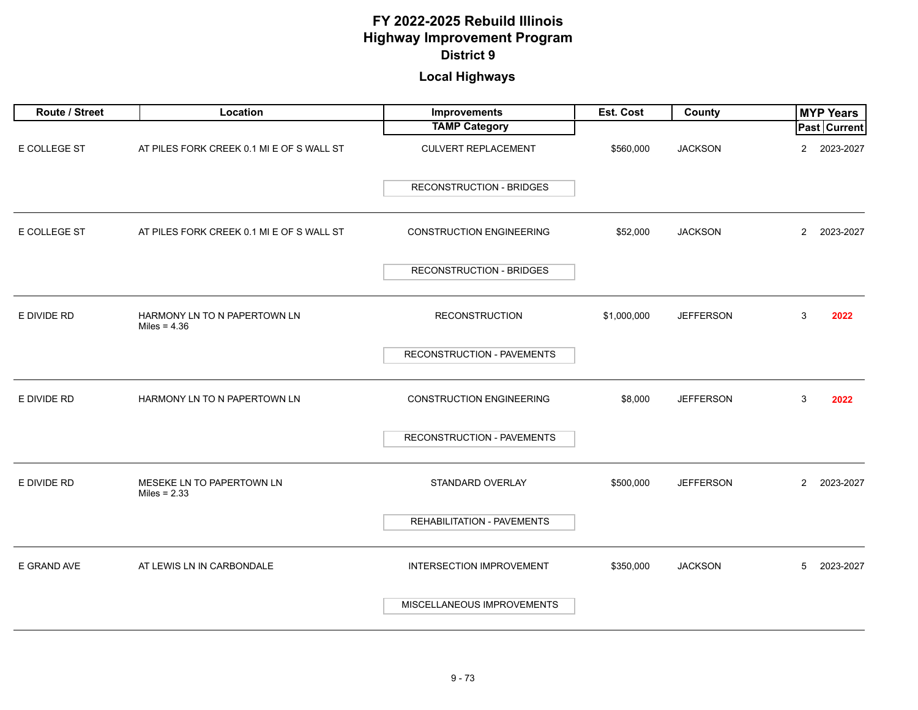# FY 2022-2025 Rebuild Illinois
# Highway Improvement Program
## District 9

### Local Highways

| Route / Street | Location | Improvements / TAMP Category | Est. Cost | County | MYP Years Past | MYP Years Current |
|---|---|---|---|---|---|---|
| E COLLEGE ST | AT PILES FORK CREEK 0.1 MI E OF S WALL ST | CULVERT REPLACEMENT<br>RECONSTRUCTION - BRIDGES | $560,000 | JACKSON | 2 | 2023-2027 |
| E COLLEGE ST | AT PILES FORK CREEK 0.1 MI E OF S WALL ST | CONSTRUCTION ENGINEERING<br>RECONSTRUCTION - BRIDGES | $52,000 | JACKSON | 2 | 2023-2027 |
| E DIVIDE RD | HARMONY LN TO N PAPERTOWN LN<br>Miles = 4.36 | RECONSTRUCTION<br>RECONSTRUCTION - PAVEMENTS | $1,000,000 | JEFFERSON | 3 | **2022** |
| E DIVIDE RD | HARMONY LN TO N PAPERTOWN LN | CONSTRUCTION ENGINEERING<br>RECONSTRUCTION - PAVEMENTS | $8,000 | JEFFERSON | 3 | **2022** |
| E DIVIDE RD | MESEKE LN TO PAPERTOWN LN<br>Miles = 2.33 | STANDARD OVERLAY<br>REHABILITATION - PAVEMENTS | $500,000 | JEFFERSON | 2 | 2023-2027 |
| E GRAND AVE | AT LEWIS LN IN CARBONDALE | INTERSECTION IMPROVEMENT<br>MISCELLANEOUS IMPROVEMENTS | $350,000 | JACKSON | 5 | 2023-2027 |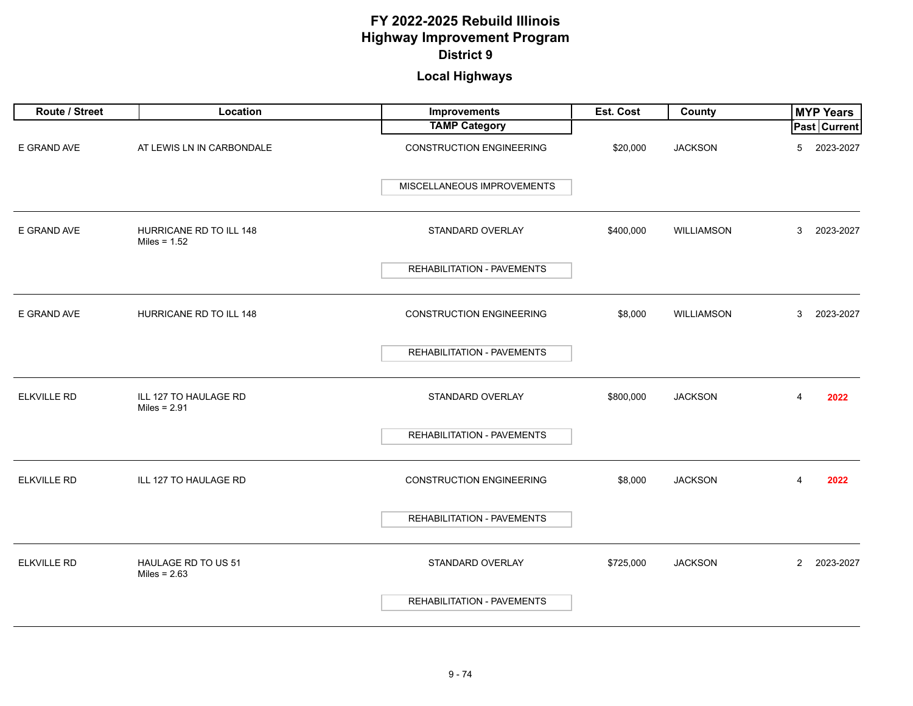# FY 2022-2025 Rebuild Illinois
# Highway Improvement Program
## District 9

### Local Highways

| Route / Street | Location | Improvements / TAMP Category | Est. Cost | County | MYP Years Past | MYP Years Current |
|---|---|---|---|---|---|---|
| E GRAND AVE | AT LEWIS LN IN CARBONDALE | CONSTRUCTION ENGINEERING / MISCELLANEOUS IMPROVEMENTS | $20,000 | JACKSON | 5 | 2023-2027 |
| E GRAND AVE | HURRICANE RD TO ILL 148 Miles = 1.52 | STANDARD OVERLAY / REHABILITATION - PAVEMENTS | $400,000 | WILLIAMSON | 3 | 2023-2027 |
| E GRAND AVE | HURRICANE RD TO ILL 148 | CONSTRUCTION ENGINEERING / REHABILITATION - PAVEMENTS | $8,000 | WILLIAMSON | 3 | 2023-2027 |
| ELKVILLE RD | ILL 127 TO HAULAGE RD Miles = 2.91 | STANDARD OVERLAY / REHABILITATION - PAVEMENTS | $800,000 | JACKSON | 4 | **2022** |
| ELKVILLE RD | ILL 127 TO HAULAGE RD | CONSTRUCTION ENGINEERING / REHABILITATION - PAVEMENTS | $8,000 | JACKSON | 4 | **2022** |
| ELKVILLE RD | HAULAGE RD TO US 51 Miles = 2.63 | STANDARD OVERLAY / REHABILITATION - PAVEMENTS | $725,000 | JACKSON | 2 | 2023-2027 |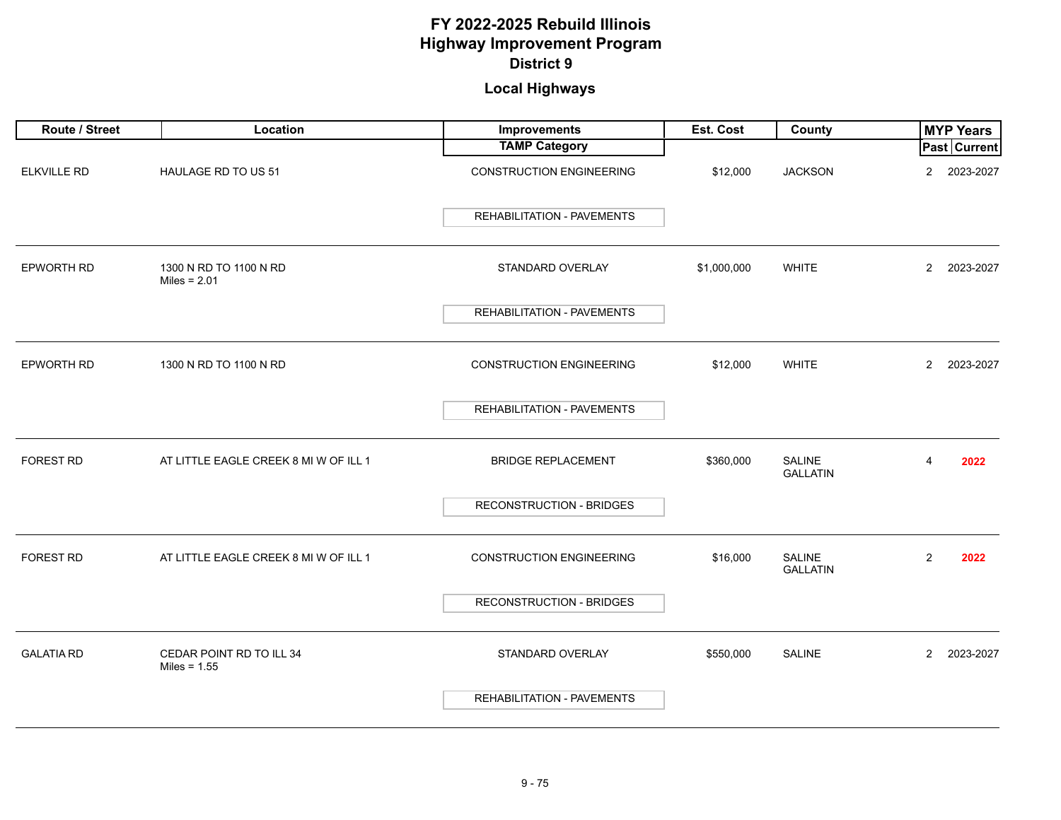# FY 2022-2025 Rebuild Illinois
# Highway Improvement Program
## District 9

### Local Highways

| Route / Street | Location | Improvements / TAMP Category | Est. Cost | County | MYP Years Past | MYP Years Current |
|---|---|---|---|---|---|---|
| ELKVILLE RD | HAULAGE RD TO US 51 | CONSTRUCTION ENGINEERING<br>REHABILITATION - PAVEMENTS | $12,000 | JACKSON | 2 | 2023-2027 |
| EPWORTH RD | 1300 N RD TO 1100 N RD<br>Miles = 2.01 | STANDARD OVERLAY<br>REHABILITATION - PAVEMENTS | $1,000,000 | WHITE | 2 | 2023-2027 |
| EPWORTH RD | 1300 N RD TO 1100 N RD | CONSTRUCTION ENGINEERING<br>REHABILITATION - PAVEMENTS | $12,000 | WHITE | 2 | 2023-2027 |
| FOREST RD | AT LITTLE EAGLE CREEK 8 MI W OF ILL 1 | BRIDGE REPLACEMENT<br>RECONSTRUCTION - BRIDGES | $360,000 | SALINE<br>GALLATIN | 4 | **2022** |
| FOREST RD | AT LITTLE EAGLE CREEK 8 MI W OF ILL 1 | CONSTRUCTION ENGINEERING<br>RECONSTRUCTION - BRIDGES | $16,000 | SALINE<br>GALLATIN | 2 | **2022** |
| GALATIA RD | CEDAR POINT RD TO ILL 34<br>Miles = 1.55 | STANDARD OVERLAY<br>REHABILITATION - PAVEMENTS | $550,000 | SALINE | 2 | 2023-2027 |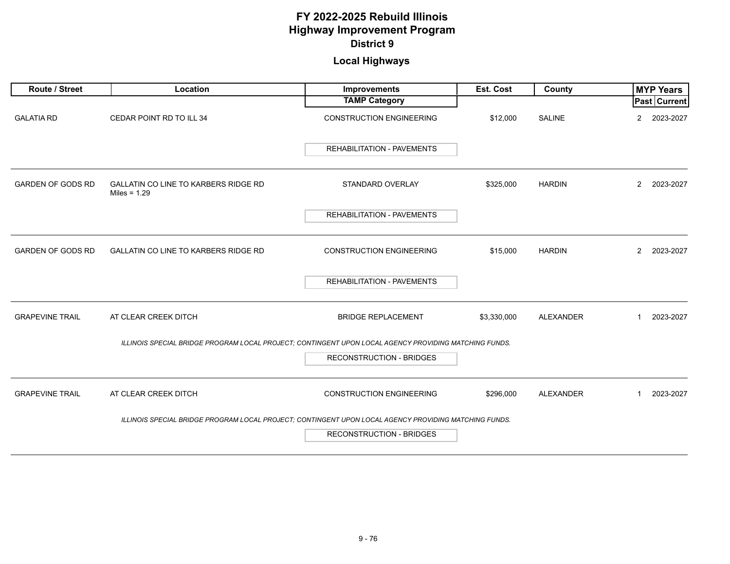# FY 2022-2025 Rebuild Illinois
# Highway Improvement Program
## District 9

### Local Highways

| Route / Street | Location | Improvements / TAMP Category | Est. Cost | County | MYP Years Past | MYP Years Current |
|---|---|---|---|---|---|---|
| GALATIA RD | CEDAR POINT RD TO ILL 34 | CONSTRUCTION ENGINEERING | $12,000 | SALINE | 2 | 2023-2027 |
| | | REHABILITATION - PAVEMENTS | | | | |
| GARDEN OF GODS RD | GALLATIN CO LINE TO KARBERS RIDGE RD Miles = 1.29 | STANDARD OVERLAY | $325,000 | HARDIN | 2 | 2023-2027 |
| | | REHABILITATION - PAVEMENTS | | | | |
| GARDEN OF GODS RD | GALLATIN CO LINE TO KARBERS RIDGE RD | CONSTRUCTION ENGINEERING | $15,000 | HARDIN | 2 | 2023-2027 |
| | | REHABILITATION - PAVEMENTS | | | | |
| GRAPEVINE TRAIL | AT CLEAR CREEK DITCH | BRIDGE REPLACEMENT | $3,330,000 | ALEXANDER | 1 | 2023-2027 |
| | *ILLINOIS SPECIAL BRIDGE PROGRAM LOCAL PROJECT; CONTINGENT UPON LOCAL AGENCY PROVIDING MATCHING FUNDS.* | RECONSTRUCTION - BRIDGES | | | | |
| GRAPEVINE TRAIL | AT CLEAR CREEK DITCH | CONSTRUCTION ENGINEERING | $296,000 | ALEXANDER | 1 | 2023-2027 |
| | *ILLINOIS SPECIAL BRIDGE PROGRAM LOCAL PROJECT; CONTINGENT UPON LOCAL AGENCY PROVIDING MATCHING FUNDS.* | RECONSTRUCTION - BRIDGES | | | | |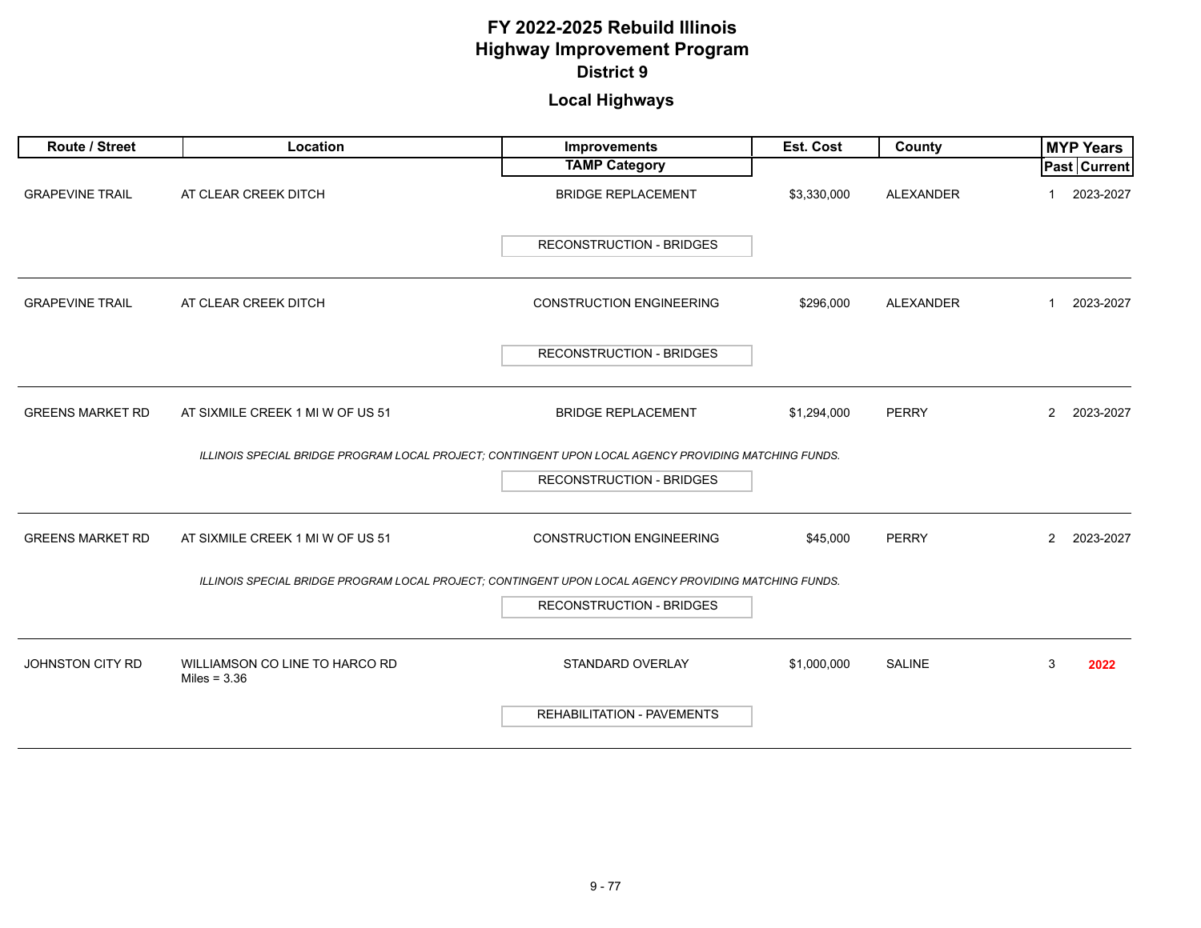# FY 2022-2025 Rebuild Illinois
# Highway Improvement Program
## District 9

### Local Highways

| Route / Street | Location | Improvements / TAMP Category | Est. Cost | County | MYP Years Past | MYP Years Current |
|---|---|---|---|---|---|---|
| GRAPEVINE TRAIL | AT CLEAR CREEK DITCH | BRIDGE REPLACEMENT<br>RECONSTRUCTION - BRIDGES | $3,330,000 | ALEXANDER | 1 | 2023-2027 |
| GRAPEVINE TRAIL | AT CLEAR CREEK DITCH | CONSTRUCTION ENGINEERING<br>RECONSTRUCTION - BRIDGES | $296,000 | ALEXANDER | 1 | 2023-2027 |
| GREENS MARKET RD | AT SIXMILE CREEK 1 MI W OF US 51 | BRIDGE REPLACEMENT<br>*ILLINOIS SPECIAL BRIDGE PROGRAM LOCAL PROJECT; CONTINGENT UPON LOCAL AGENCY PROVIDING MATCHING FUNDS.*<br>RECONSTRUCTION - BRIDGES | $1,294,000 | PERRY | 2 | 2023-2027 |
| GREENS MARKET RD | AT SIXMILE CREEK 1 MI W OF US 51 | CONSTRUCTION ENGINEERING<br>*ILLINOIS SPECIAL BRIDGE PROGRAM LOCAL PROJECT; CONTINGENT UPON LOCAL AGENCY PROVIDING MATCHING FUNDS.*<br>RECONSTRUCTION - BRIDGES | $45,000 | PERRY | 2 | 2023-2027 |
| JOHNSTON CITY RD | WILLIAMSON CO LINE TO HARCO RD<br>Miles = 3.36 | STANDARD OVERLAY<br>REHABILITATION - PAVEMENTS | $1,000,000 | SALINE | 3 | **2022** |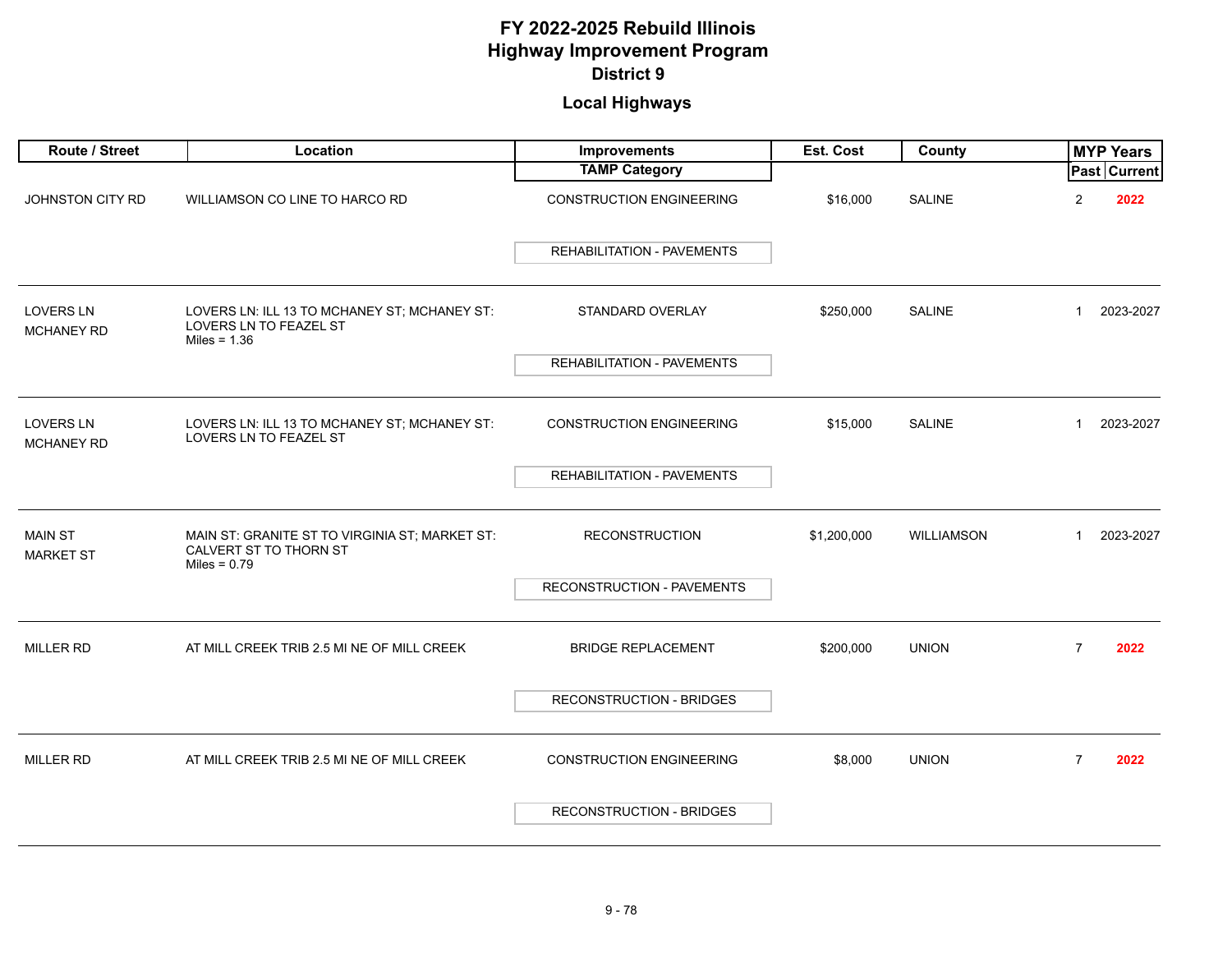# FY 2022-2025 Rebuild Illinois
# Highway Improvement Program
## District 9

### Local Highways

| Route / Street | Location | Improvements / TAMP Category | Est. Cost | County | MYP Years Past | MYP Years Current |
|---|---|---|---|---|---|---|
| JOHNSTON CITY RD | WILLIAMSON CO LINE TO HARCO RD | CONSTRUCTION ENGINEERING<br>REHABILITATION - PAVEMENTS | $16,000 | SALINE | 2 | 2022 |
| LOVERS LN<br>MCHANEY RD | LOVERS LN: ILL 13 TO MCHANEY ST; MCHANEY ST: LOVERS LN TO FEAZEL ST<br>Miles = 1.36 | STANDARD OVERLAY<br>REHABILITATION - PAVEMENTS | $250,000 | SALINE | 1 | 2023-2027 |
| LOVERS LN<br>MCHANEY RD | LOVERS LN: ILL 13 TO MCHANEY ST; MCHANEY ST: LOVERS LN TO FEAZEL ST | CONSTRUCTION ENGINEERING<br>REHABILITATION - PAVEMENTS | $15,000 | SALINE | 1 | 2023-2027 |
| MAIN ST<br>MARKET ST | MAIN ST: GRANITE ST TO VIRGINIA ST; MARKET ST: CALVERT ST TO THORN ST<br>Miles = 0.79 | RECONSTRUCTION<br>RECONSTRUCTION - PAVEMENTS | $1,200,000 | WILLIAMSON | 1 | 2023-2027 |
| MILLER RD | AT MILL CREEK TRIB 2.5 MI NE OF MILL CREEK | BRIDGE REPLACEMENT<br>RECONSTRUCTION - BRIDGES | $200,000 | UNION | 7 | 2022 |
| MILLER RD | AT MILL CREEK TRIB 2.5 MI NE OF MILL CREEK | CONSTRUCTION ENGINEERING<br>RECONSTRUCTION - BRIDGES | $8,000 | UNION | 7 | 2022 |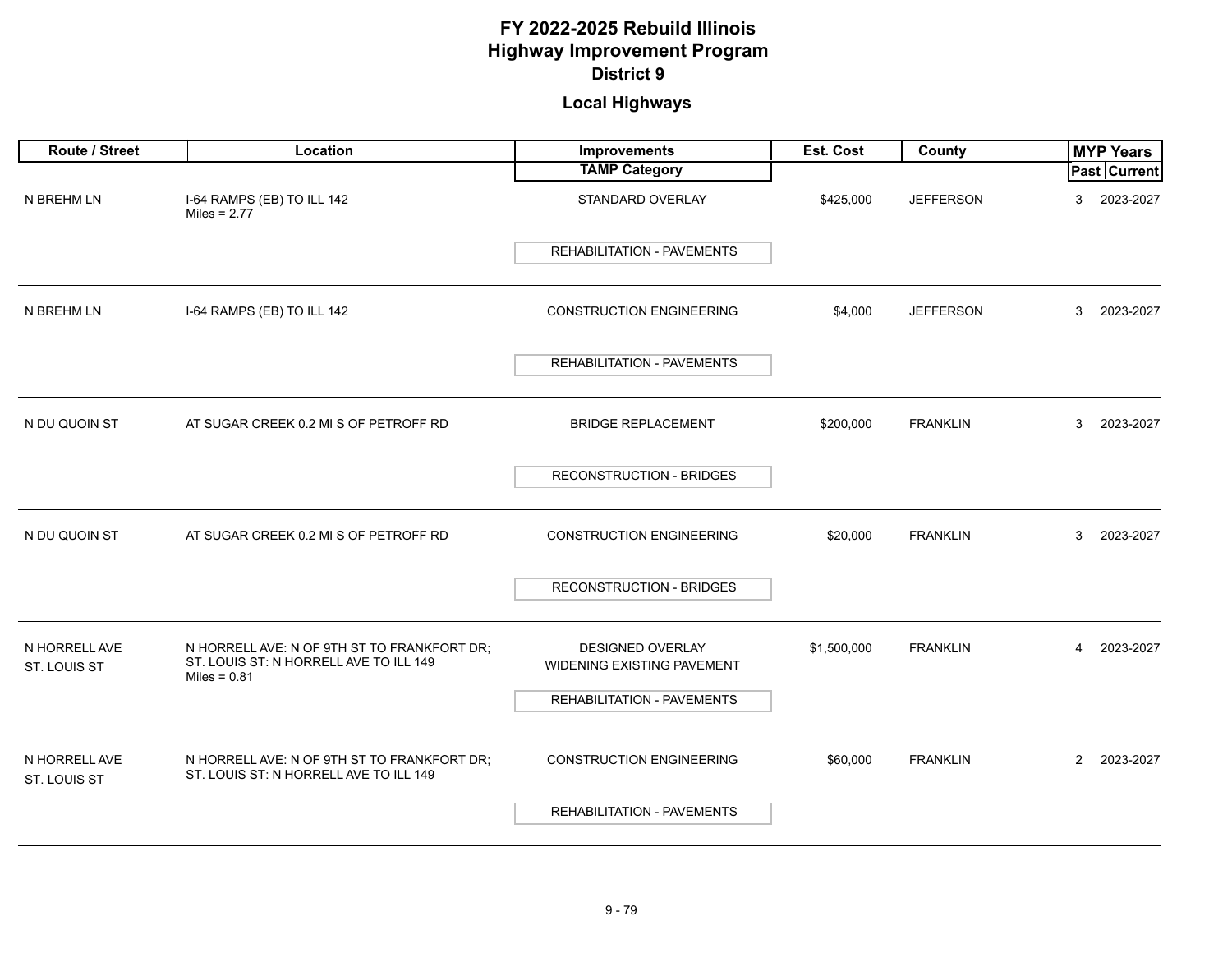# FY 2022-2025 Rebuild Illinois
# Highway Improvement Program
## District 9

### Local Highways

| Route / Street | Location | Improvements / TAMP Category | Est. Cost | County | MYP Years Past | MYP Years Current |
|---|---|---|---|---|---|---|
| N BREHM LN | I-64 RAMPS (EB) TO ILL 142<br>Miles = 2.77 | STANDARD OVERLAY<br>REHABILITATION - PAVEMENTS | $425,000 | JEFFERSON | 3 | 2023-2027 |
| N BREHM LN | I-64 RAMPS (EB) TO ILL 142 | CONSTRUCTION ENGINEERING<br>REHABILITATION - PAVEMENTS | $4,000 | JEFFERSON | 3 | 2023-2027 |
| N DU QUOIN ST | AT SUGAR CREEK 0.2 MI S OF PETROFF RD | BRIDGE REPLACEMENT<br>RECONSTRUCTION - BRIDGES | $200,000 | FRANKLIN | 3 | 2023-2027 |
| N DU QUOIN ST | AT SUGAR CREEK 0.2 MI S OF PETROFF RD | CONSTRUCTION ENGINEERING<br>RECONSTRUCTION - BRIDGES | $20,000 | FRANKLIN | 3 | 2023-2027 |
| N HORRELL AVE<br>ST. LOUIS ST | N HORRELL AVE: N OF 9TH ST TO FRANKFORT DR;<br>ST. LOUIS ST: N HORRELL AVE TO ILL 149<br>Miles = 0.81 | DESIGNED OVERLAY<br>WIDENING EXISTING PAVEMENT<br>REHABILITATION - PAVEMENTS | $1,500,000 | FRANKLIN | 4 | 2023-2027 |
| N HORRELL AVE<br>ST. LOUIS ST | N HORRELL AVE: N OF 9TH ST TO FRANKFORT DR;<br>ST. LOUIS ST: N HORRELL AVE TO ILL 149 | CONSTRUCTION ENGINEERING<br>REHABILITATION - PAVEMENTS | $60,000 | FRANKLIN | 2 | 2023-2027 |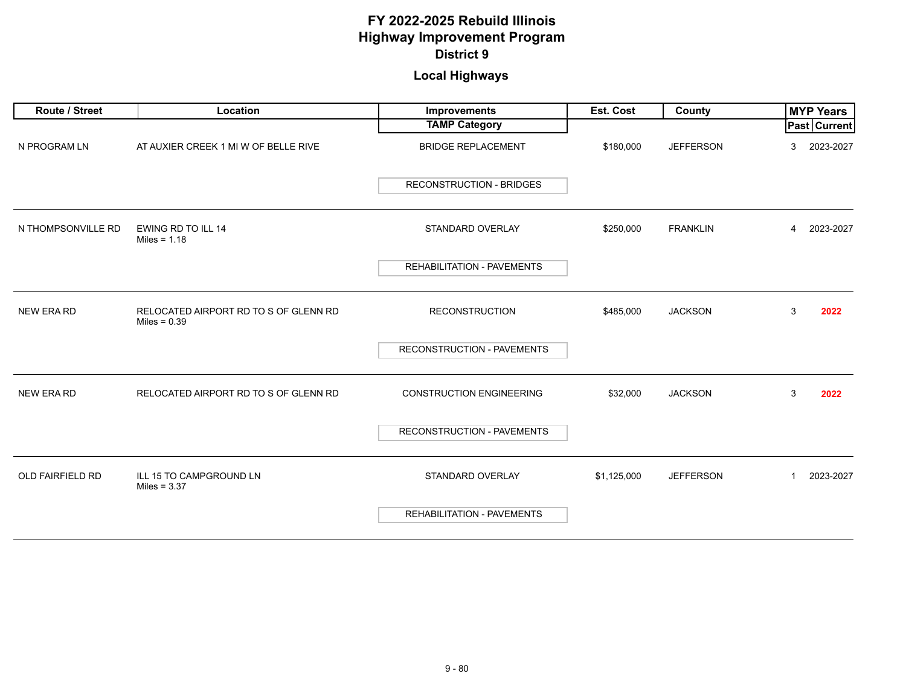# FY 2022-2025 Rebuild Illinois
# Highway Improvement Program
## District 9

### Local Highways

| Route / Street | Location | Improvements / TAMP Category | Est. Cost | County | MYP Years Past | MYP Years Current |
|---|---|---|---|---|---|---|
| N PROGRAM LN | AT AUXIER CREEK 1 MI W OF BELLE RIVE | BRIDGE REPLACEMENT<br>RECONSTRUCTION - BRIDGES | $180,000 | JEFFERSON | 3 | 2023-2027 |
| N THOMPSONVILLE RD | EWING RD TO ILL 14<br>Miles = 1.18 | STANDARD OVERLAY<br>REHABILITATION - PAVEMENTS | $250,000 | FRANKLIN | 4 | 2023-2027 |
| NEW ERA RD | RELOCATED AIRPORT RD TO S OF GLENN RD<br>Miles = 0.39 | RECONSTRUCTION<br>RECONSTRUCTION - PAVEMENTS | $485,000 | JACKSON | 3 | **2022** |
| NEW ERA RD | RELOCATED AIRPORT RD TO S OF GLENN RD | CONSTRUCTION ENGINEERING<br>RECONSTRUCTION - PAVEMENTS | $32,000 | JACKSON | 3 | **2022** |
| OLD FAIRFIELD RD | ILL 15 TO CAMPGROUND LN<br>Miles = 3.37 | STANDARD OVERLAY<br>REHABILITATION - PAVEMENTS | $1,125,000 | JEFFERSON | 1 | 2023-2027 |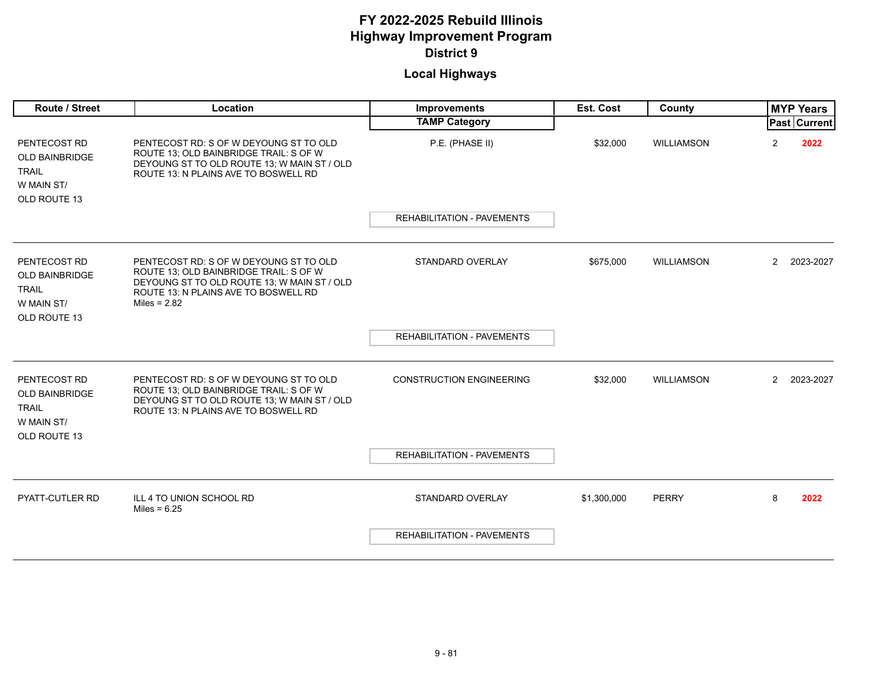# FY 2022-2025 Rebuild Illinois
# Highway Improvement Program
## District 9

## Local Highways

| Route / Street | Location | Improvements / TAMP Category | Est. Cost | County | MYP Years Past | MYP Years Current |
|---|---|---|---|---|---|---|
| PENTECOST RD OLD BAINBRIDGE TRAIL W MAIN ST/ OLD ROUTE 13 | PENTECOST RD: S OF W DEYOUNG ST TO OLD ROUTE 13; OLD BAINBRIDGE TRAIL: S OF W DEYOUNG ST TO OLD ROUTE 13; W MAIN ST / OLD ROUTE 13: N PLAINS AVE TO BOSWELL RD | P.E. (PHASE II) / REHABILITATION - PAVEMENTS | $32,000 | WILLIAMSON | 2 | **2022** |
| PENTECOST RD OLD BAINBRIDGE TRAIL W MAIN ST/ OLD ROUTE 13 | PENTECOST RD: S OF W DEYOUNG ST TO OLD ROUTE 13; OLD BAINBRIDGE TRAIL: S OF W DEYOUNG ST TO OLD ROUTE 13; W MAIN ST / OLD ROUTE 13: N PLAINS AVE TO BOSWELL RD Miles = 2.82 | STANDARD OVERLAY / REHABILITATION - PAVEMENTS | $675,000 | WILLIAMSON | 2 | 2023-2027 |
| PENTECOST RD OLD BAINBRIDGE TRAIL W MAIN ST/ OLD ROUTE 13 | PENTECOST RD: S OF W DEYOUNG ST TO OLD ROUTE 13; OLD BAINBRIDGE TRAIL: S OF W DEYOUNG ST TO OLD ROUTE 13; W MAIN ST / OLD ROUTE 13: N PLAINS AVE TO BOSWELL RD | CONSTRUCTION ENGINEERING / REHABILITATION - PAVEMENTS | $32,000 | WILLIAMSON | 2 | 2023-2027 |
| PYATT-CUTLER RD | ILL 4 TO UNION SCHOOL RD Miles = 6.25 | STANDARD OVERLAY / REHABILITATION - PAVEMENTS | $1,300,000 | PERRY | 8 | **2022** |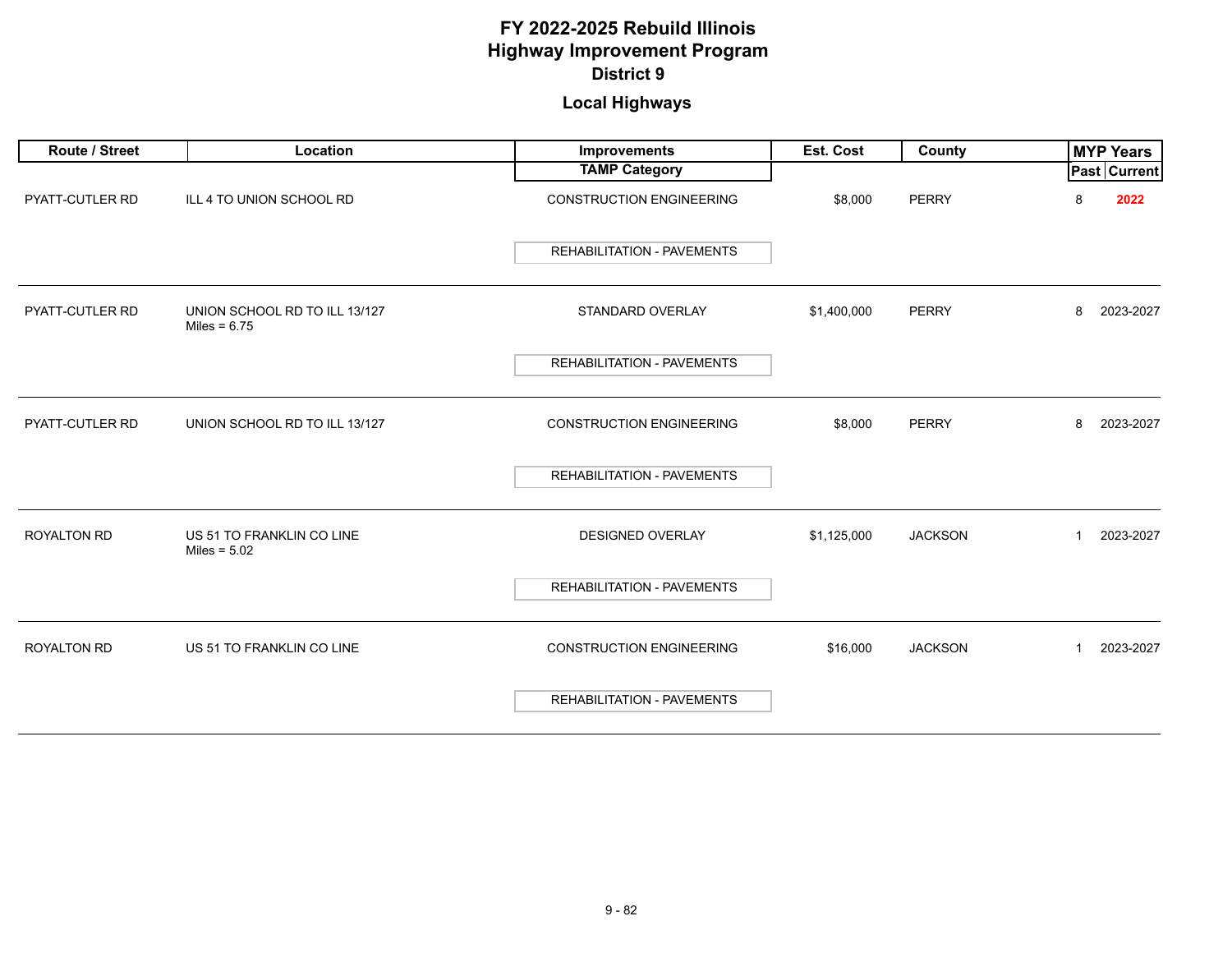# FY 2022-2025 Rebuild Illinois
# Highway Improvement Program
## District 9

### Local Highways

| Route / Street | Location | Improvements / TAMP Category | Est. Cost | County | MYP Years Past | MYP Years Current |
|---|---|---|---|---|---|---|
| PYATT-CUTLER RD | ILL 4 TO UNION SCHOOL RD | CONSTRUCTION ENGINEERING / REHABILITATION - PAVEMENTS | $8,000 | PERRY | 8 | **2022** |
| PYATT-CUTLER RD | UNION SCHOOL RD TO ILL 13/127 Miles = 6.75 | STANDARD OVERLAY / REHABILITATION - PAVEMENTS | $1,400,000 | PERRY | 8 | 2023-2027 |
| PYATT-CUTLER RD | UNION SCHOOL RD TO ILL 13/127 | CONSTRUCTION ENGINEERING / REHABILITATION - PAVEMENTS | $8,000 | PERRY | 8 | 2023-2027 |
| ROYALTON RD | US 51 TO FRANKLIN CO LINE Miles = 5.02 | DESIGNED OVERLAY / REHABILITATION - PAVEMENTS | $1,125,000 | JACKSON | 1 | 2023-2027 |
| ROYALTON RD | US 51 TO FRANKLIN CO LINE | CONSTRUCTION ENGINEERING / REHABILITATION - PAVEMENTS | $16,000 | JACKSON | 1 | 2023-2027 |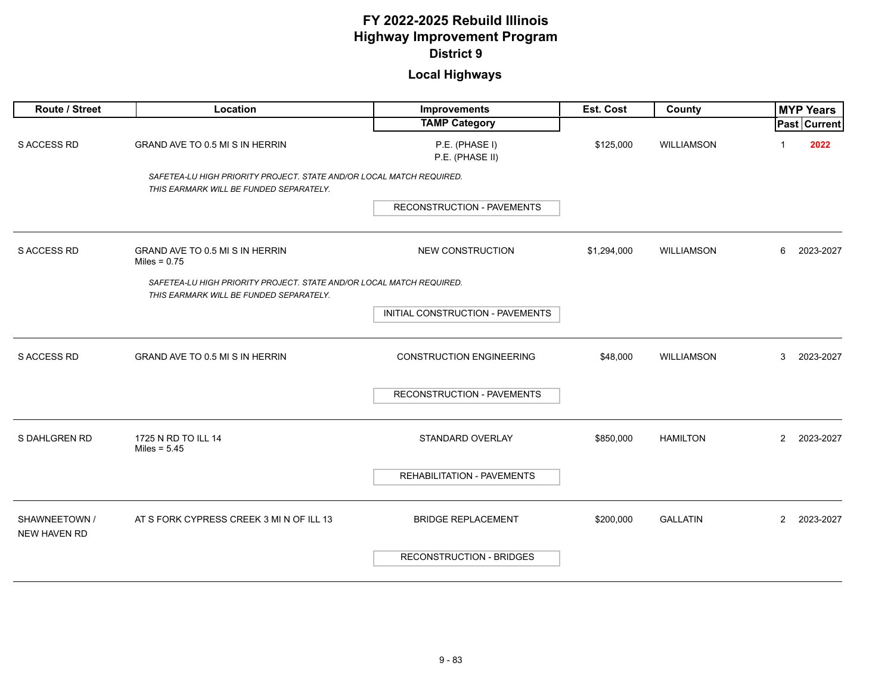# FY 2022-2025 Rebuild Illinois
# Highway Improvement Program
## District 9

### Local Highways

| Route / Street | Location | Improvements / TAMP Category | Est. Cost | County | MYP Years Past | MYP Years Current |
|---|---|---|---|---|---|---|
| S ACCESS RD | GRAND AVE TO 0.5 MI S IN HERRIN | P.E. (PHASE I)<br>P.E. (PHASE II) | $125,000 | WILLIAMSON | 1 | **2022** |
| | *SAFETEA-LU HIGH PRIORITY PROJECT. STATE AND/OR LOCAL MATCH REQUIRED. THIS EARMARK WILL BE FUNDED SEPARATELY.* | RECONSTRUCTION - PAVEMENTS | | | | |
| S ACCESS RD | GRAND AVE TO 0.5 MI S IN HERRIN<br>Miles = 0.75 | NEW CONSTRUCTION | $1,294,000 | WILLIAMSON | 6 | 2023-2027 |
| | *SAFETEA-LU HIGH PRIORITY PROJECT. STATE AND/OR LOCAL MATCH REQUIRED. THIS EARMARK WILL BE FUNDED SEPARATELY.* | INITIAL CONSTRUCTION - PAVEMENTS | | | | |
| S ACCESS RD | GRAND AVE TO 0.5 MI S IN HERRIN | CONSTRUCTION ENGINEERING | $48,000 | WILLIAMSON | 3 | 2023-2027 |
| | | RECONSTRUCTION - PAVEMENTS | | | | |
| S DAHLGREN RD | 1725 N RD TO ILL 14<br>Miles = 5.45 | STANDARD OVERLAY | $850,000 | HAMILTON | 2 | 2023-2027 |
| | | REHABILITATION - PAVEMENTS | | | | |
| SHAWNEETOWN / NEW HAVEN RD | AT S FORK CYPRESS CREEK 3 MI N OF ILL 13 | BRIDGE REPLACEMENT | $200,000 | GALLATIN | 2 | 2023-2027 |
| | | RECONSTRUCTION - BRIDGES | | | | |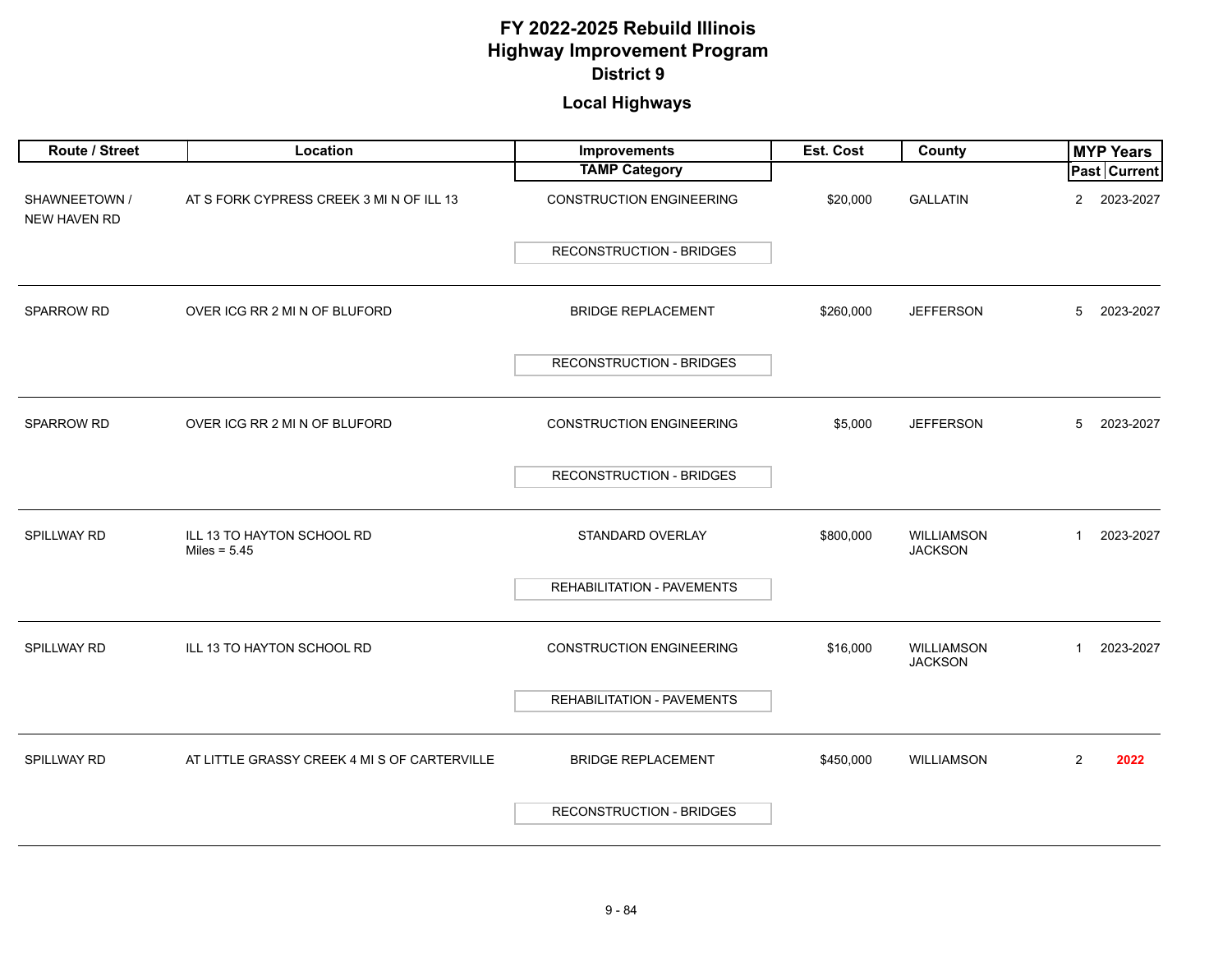# FY 2022-2025 Rebuild Illinois
# Highway Improvement Program
## District 9

### Local Highways

| Route / Street | Location | Improvements / TAMP Category | Est. Cost | County | MYP Years Past | MYP Years Current |
|---|---|---|---|---|---|---|
| SHAWNEETOWN / NEW HAVEN RD | AT S FORK CYPRESS CREEK 3 MI N OF ILL 13 | CONSTRUCTION ENGINEERING<br>RECONSTRUCTION - BRIDGES | $20,000 | GALLATIN | 2 | 2023-2027 |
| SPARROW RD | OVER ICG RR 2 MI N OF BLUFORD | BRIDGE REPLACEMENT<br>RECONSTRUCTION - BRIDGES | $260,000 | JEFFERSON | 5 | 2023-2027 |
| SPARROW RD | OVER ICG RR 2 MI N OF BLUFORD | CONSTRUCTION ENGINEERING<br>RECONSTRUCTION - BRIDGES | $5,000 | JEFFERSON | 5 | 2023-2027 |
| SPILLWAY RD | ILL 13 TO HAYTON SCHOOL RD<br>Miles = 5.45 | STANDARD OVERLAY<br>REHABILITATION - PAVEMENTS | $800,000 | WILLIAMSON<br>JACKSON | 1 | 2023-2027 |
| SPILLWAY RD | ILL 13 TO HAYTON SCHOOL RD | CONSTRUCTION ENGINEERING<br>REHABILITATION - PAVEMENTS | $16,000 | WILLIAMSON<br>JACKSON | 1 | 2023-2027 |
| SPILLWAY RD | AT LITTLE GRASSY CREEK 4 MI S OF CARTERVILLE | BRIDGE REPLACEMENT<br>RECONSTRUCTION - BRIDGES | $450,000 | WILLIAMSON | 2 | **2022** |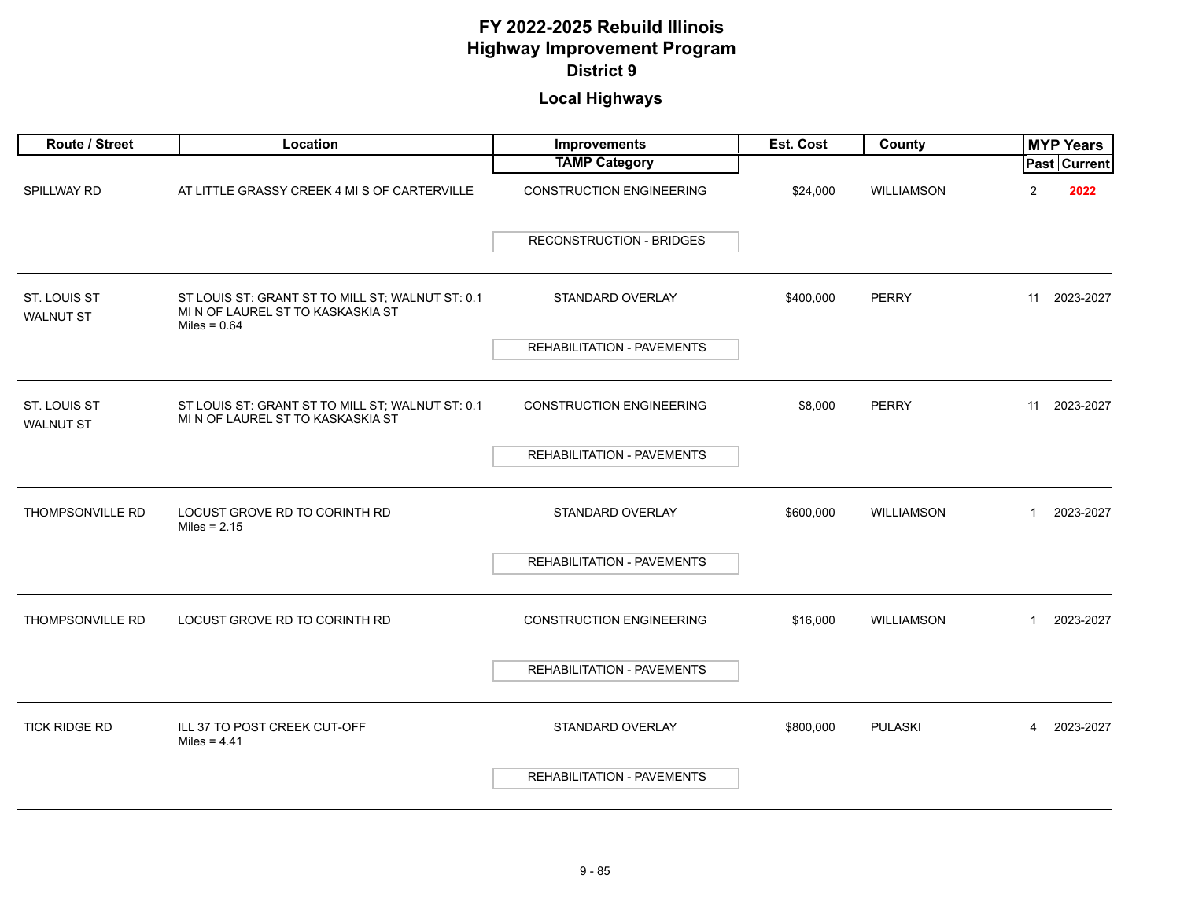# FY 2022-2025 Rebuild Illinois
# Highway Improvement Program
## District 9

### Local Highways

| Route / Street | Location | Improvements / TAMP Category | Est. Cost | County | MYP Years Past | MYP Years Current |
|---|---|---|---|---|---|---|
| SPILLWAY RD | AT LITTLE GRASSY CREEK 4 MI S OF CARTERVILLE | CONSTRUCTION ENGINEERING / RECONSTRUCTION - BRIDGES | $24,000 | WILLIAMSON | 2 | **2022** |
| ST. LOUIS ST WALNUT ST | ST LOUIS ST: GRANT ST TO MILL ST; WALNUT ST: 0.1 MI N OF LAUREL ST TO KASKASKIA ST Miles = 0.64 | STANDARD OVERLAY / REHABILITATION - PAVEMENTS | $400,000 | PERRY | 11 | 2023-2027 |
| ST. LOUIS ST WALNUT ST | ST LOUIS ST: GRANT ST TO MILL ST; WALNUT ST: 0.1 MI N OF LAUREL ST TO KASKASKIA ST | CONSTRUCTION ENGINEERING / REHABILITATION - PAVEMENTS | $8,000 | PERRY | 11 | 2023-2027 |
| THOMPSONVILLE RD | LOCUST GROVE RD TO CORINTH RD Miles = 2.15 | STANDARD OVERLAY / REHABILITATION - PAVEMENTS | $600,000 | WILLIAMSON | 1 | 2023-2027 |
| THOMPSONVILLE RD | LOCUST GROVE RD TO CORINTH RD | CONSTRUCTION ENGINEERING / REHABILITATION - PAVEMENTS | $16,000 | WILLIAMSON | 1 | 2023-2027 |
| TICK RIDGE RD | ILL 37 TO POST CREEK CUT-OFF Miles = 4.41 | STANDARD OVERLAY / REHABILITATION - PAVEMENTS | $800,000 | PULASKI | 4 | 2023-2027 |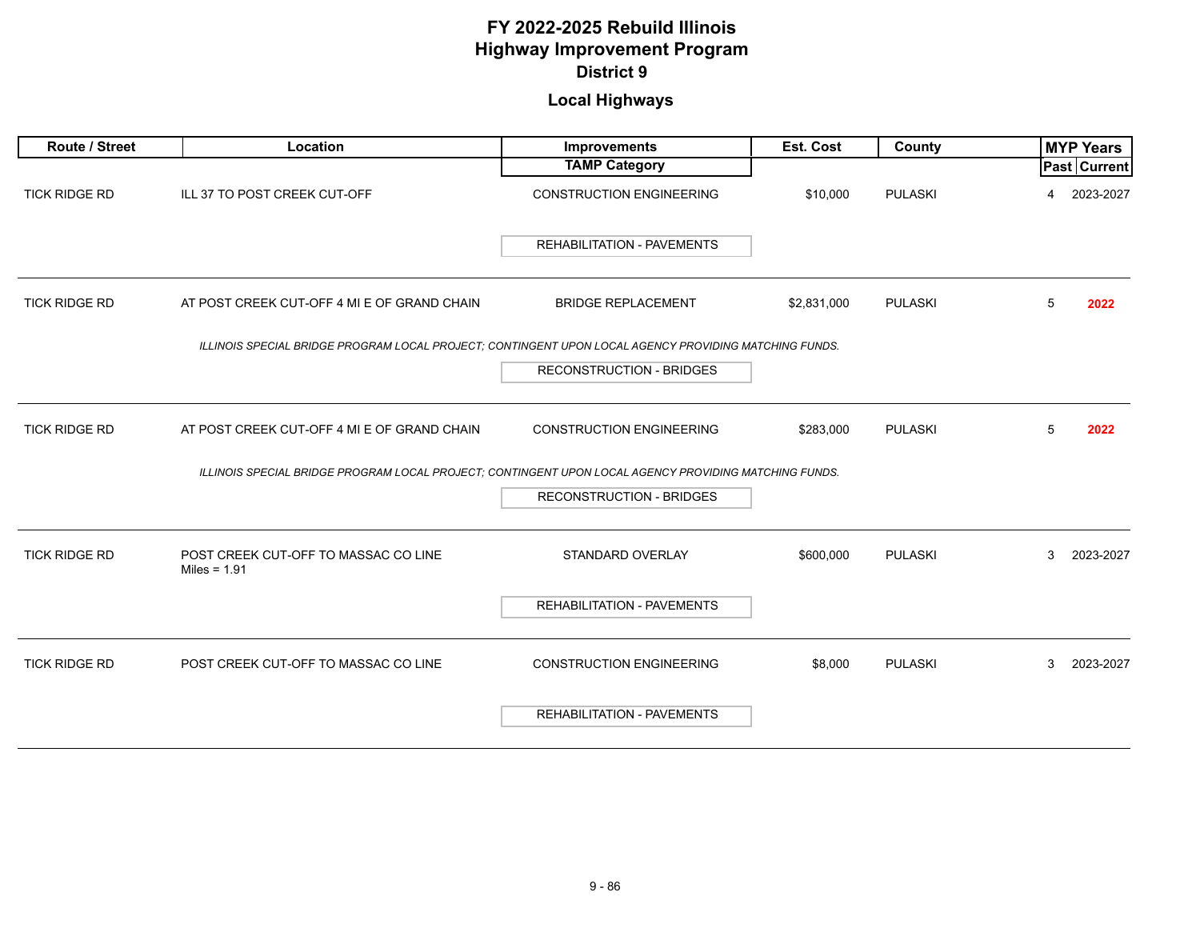# FY 2022-2025 Rebuild Illinois
# Highway Improvement Program
## District 9

### Local Highways

| Route / Street | Location | Improvements / TAMP Category | Est. Cost | County | MYP Years Past | MYP Years Current |
|---|---|---|---|---|---|---|
| TICK RIDGE RD | ILL 37 TO POST CREEK CUT-OFF | CONSTRUCTION ENGINEERING<br>REHABILITATION - PAVEMENTS | $10,000 | PULASKI | 4 | 2023-2027 |
| TICK RIDGE RD | AT POST CREEK CUT-OFF 4 MI E OF GRAND CHAIN<br>*ILLINOIS SPECIAL BRIDGE PROGRAM LOCAL PROJECT; CONTINGENT UPON LOCAL AGENCY PROVIDING MATCHING FUNDS.* | BRIDGE REPLACEMENT<br>RECONSTRUCTION - BRIDGES | $2,831,000 | PULASKI | 5 | **2022** |
| TICK RIDGE RD | AT POST CREEK CUT-OFF 4 MI E OF GRAND CHAIN<br>*ILLINOIS SPECIAL BRIDGE PROGRAM LOCAL PROJECT; CONTINGENT UPON LOCAL AGENCY PROVIDING MATCHING FUNDS.* | CONSTRUCTION ENGINEERING<br>RECONSTRUCTION - BRIDGES | $283,000 | PULASKI | 5 | **2022** |
| TICK RIDGE RD | POST CREEK CUT-OFF TO MASSAC CO LINE<br>Miles = 1.91 | STANDARD OVERLAY<br>REHABILITATION - PAVEMENTS | $600,000 | PULASKI | 3 | 2023-2027 |
| TICK RIDGE RD | POST CREEK CUT-OFF TO MASSAC CO LINE | CONSTRUCTION ENGINEERING<br>REHABILITATION - PAVEMENTS | $8,000 | PULASKI | 3 | 2023-2027 |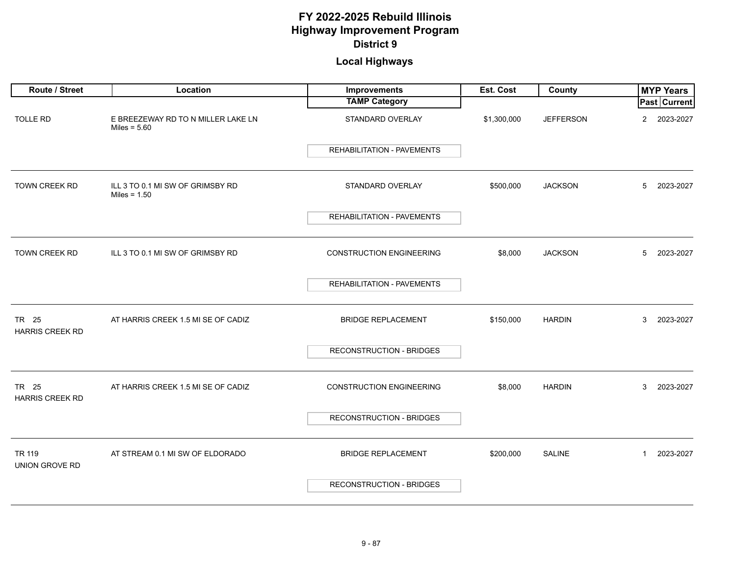# FY 2022-2025 Rebuild Illinois
# Highway Improvement Program
## District 9

### Local Highways

| Route / Street | Location | Improvements / TAMP Category | Est. Cost | County | MYP Years Past | MYP Years Current |
|---|---|---|---|---|---|---|
| TOLLE RD | E BREEZEWAY RD TO N MILLER LAKE LN<br>Miles = 5.60 | STANDARD OVERLAY<br>REHABILITATION - PAVEMENTS | $1,300,000 | JEFFERSON | 2 | 2023-2027 |
| TOWN CREEK RD | ILL 3 TO 0.1 MI SW OF GRIMSBY RD<br>Miles = 1.50 | STANDARD OVERLAY<br>REHABILITATION - PAVEMENTS | $500,000 | JACKSON | 5 | 2023-2027 |
| TOWN CREEK RD | ILL 3 TO 0.1 MI SW OF GRIMSBY RD | CONSTRUCTION ENGINEERING<br>REHABILITATION - PAVEMENTS | $8,000 | JACKSON | 5 | 2023-2027 |
| TR 25<br>HARRIS CREEK RD | AT HARRIS CREEK 1.5 MI SE OF CADIZ | BRIDGE REPLACEMENT<br>RECONSTRUCTION - BRIDGES | $150,000 | HARDIN | 3 | 2023-2027 |
| TR 25<br>HARRIS CREEK RD | AT HARRIS CREEK 1.5 MI SE OF CADIZ | CONSTRUCTION ENGINEERING<br>RECONSTRUCTION - BRIDGES | $8,000 | HARDIN | 3 | 2023-2027 |
| TR 119<br>UNION GROVE RD | AT STREAM 0.1 MI SW OF ELDORADO | BRIDGE REPLACEMENT<br>RECONSTRUCTION - BRIDGES | $200,000 | SALINE | 1 | 2023-2027 |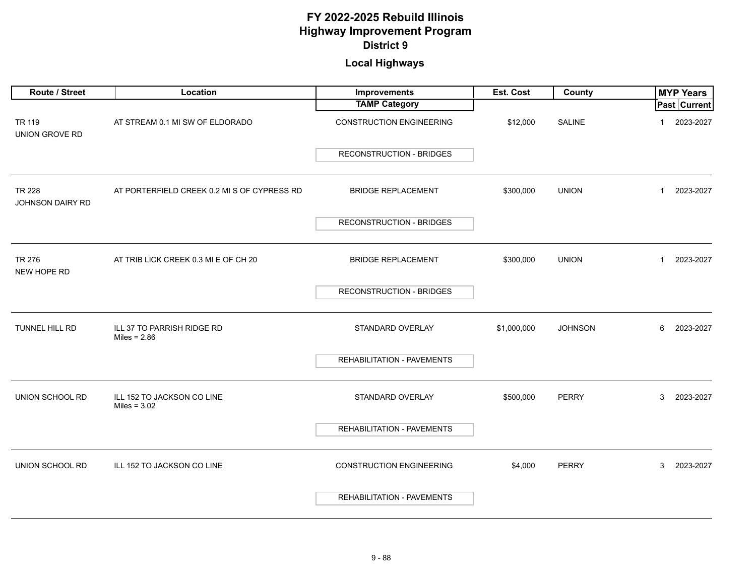# FY 2022-2025 Rebuild Illinois
# Highway Improvement Program
## District 9

### Local Highways

| Route / Street | Location | Improvements / TAMP Category | Est. Cost | County | MYP Years Past | MYP Years Current |
|---|---|---|---|---|---|---|
| TR 119<br>UNION GROVE RD | AT STREAM 0.1 MI SW OF ELDORADO | CONSTRUCTION ENGINEERING<br>RECONSTRUCTION - BRIDGES | $12,000 | SALINE | 1 | 2023-2027 |
| TR 228<br>JOHNSON DAIRY RD | AT PORTERFIELD CREEK 0.2 MI S OF CYPRESS RD | BRIDGE REPLACEMENT<br>RECONSTRUCTION - BRIDGES | $300,000 | UNION | 1 | 2023-2027 |
| TR 276<br>NEW HOPE RD | AT TRIB LICK CREEK 0.3 MI E OF CH 20 | BRIDGE REPLACEMENT<br>RECONSTRUCTION - BRIDGES | $300,000 | UNION | 1 | 2023-2027 |
| TUNNEL HILL RD | ILL 37 TO PARRISH RIDGE RD<br>Miles = 2.86 | STANDARD OVERLAY<br>REHABILITATION - PAVEMENTS | $1,000,000 | JOHNSON | 6 | 2023-2027 |
| UNION SCHOOL RD | ILL 152 TO JACKSON CO LINE<br>Miles = 3.02 | STANDARD OVERLAY<br>REHABILITATION - PAVEMENTS | $500,000 | PERRY | 3 | 2023-2027 |
| UNION SCHOOL RD | ILL 152 TO JACKSON CO LINE | CONSTRUCTION ENGINEERING<br>REHABILITATION - PAVEMENTS | $4,000 | PERRY | 3 | 2023-2027 |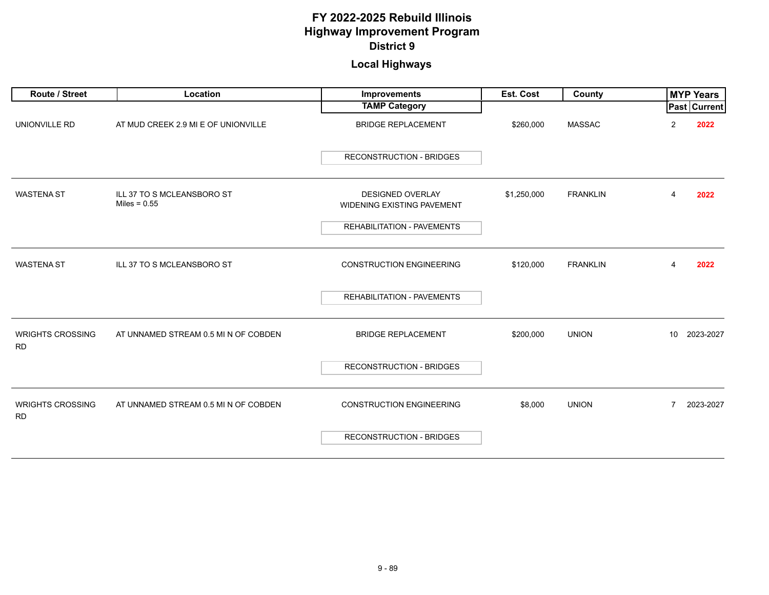# FY 2022-2025 Rebuild Illinois
# Highway Improvement Program
## District 9
## Local Highways

| Route / Street | Location | Improvements / TAMP Category | Est. Cost | County | MYP Years Past | MYP Years Current |
|---|---|---|---|---|---|---|
| UNIONVILLE RD | AT MUD CREEK 2.9 MI E OF UNIONVILLE | BRIDGE REPLACEMENT<br>RECONSTRUCTION - BRIDGES | $260,000 | MASSAC | 2 | **2022** |
| WASTENA ST | ILL 37 TO S MCLEANSBORO ST<br>Miles = 0.55 | DESIGNED OVERLAY<br>WIDENING EXISTING PAVEMENT<br>REHABILITATION - PAVEMENTS | $1,250,000 | FRANKLIN | 4 | **2022** |
| WASTENA ST | ILL 37 TO S MCLEANSBORO ST | CONSTRUCTION ENGINEERING<br>REHABILITATION - PAVEMENTS | $120,000 | FRANKLIN | 4 | **2022** |
| WRIGHTS CROSSING RD | AT UNNAMED STREAM 0.5 MI N OF COBDEN | BRIDGE REPLACEMENT<br>RECONSTRUCTION - BRIDGES | $200,000 | UNION | 10 | 2023-2027 |
| WRIGHTS CROSSING RD | AT UNNAMED STREAM 0.5 MI N OF COBDEN | CONSTRUCTION ENGINEERING<br>RECONSTRUCTION - BRIDGES | $8,000 | UNION | 7 | 2023-2027 |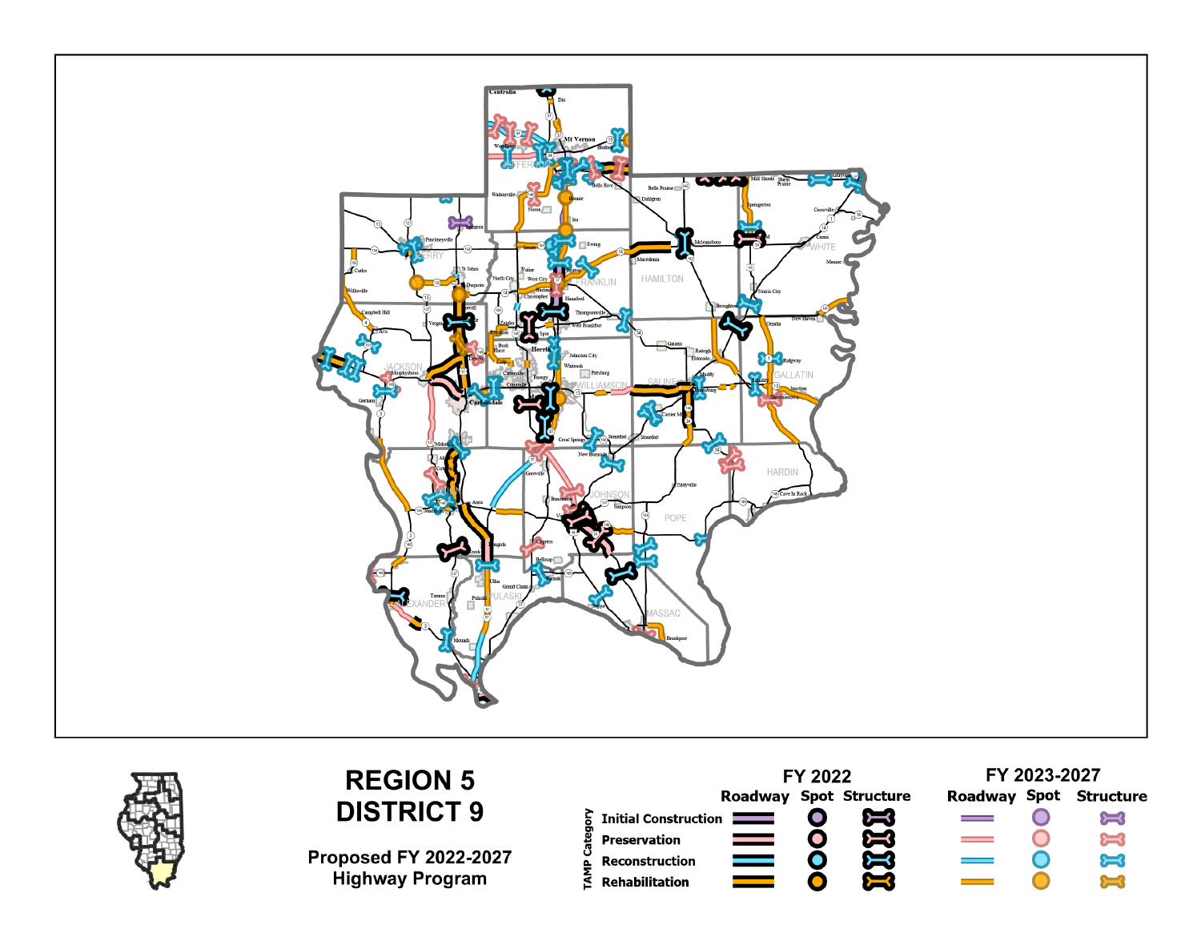# REGION 5
# DISTRICT 9

Proposed FY 2022-2027
Highway Program

FY 2022

Roadway Spot Structure

FY 2023-2027

Roadway Spot Structure

TAMP Category

Initial Construction

Preservation

Reconstruction

Rehabilitation